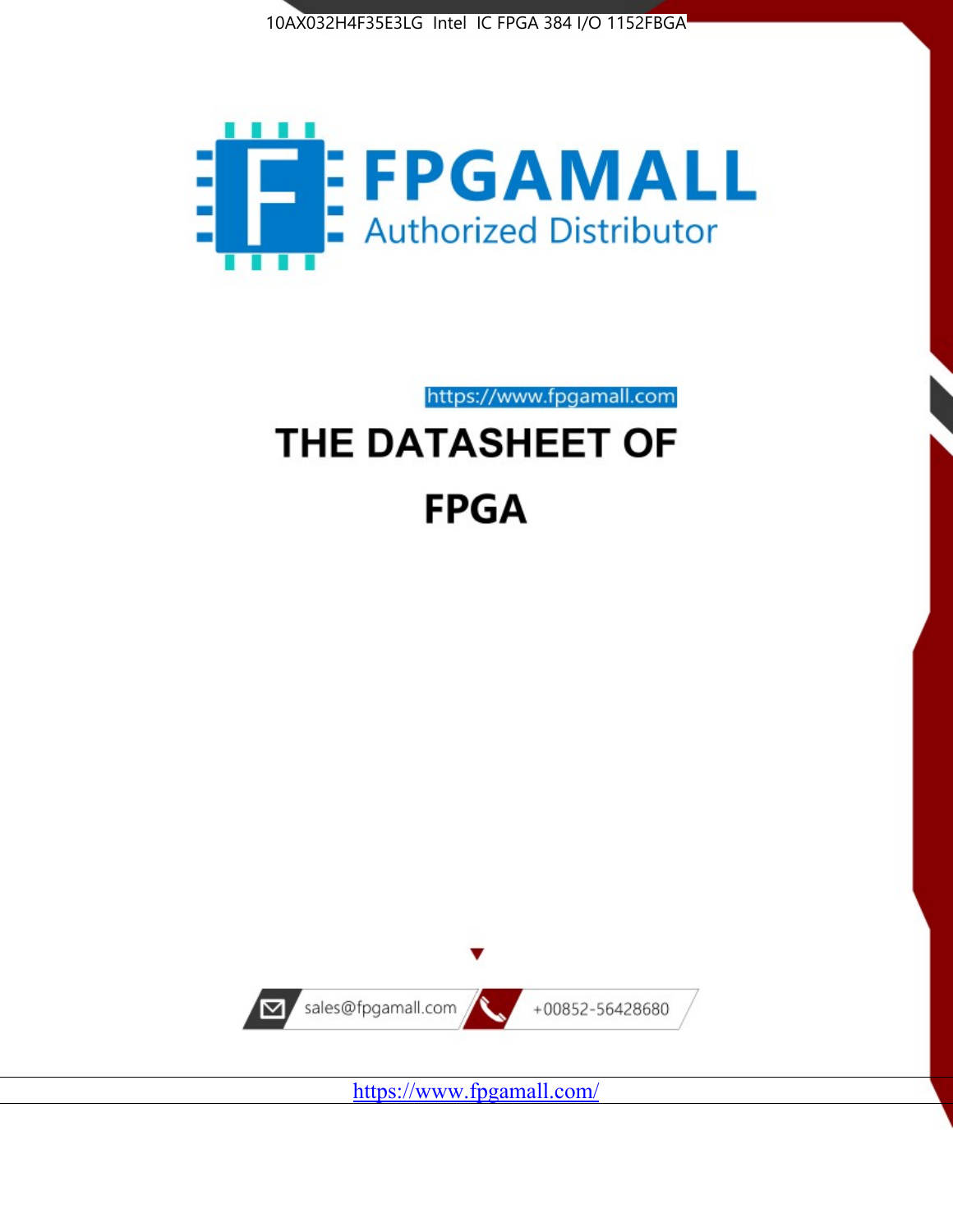10AX032H4F35E3LG Intel IC FPGA 384 I/O 1152FBGA

# FPGAMALL

Authorized Distributor

https://www.fpgamall.com

# THE DATASHEET OF

# FPGA

sales@fpgamall.com

+00852-56428680

https://www.fpgamall.com/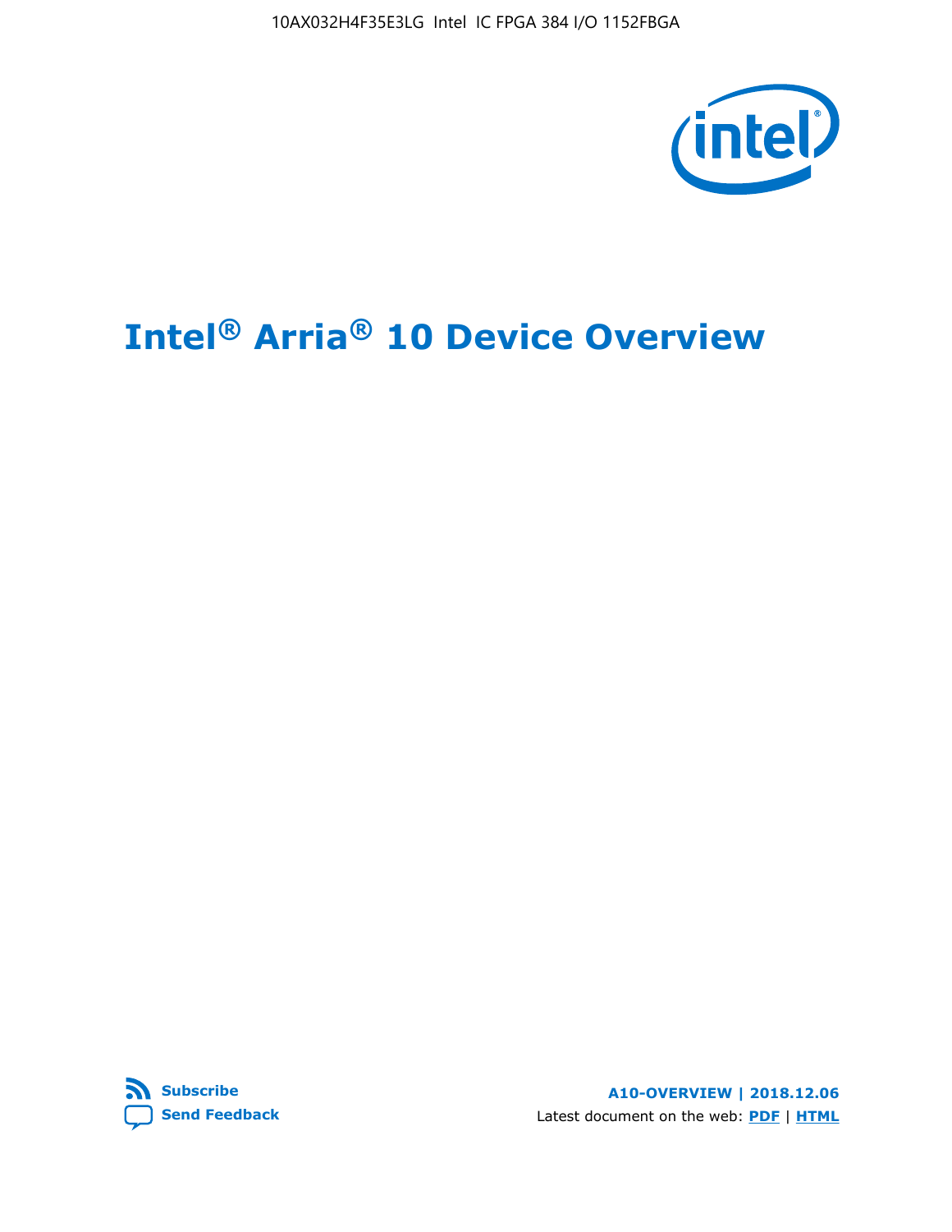10AX032H4F35E3LG Intel IC FPGA 384 I/O 1152FBGA

# Intel® Arria® 10 Device Overview

Subscribe

Send Feedback

**A10-OVERVIEW | 2018.12.06**

Latest document on the web: **PDF** | **HTML**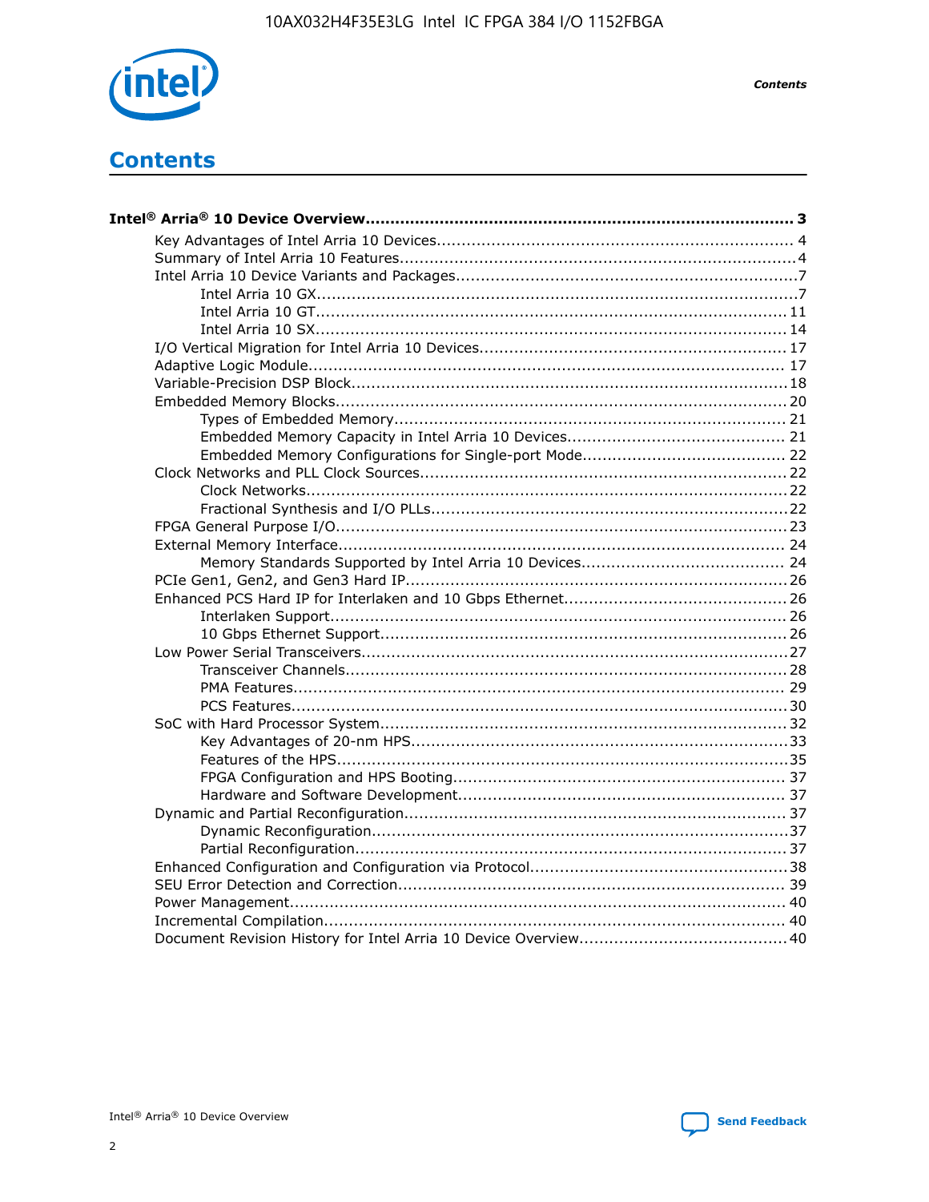# Contents

**Intel® Arria® 10 Device Overview....................................................................................... 3**

- Key Advantages of Intel Arria 10 Devices........................................................................ 4
- Summary of Intel Arria 10 Features................................................................................4
- Intel Arria 10 Device Variants and Packages.....................................................................7
    - Intel Arria 10 GX.................................................................................................7
    - Intel Arria 10 GT............................................................................................... 11
    - Intel Arria 10 SX............................................................................................... 14
- I/O Vertical Migration for Intel Arria 10 Devices.............................................................. 17
- Adaptive Logic Module................................................................................................ 17
- Variable-Precision DSP Block........................................................................................18
- Embedded Memory Blocks...........................................................................................20
    - Types of Embedded Memory............................................................................... 21
    - Embedded Memory Capacity in Intel Arria 10 Devices............................................ 21
    - Embedded Memory Configurations for Single-port Mode......................................... 22
- Clock Networks and PLL Clock Sources.........................................................................22
    - Clock Networks.................................................................................................22
    - Fractional Synthesis and I/O PLLs........................................................................22
- FPGA General Purpose I/O..........................................................................................23
- External Memory Interface.......................................................................................... 24
    - Memory Standards Supported by Intel Arria 10 Devices......................................... 24
- PCIe Gen1, Gen2, and Gen3 Hard IP.............................................................................26
- Enhanced PCS Hard IP for Interlaken and 10 Gbps Ethernet.............................................26
    - Interlaken Support............................................................................................ 26
    - 10 Gbps Ethernet Support.................................................................................. 26
- Low Power Serial Transceivers.....................................................................................27
    - Transceiver Channels.........................................................................................28
    - PMA Features................................................................................................... 29
    - PCS Features....................................................................................................30
- SoC with Hard Processor System..................................................................................32
    - Key Advantages of 20-nm HPS............................................................................33
    - Features of the HPS...........................................................................................35
    - FPGA Configuration and HPS Booting.................................................................... 37
    - Hardware and Software Development.................................................................. 37
- Dynamic and Partial Reconfiguration............................................................................. 37
    - Dynamic Reconfiguration....................................................................................37
    - Partial Reconfiguration.......................................................................................37
- Enhanced Configuration and Configuration via Protocol....................................................38
- SEU Error Detection and Correction.............................................................................. 39
- Power Management.................................................................................................... 40
- Incremental Compilation............................................................................................. 40
- Document Revision History for Intel Arria 10 Device Overview..........................................40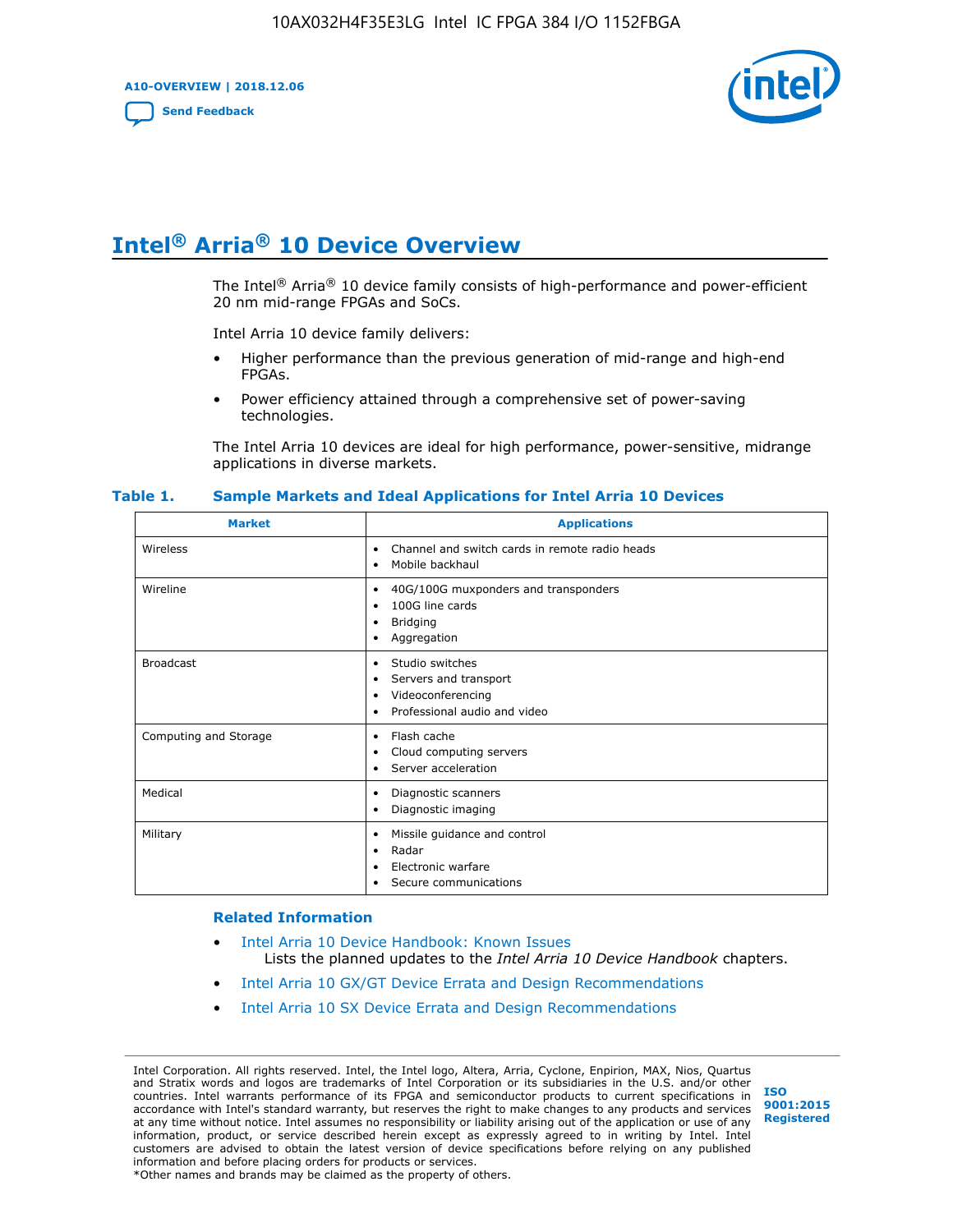# Intel® Arria® 10 Device Overview

The Intel® Arria® 10 device family consists of high-performance and power-efficient 20 nm mid-range FPGAs and SoCs.

Intel Arria 10 device family delivers:

- Higher performance than the previous generation of mid-range and high-end FPGAs.
- Power efficiency attained through a comprehensive set of power-saving technologies.

The Intel Arria 10 devices are ideal for high performance, power-sensitive, midrange applications in diverse markets.

**Table 1. Sample Markets and Ideal Applications for Intel Arria 10 Devices**

| Market | Applications |
| --- | --- |
| Wireless | • Channel and switch cards in remote radio heads<br>• Mobile backhaul |
| Wireline | • 40G/100G muxponders and transponders<br>• 100G line cards<br>• Bridging<br>• Aggregation |
| Broadcast | • Studio switches<br>• Servers and transport<br>• Videoconferencing<br>• Professional audio and video |
| Computing and Storage | • Flash cache<br>• Cloud computing servers<br>• Server acceleration |
| Medical | • Diagnostic scanners<br>• Diagnostic imaging |
| Military | • Missile guidance and control<br>• Radar<br>• Electronic warfare<br>• Secure communications |

## Related Information

- Intel Arria 10 Device Handbook: Known Issues
  Lists the planned updates to the *Intel Arria 10 Device Handbook* chapters.
- Intel Arria 10 GX/GT Device Errata and Design Recommendations
- Intel Arria 10 SX Device Errata and Design Recommendations

Intel Corporation. All rights reserved. Intel, the Intel logo, Altera, Arria, Cyclone, Enpirion, MAX, Nios, Quartus and Stratix words and logos are trademarks of Intel Corporation or its subsidiaries in the U.S. and/or other countries. Intel warrants performance of its FPGA and semiconductor products to current specifications in accordance with Intel's standard warranty, but reserves the right to make changes to any products and services at any time without notice. Intel assumes no responsibility or liability arising out of the application or use of any information, product, or service described herein except as expressly agreed to in writing by Intel. Intel customers are advised to obtain the latest version of device specifications before relying on any published information and before placing orders for products or services.
*Other names and brands may be claimed as the property of others.

ISO 9001:2015 Registered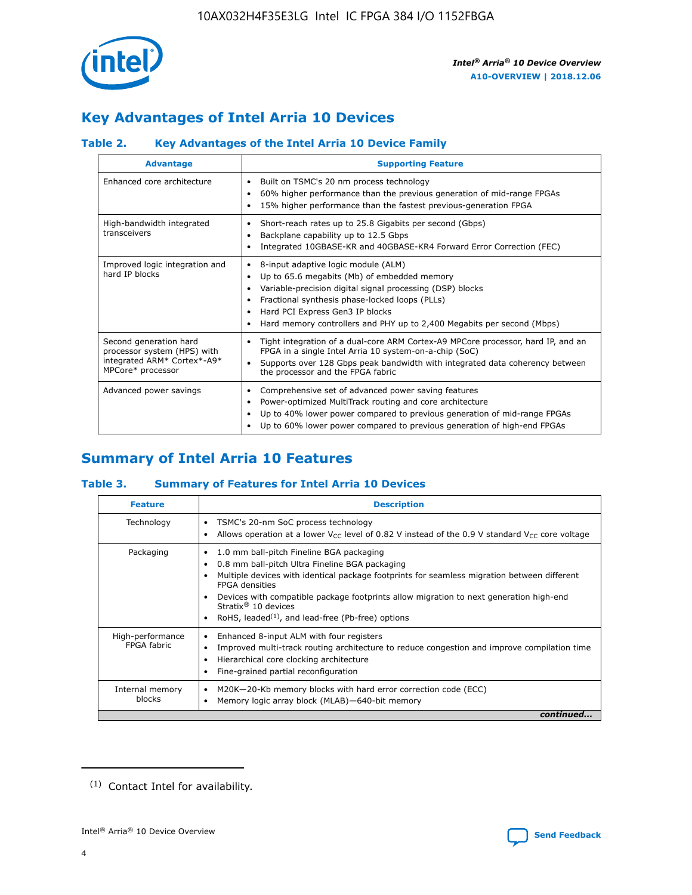## Key Advantages of Intel Arria 10 Devices

### Table 2. Key Advantages of the Intel Arria 10 Device Family

| Advantage | Supporting Feature |
|---|---|
| Enhanced core architecture | • Built on TSMC's 20 nm process technology<br>• 60% higher performance than the previous generation of mid-range FPGAs<br>• 15% higher performance than the fastest previous-generation FPGA |
| High-bandwidth integrated transceivers | • Short-reach rates up to 25.8 Gigabits per second (Gbps)<br>• Backplane capability up to 12.5 Gbps<br>• Integrated 10GBASE-KR and 40GBASE-KR4 Forward Error Correction (FEC) |
| Improved logic integration and hard IP blocks | • 8-input adaptive logic module (ALM)<br>• Up to 65.6 megabits (Mb) of embedded memory<br>• Variable-precision digital signal processing (DSP) blocks<br>• Fractional synthesis phase-locked loops (PLLs)<br>• Hard PCI Express Gen3 IP blocks<br>• Hard memory controllers and PHY up to 2,400 Megabits per second (Mbps) |
| Second generation hard processor system (HPS) with integrated ARM* Cortex*-A9* MPCore* processor | • Tight integration of a dual-core ARM Cortex-A9 MPCore processor, hard IP, and an FPGA in a single Intel Arria 10 system-on-a-chip (SoC)<br>• Supports over 128 Gbps peak bandwidth with integrated data coherency between the processor and the FPGA fabric |
| Advanced power savings | • Comprehensive set of advanced power saving features<br>• Power-optimized MultiTrack routing and core architecture<br>• Up to 40% lower power compared to previous generation of mid-range FPGAs<br>• Up to 60% lower power compared to previous generation of high-end FPGAs |

## Summary of Intel Arria 10 Features

### Table 3. Summary of Features for Intel Arria 10 Devices

| Feature | Description |
|---|---|
| Technology | • TSMC's 20-nm SoC process technology<br>• Allows operation at a lower $V_{CC}$ level of 0.82 V instead of the 0.9 V standard $V_{CC}$ core voltage |
| Packaging | • 1.0 mm ball-pitch Fineline BGA packaging<br>• 0.8 mm ball-pitch Ultra Fineline BGA packaging<br>• Multiple devices with identical package footprints for seamless migration between different FPGA densities<br>• Devices with compatible package footprints allow migration to next generation high-end Stratix® 10 devices<br>• RoHS, leaded[(1)], and lead-free (Pb-free) options |
| High-performance FPGA fabric | • Enhanced 8-input ALM with four registers<br>• Improved multi-track routing architecture to reduce congestion and improve compilation time<br>• Hierarchical core clocking architecture<br>• Fine-grained partial reconfiguration |
| Internal memory blocks | • M20K—20-Kb memory blocks with hard error correction code (ECC)<br>• Memory logic array block (MLAB)—640-bit memory |

*continued...*

(1) Contact Intel for availability.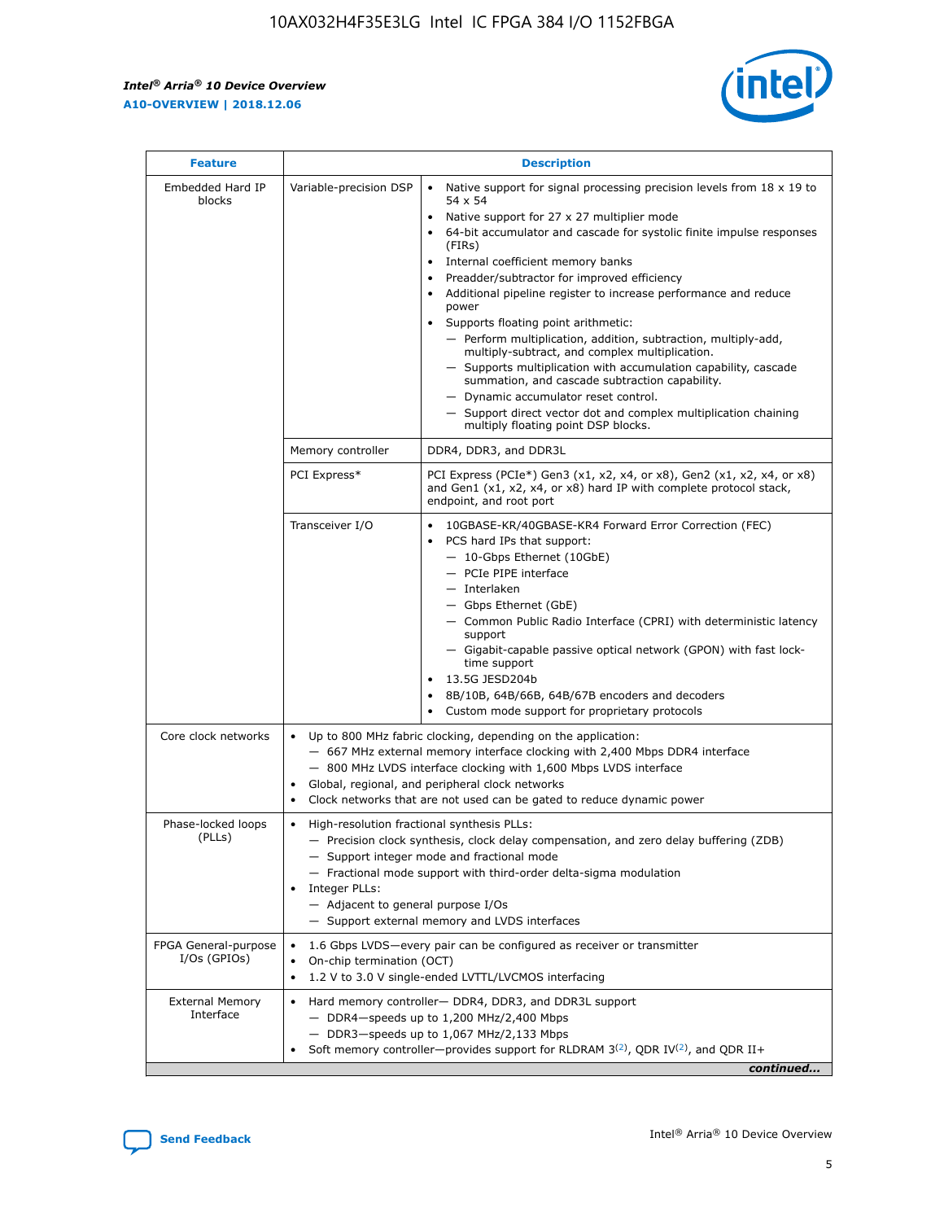| Feature | Description | |
|---|---|---|
| Embedded Hard IP blocks | Variable-precision DSP | • Native support for signal processing precision levels from 18 x 19 to 54 x 54<br>• Native support for 27 x 27 multiplier mode<br>• 64-bit accumulator and cascade for systolic finite impulse responses (FIRs)<br>• Internal coefficient memory banks<br>• Preadder/subtractor for improved efficiency<br>• Additional pipeline register to increase performance and reduce power<br>• Supports floating point arithmetic:<br>— Perform multiplication, addition, subtraction, multiply-add, multiply-subtract, and complex multiplication.<br>— Supports multiplication with accumulation capability, cascade summation, and cascade subtraction capability.<br>— Dynamic accumulator reset control.<br>— Support direct vector dot and complex multiplication chaining multiply floating point DSP blocks. |
| | Memory controller | DDR4, DDR3, and DDR3L |
| | PCI Express* | PCI Express (PCIe*) Gen3 (x1, x2, x4, or x8), Gen2 (x1, x2, x4, or x8) and Gen1 (x1, x2, x4, or x8) hard IP with complete protocol stack, endpoint, and root port |
| | Transceiver I/O | • 10GBASE-KR/40GBASE-KR4 Forward Error Correction (FEC)<br>• PCS hard IPs that support:<br>— 10-Gbps Ethernet (10GbE)<br>— PCIe PIPE interface<br>— Interlaken<br>— Gbps Ethernet (GbE)<br>— Common Public Radio Interface (CPRI) with deterministic latency support<br>— Gigabit-capable passive optical network (GPON) with fast lock-time support<br>• 13.5G JESD204b<br>• 8B/10B, 64B/66B, 64B/67B encoders and decoders<br>• Custom mode support for proprietary protocols |
| Core clock networks | • Up to 800 MHz fabric clocking, depending on the application:<br>— 667 MHz external memory interface clocking with 2,400 Mbps DDR4 interface<br>— 800 MHz LVDS interface clocking with 1,600 Mbps LVDS interface<br>• Global, regional, and peripheral clock networks<br>• Clock networks that are not used can be gated to reduce dynamic power | |
| Phase-locked loops (PLLs) | • High-resolution fractional synthesis PLLs:<br>— Precision clock synthesis, clock delay compensation, and zero delay buffering (ZDB)<br>— Support integer mode and fractional mode<br>— Fractional mode support with third-order delta-sigma modulation<br>• Integer PLLs:<br>— Adjacent to general purpose I/Os<br>— Support external memory and LVDS interfaces | |
| FPGA General-purpose I/Os (GPIOs) | • 1.6 Gbps LVDS—every pair can be configured as receiver or transmitter<br>• On-chip termination (OCT)<br>• 1.2 V to 3.0 V single-ended LVTTL/LVCMOS interfacing | |
| External Memory Interface | • Hard memory controller— DDR4, DDR3, and DDR3L support<br>— DDR4—speeds up to 1,200 MHz/2,400 Mbps<br>— DDR3—speeds up to 1,067 MHz/2,133 Mbps<br>• Soft memory controller—provides support for RLDRAM 3[(2)], QDR IV[(2)], and QDR II+ | |

*continued...*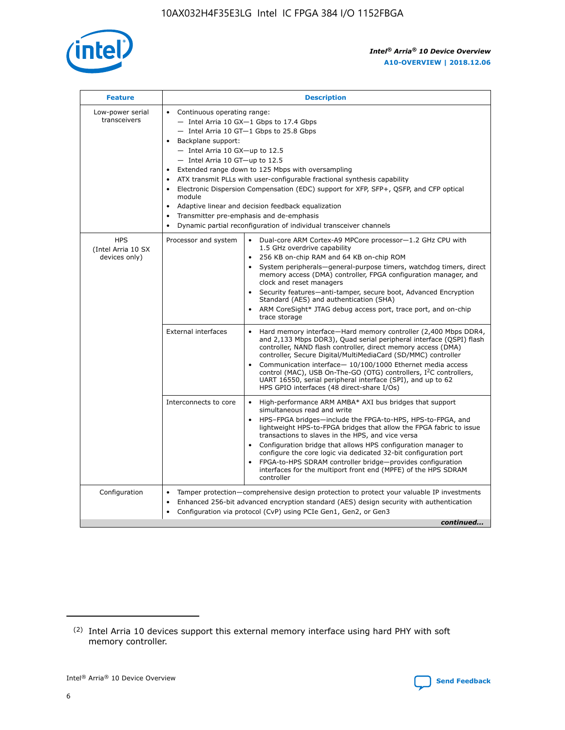| Feature | Description | |
|---|---|---|
| Low-power serial transceivers | • Continuous operating range:<br>— Intel Arria 10 GX—1 Gbps to 17.4 Gbps<br>— Intel Arria 10 GT—1 Gbps to 25.8 Gbps<br>• Backplane support:<br>— Intel Arria 10 GX—up to 12.5<br>— Intel Arria 10 GT—up to 12.5<br>• Extended range down to 125 Mbps with oversampling<br>• ATX transmit PLLs with user-configurable fractional synthesis capability<br>• Electronic Dispersion Compensation (EDC) support for XFP, SFP+, QSFP, and CFP optical module<br>• Adaptive linear and decision feedback equalization<br>• Transmitter pre-emphasis and de-emphasis<br>• Dynamic partial reconfiguration of individual transceiver channels | |
| HPS (Intel Arria 10 SX devices only) | Processor and system | • Dual-core ARM Cortex-A9 MPCore processor—1.2 GHz CPU with 1.5 GHz overdrive capability<br>• 256 KB on-chip RAM and 64 KB on-chip ROM<br>• System peripherals—general-purpose timers, watchdog timers, direct memory access (DMA) controller, FPGA configuration manager, and clock and reset managers<br>• Security features—anti-tamper, secure boot, Advanced Encryption Standard (AES) and authentication (SHA)<br>• ARM CoreSight* JTAG debug access port, trace port, and on-chip trace storage |
| | External interfaces | • Hard memory interface—Hard memory controller (2,400 Mbps DDR4, and 2,133 Mbps DDR3), Quad serial peripheral interface (QSPI) flash controller, NAND flash controller, direct memory access (DMA) controller, Secure Digital/MultiMediaCard (SD/MMC) controller<br>• Communication interface— 10/100/1000 Ethernet media access control (MAC), USB On-The-GO (OTG) controllers, I$^2$C controllers, UART 16550, serial peripheral interface (SPI), and up to 62 HPS GPIO interfaces (48 direct-share I/Os) |
| | Interconnects to core | • High-performance ARM AMBA* AXI bus bridges that support simultaneous read and write<br>• HPS–FPGA bridges—include the FPGA-to-HPS, HPS-to-FPGA, and lightweight HPS-to-FPGA bridges that allow the FPGA fabric to issue transactions to slaves in the HPS, and vice versa<br>• Configuration bridge that allows HPS configuration manager to configure the core logic via dedicated 32-bit configuration port<br>• FPGA-to-HPS SDRAM controller bridge—provides configuration interfaces for the multiport front end (MPFE) of the HPS SDRAM controller |
| Configuration | • Tamper protection—comprehensive design protection to protect your valuable IP investments<br>• Enhanced 256-bit advanced encryption standard (AES) design security with authentication<br>• Configuration via protocol (CvP) using PCIe Gen1, Gen2, or Gen3 | |

*continued...*

(2) Intel Arria 10 devices support this external memory interface using hard PHY with soft memory controller.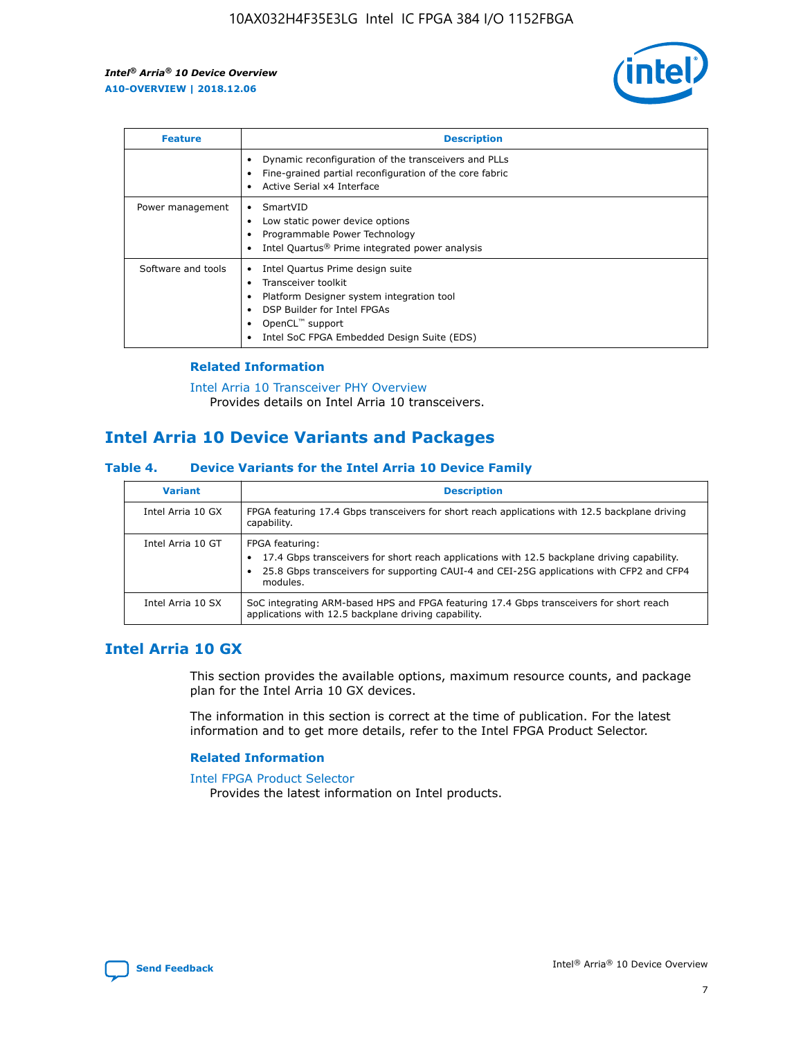| Feature | Description |
| --- | --- |
| | • Dynamic reconfiguration of the transceivers and PLLs<br>• Fine-grained partial reconfiguration of the core fabric<br>• Active Serial x4 Interface |
| Power management | • SmartVID<br>• Low static power device options<br>• Programmable Power Technology<br>• Intel Quartus® Prime integrated power analysis |
| Software and tools | • Intel Quartus Prime design suite<br>• Transceiver toolkit<br>• Platform Designer system integration tool<br>• DSP Builder for Intel FPGAs<br>• OpenCL™ support<br>• Intel SoC FPGA Embedded Design Suite (EDS) |

### Related Information

Intel Arria 10 Transceiver PHY Overview
Provides details on Intel Arria 10 transceivers.

## Intel Arria 10 Device Variants and Packages

### Table 4. Device Variants for the Intel Arria 10 Device Family

| Variant | Description |
| --- | --- |
| Intel Arria 10 GX | FPGA featuring 17.4 Gbps transceivers for short reach applications with 12.5 backplane driving capability. |
| Intel Arria 10 GT | FPGA featuring:<br>• 17.4 Gbps transceivers for short reach applications with 12.5 backplane driving capability.<br>• 25.8 Gbps transceivers for supporting CAUI-4 and CEI-25G applications with CFP2 and CFP4 modules. |
| Intel Arria 10 SX | SoC integrating ARM-based HPS and FPGA featuring 17.4 Gbps transceivers for short reach applications with 12.5 backplane driving capability. |

## Intel Arria 10 GX

This section provides the available options, maximum resource counts, and package plan for the Intel Arria 10 GX devices.

The information in this section is correct at the time of publication. For the latest information and to get more details, refer to the Intel FPGA Product Selector.

### Related Information

Intel FPGA Product Selector
Provides the latest information on Intel products.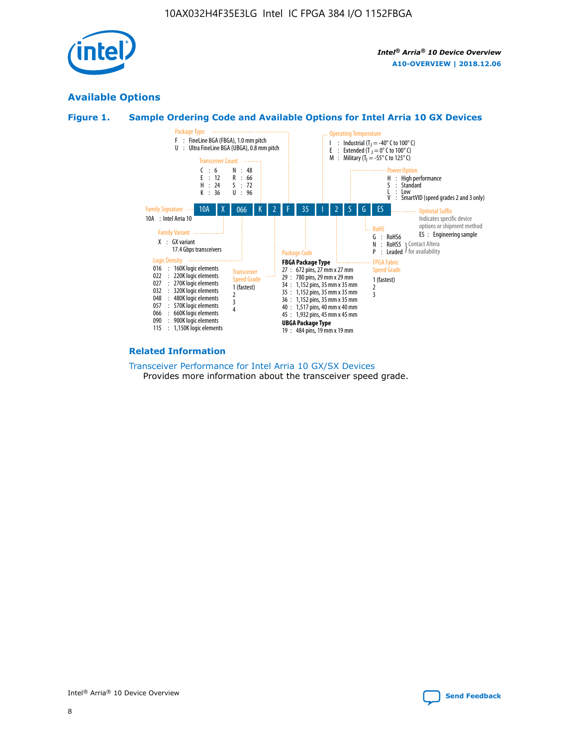## Available Options

### Figure 1. Sample Ordering Code and Available Options for Intel Arria 10 GX Devices

**Sample ordering code:** 10A X 066 K 2 F 35 I 2 S G ES

**Family Signature**
- 10A : Intel Arria 10

**Family Variant**
- X : GX variant, 17.4 Gbps transceivers

**Logic Density**
- 016 : 160K logic elements
- 022 : 220K logic elements
- 027 : 270K logic elements
- 032 : 320K logic elements
- 048 : 480K logic elements
- 057 : 570K logic elements
- 066 : 660K logic elements
- 090 : 900K logic elements
- 115 : 1,150K logic elements

**Transceiver Count**
- C : 6
- E : 12
- H : 24
- K : 36
- N : 48
- R : 66
- S : 72
- U : 96

**Transceiver Speed Grade**
- 1 (fastest)
- 2
- 3
- 4

**Package Type**
- F : FineLine BGA (FBGA), 1.0 mm pitch
- U : Ultra FineLine BGA (UBGA), 0.8 mm pitch

**Package Code**

FBGA Package Type
- 27 : 672 pins, 27 mm x 27 mm
- 29 : 780 pins, 29 mm x 29 mm
- 34 : 1,152 pins, 35 mm x 35 mm
- 35 : 1,152 pins, 35 mm x 35 mm
- 36 : 1,152 pins, 35 mm x 35 mm
- 40 : 1,517 pins, 40 mm x 40 mm
- 45 : 1,932 pins, 45 mm x 45 mm

UBGA Package Type
- 19 : 484 pins, 19 mm x 19 mm

**Operating Temperature**
- I : Industrial ($T_J$ = -40° C to 100° C)
- E : Extended ($T_J$ = 0° C to 100° C)
- M : Military ($T_J$ = -55° C to 125° C)

**FPGA Fabric Speed Grade**
- 1 (fastest)
- 2
- 3

**Power Option**
- H : High performance
- S : Standard
- L : Low
- V : SmartVID (speed grades 2 and 3 only)

**RoHS**
- G : RoHS6
- N : RoHS5 (Contact Altera for availability)
- P : Leaded (Contact Altera for availability)

**Optional Suffix**

Indicates specific device options or shipment method
- ES : Engineering sample

### Related Information

Transceiver Performance for Intel Arria 10 GX/SX Devices
Provides more information about the transceiver speed grade.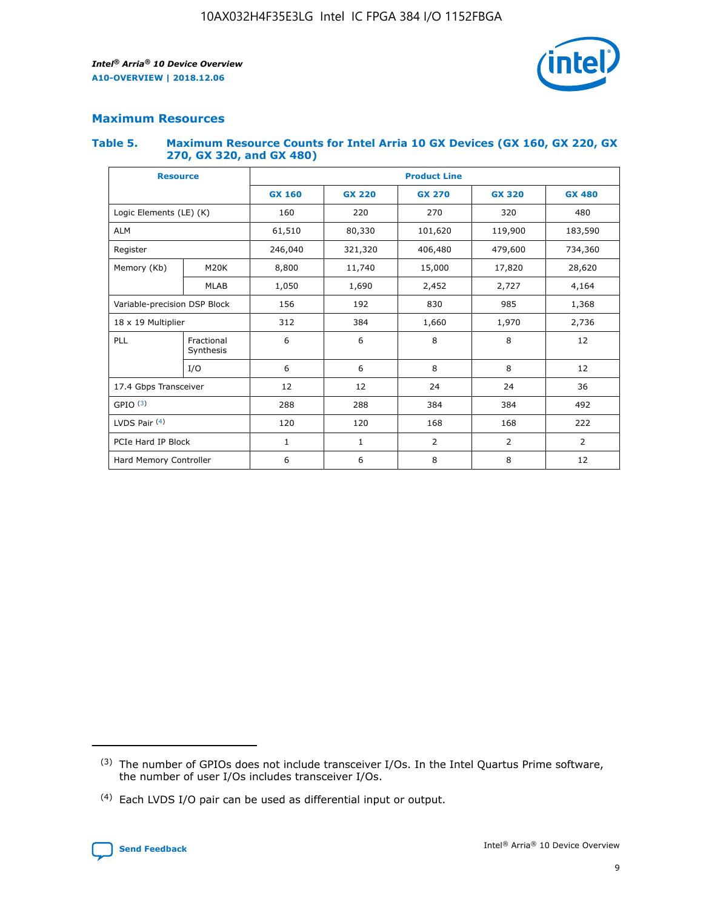## Maximum Resources

### Table 5. Maximum Resource Counts for Intel Arria 10 GX Devices (GX 160, GX 220, GX 270, GX 320, and GX 480)

| Resource | | Product Line | | | | |
|---|---|---|---|---|---|---|
| | | GX 160 | GX 220 | GX 270 | GX 320 | GX 480 |
| Logic Elements (LE) (K) | | 160 | 220 | 270 | 320 | 480 |
| ALM | | 61,510 | 80,330 | 101,620 | 119,900 | 183,590 |
| Register | | 246,040 | 321,320 | 406,480 | 479,600 | 734,360 |
| Memory (Kb) | M20K | 8,800 | 11,740 | 15,000 | 17,820 | 28,620 |
| | MLAB | 1,050 | 1,690 | 2,452 | 2,727 | 4,164 |
| Variable-precision DSP Block | | 156 | 192 | 830 | 985 | 1,368 |
| 18 x 19 Multiplier | | 312 | 384 | 1,660 | 1,970 | 2,736 |
| PLL | Fractional Synthesis | 6 | 6 | 8 | 8 | 12 |
| | I/O | 6 | 6 | 8 | 8 | 12 |
| 17.4 Gbps Transceiver | | 12 | 12 | 24 | 24 | 36 |
| GPIO [3] | | 288 | 288 | 384 | 384 | 492 |
| LVDS Pair [4] | | 120 | 120 | 168 | 168 | 222 |
| PCIe Hard IP Block | | 1 | 1 | 2 | 2 | 2 |
| Hard Memory Controller | | 6 | 6 | 8 | 8 | 12 |

[3] The number of GPIOs does not include transceiver I/Os. In the Intel Quartus Prime software, the number of user I/Os includes transceiver I/Os.

[4] Each LVDS I/O pair can be used as differential input or output.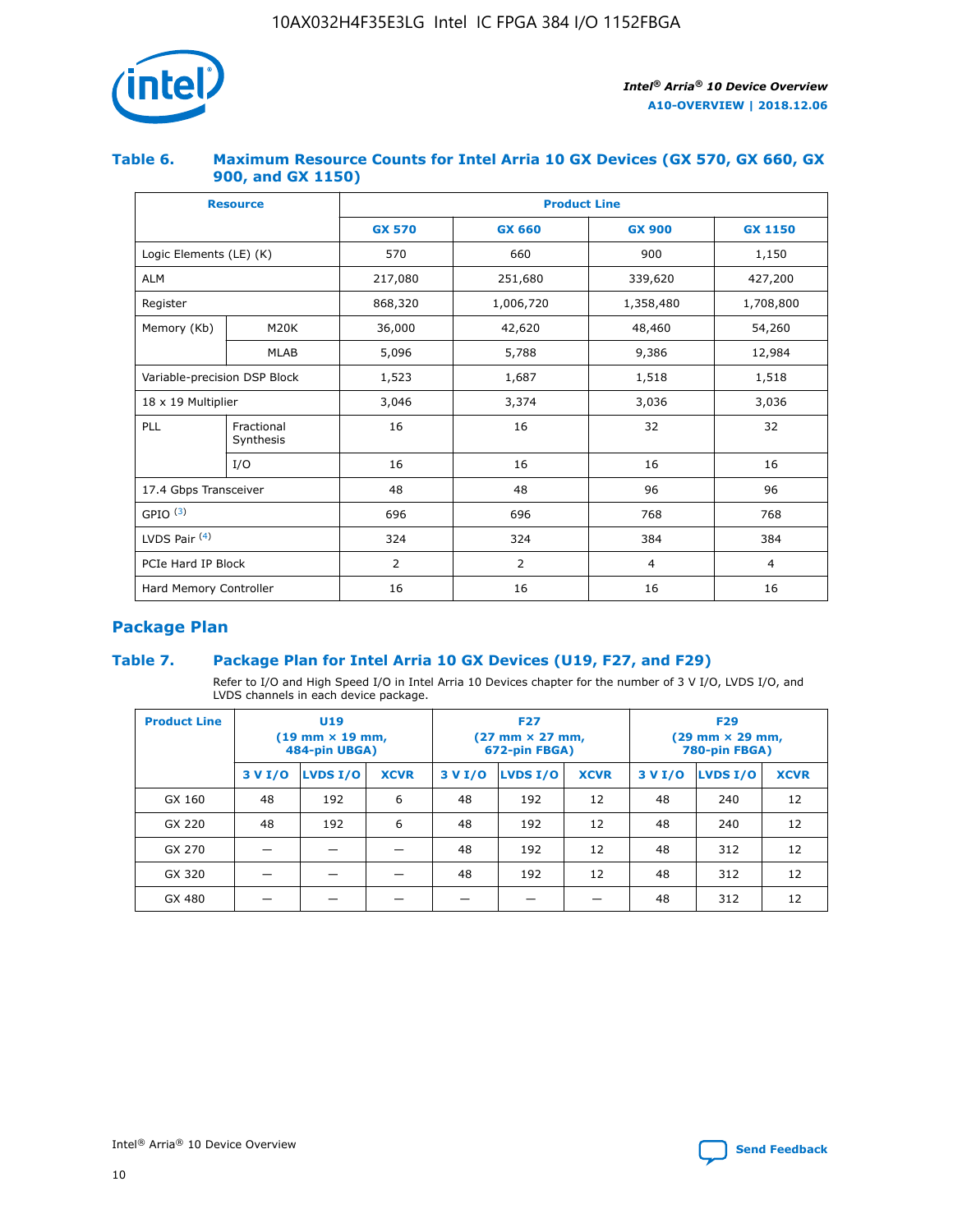#### Table 6. Maximum Resource Counts for Intel Arria 10 GX Devices (GX 570, GX 660, GX 900, and GX 1150)

| Resource | | Product Line | | | |
|---|---|---|---|---|---|
| | | GX 570 | GX 660 | GX 900 | GX 1150 |
| Logic Elements (LE) (K) | | 570 | 660 | 900 | 1,150 |
| ALM | | 217,080 | 251,680 | 339,620 | 427,200 |
| Register | | 868,320 | 1,006,720 | 1,358,480 | 1,708,800 |
| Memory (Kb) | M20K | 36,000 | 42,620 | 48,460 | 54,260 |
| | MLAB | 5,096 | 5,788 | 9,386 | 12,984 |
| Variable-precision DSP Block | | 1,523 | 1,687 | 1,518 | 1,518 |
| 18 x 19 Multiplier | | 3,046 | 3,374 | 3,036 | 3,036 |
| PLL | Fractional Synthesis | 16 | 16 | 32 | 32 |
| | I/O | 16 | 16 | 16 | 16 |
| 17.4 Gbps Transceiver | | 48 | 48 | 96 | 96 |
| GPIO [(3)] | | 696 | 696 | 768 | 768 |
| LVDS Pair [(4)] | | 324 | 324 | 384 | 384 |
| PCIe Hard IP Block | | 2 | 2 | 4 | 4 |
| Hard Memory Controller | | 16 | 16 | 16 | 16 |

## Package Plan

#### Table 7. Package Plan for Intel Arria 10 GX Devices (U19, F27, and F29)

Refer to I/O and High Speed I/O in Intel Arria 10 Devices chapter for the number of 3 V I/O, LVDS I/O, and LVDS channels in each device package.

| Product Line | U19 (19 mm × 19 mm, 484-pin UBGA) | | | F27 (27 mm × 27 mm, 672-pin FBGA) | | | F29 (29 mm × 29 mm, 780-pin FBGA) | | |
|---|---|---|---|---|---|---|---|---|---|
| | 3 V I/O | LVDS I/O | XCVR | 3 V I/O | LVDS I/O | XCVR | 3 V I/O | LVDS I/O | XCVR |
| GX 160 | 48 | 192 | 6 | 48 | 192 | 12 | 48 | 240 | 12 |
| GX 220 | 48 | 192 | 6 | 48 | 192 | 12 | 48 | 240 | 12 |
| GX 270 | — | — | — | 48 | 192 | 12 | 48 | 312 | 12 |
| GX 320 | — | — | — | 48 | 192 | 12 | 48 | 312 | 12 |
| GX 480 | — | — | — | — | — | — | 48 | 312 | 12 |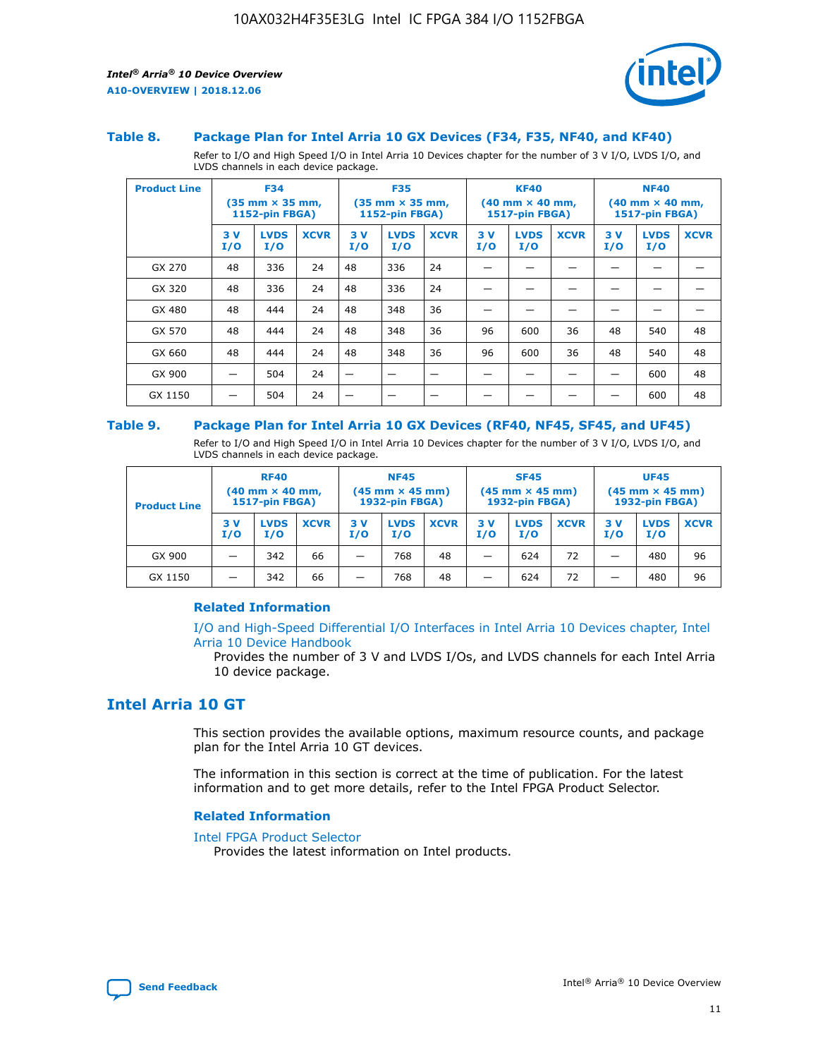### Table 8. Package Plan for Intel Arria 10 GX Devices (F34, F35, NF40, and KF40)

Refer to I/O and High Speed I/O in Intel Arria 10 Devices chapter for the number of 3 V I/O, LVDS I/O, and LVDS channels in each device package.

| Product Line | F34 (35 mm × 35 mm, 1152-pin FBGA) | | | F35 (35 mm × 35 mm, 1152-pin FBGA) | | | KF40 (40 mm × 40 mm, 1517-pin FBGA) | | | NF40 (40 mm × 40 mm, 1517-pin FBGA) | | |
|---|---|---|---|---|---|---|---|---|---|---|---|---|
| | 3 V I/O | LVDS I/O | XCVR | 3 V I/O | LVDS I/O | XCVR | 3 V I/O | LVDS I/O | XCVR | 3 V I/O | LVDS I/O | XCVR |
| GX 270 | 48 | 336 | 24 | 48 | 336 | 24 | — | — | — | — | — | — |
| GX 320 | 48 | 336 | 24 | 48 | 336 | 24 | — | — | — | — | — | — |
| GX 480 | 48 | 444 | 24 | 48 | 348 | 36 | — | — | — | — | — | — |
| GX 570 | 48 | 444 | 24 | 48 | 348 | 36 | 96 | 600 | 36 | 48 | 540 | 48 |
| GX 660 | 48 | 444 | 24 | 48 | 348 | 36 | 96 | 600 | 36 | 48 | 540 | 48 |
| GX 900 | — | 504 | 24 | — | — | — | — | — | — | — | 600 | 48 |
| GX 1150 | — | 504 | 24 | — | — | — | — | — | — | — | 600 | 48 |

### Table 9. Package Plan for Intel Arria 10 GX Devices (RF40, NF45, SF45, and UF45)

Refer to I/O and High Speed I/O in Intel Arria 10 Devices chapter for the number of 3 V I/O, LVDS I/O, and LVDS channels in each device package.

| Product Line | RF40 (40 mm × 40 mm, 1517-pin FBGA) | | | NF45 (45 mm × 45 mm) 1932-pin FBGA) | | | SF45 (45 mm × 45 mm) 1932-pin FBGA) | | | UF45 (45 mm × 45 mm) 1932-pin FBGA) | | |
|---|---|---|---|---|---|---|---|---|---|---|---|---|
| | 3 V I/O | LVDS I/O | XCVR | 3 V I/O | LVDS I/O | XCVR | 3 V I/O | LVDS I/O | XCVR | 3 V I/O | LVDS I/O | XCVR |
| GX 900 | — | 342 | 66 | — | 768 | 48 | — | 624 | 72 | — | 480 | 96 |
| GX 1150 | — | 342 | 66 | — | 768 | 48 | — | 624 | 72 | — | 480 | 96 |

#### Related Information

I/O and High-Speed Differential I/O Interfaces in Intel Arria 10 Devices chapter, Intel Arria 10 Device Handbook
Provides the number of 3 V and LVDS I/Os, and LVDS channels for each Intel Arria 10 device package.

## Intel Arria 10 GT

This section provides the available options, maximum resource counts, and package plan for the Intel Arria 10 GT devices.

The information in this section is correct at the time of publication. For the latest information and to get more details, refer to the Intel FPGA Product Selector.

#### Related Information

Intel FPGA Product Selector
Provides the latest information on Intel products.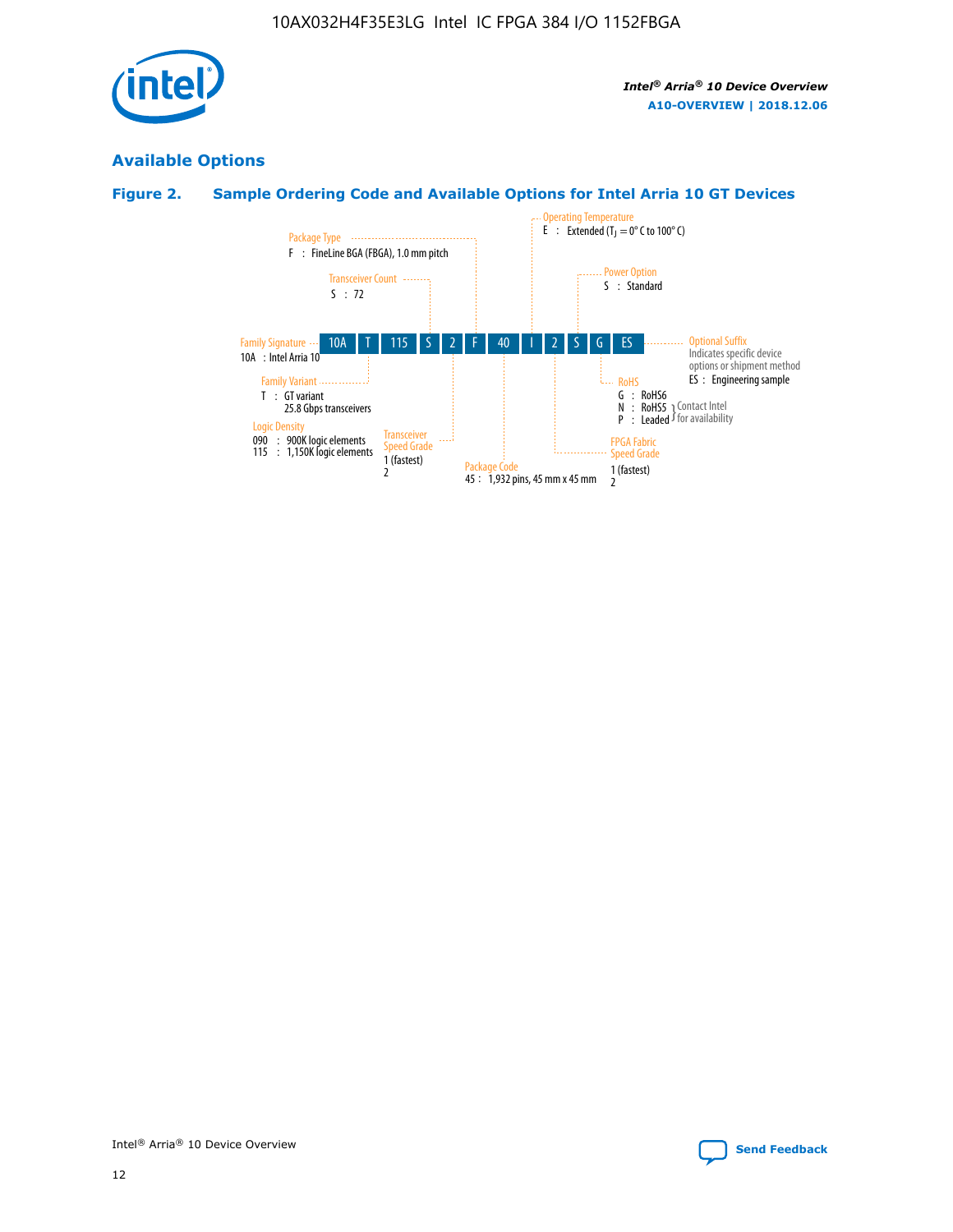## Available Options

### Figure 2. Sample Ordering Code and Available Options for Intel Arria 10 GT Devices

| 10A | T | 115 | S | 2 | F | 40 | I | 2 | S | G | ES |
|---|---|---|---|---|---|---|---|---|---|---|---|

**Family Signature**
10A : Intel Arria 10

**Family Variant**
T : GT variant
25.8 Gbps transceivers

**Logic Density**
090 : 900K logic elements
115 : 1,150K logic elements

**Transceiver Count**
S : 72

**Transceiver Speed Grade**
1 (fastest)
2

**Package Type**
F : FineLine BGA (FBGA), 1.0 mm pitch

**Package Code**
45 : 1,932 pins, 45 mm x 45 mm

**Operating Temperature**
E : Extended ($T_J$ = 0° C to 100° C)

**FPGA Fabric Speed Grade**
1 (fastest)
2

**Power Option**
S : Standard

**RoHS**
G : RoHS6
N : RoHS5 } Contact Intel for availability
P : Leaded } Contact Intel for availability

**Optional Suffix**
Indicates specific device options or shipment method
ES : Engineering sample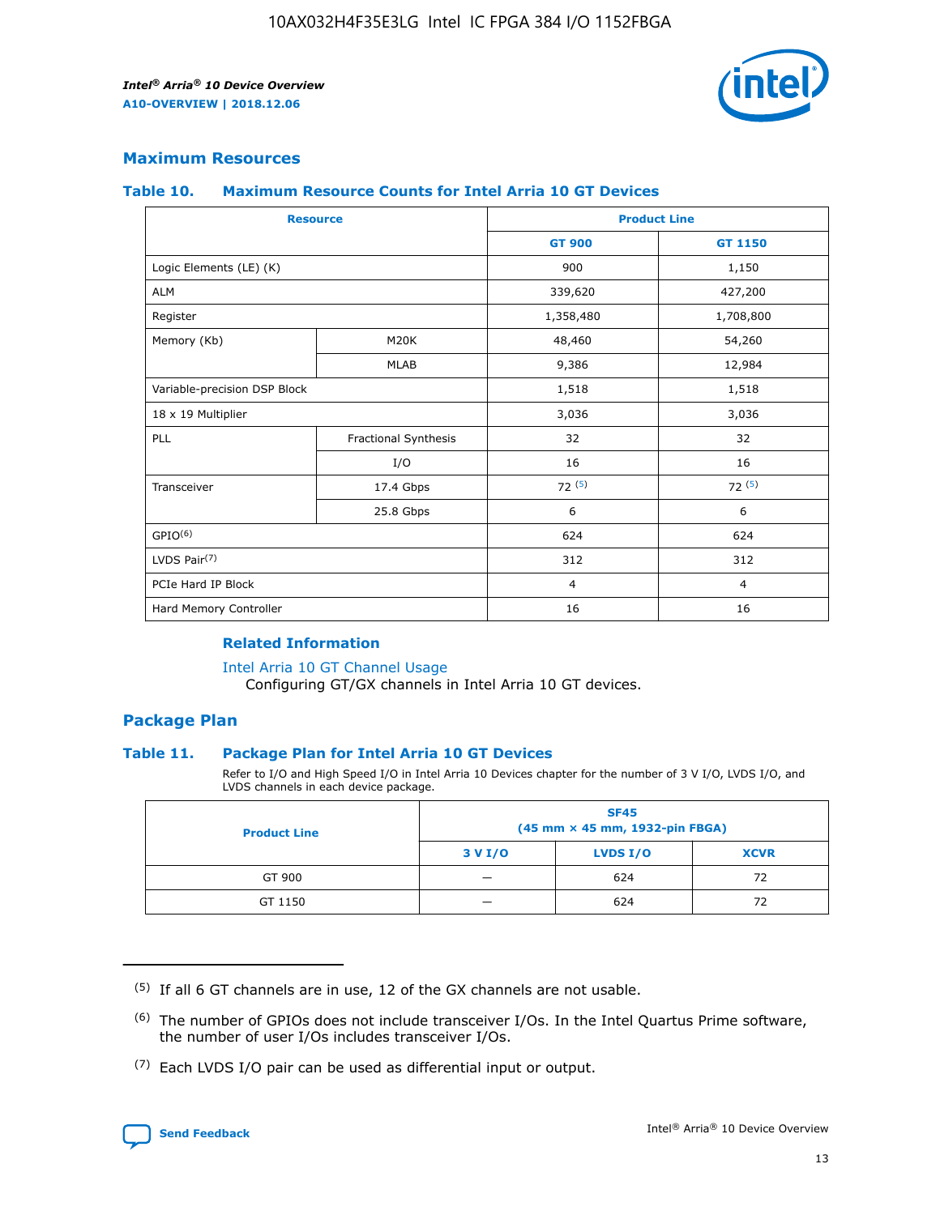## Maximum Resources

### Table 10. Maximum Resource Counts for Intel Arria 10 GT Devices

| Resource | | Product Line | |
|---|---|---|---|
| | | GT 900 | GT 1150 |
| Logic Elements (LE) (K) | | 900 | 1,150 |
| ALM | | 339,620 | 427,200 |
| Register | | 1,358,480 | 1,708,800 |
| Memory (Kb) | M20K | 48,460 | 54,260 |
| | MLAB | 9,386 | 12,984 |
| Variable-precision DSP Block | | 1,518 | 1,518 |
| 18 x 19 Multiplier | | 3,036 | 3,036 |
| PLL | Fractional Synthesis | 32 | 32 |
| | I/O | 16 | 16 |
| Transceiver | 17.4 Gbps | 72 [5] | 72 [5] |
| | 25.8 Gbps | 6 | 6 |
| GPIO[6] | | 624 | 624 |
| LVDS Pair[7] | | 312 | 312 |
| PCIe Hard IP Block | | 4 | 4 |
| Hard Memory Controller | | 16 | 16 |

#### Related Information

Intel Arria 10 GT Channel Usage

Configuring GT/GX channels in Intel Arria 10 GT devices.

## Package Plan

### Table 11. Package Plan for Intel Arria 10 GT Devices

Refer to I/O and High Speed I/O in Intel Arria 10 Devices chapter for the number of 3 V I/O, LVDS I/O, and LVDS channels in each device package.

| Product Line | SF45 (45 mm × 45 mm, 1932-pin FBGA) | | |
|---|---|---|---|
| | 3 V I/O | LVDS I/O | XCVR |
| GT 900 | — | 624 | 72 |
| GT 1150 | — | 624 | 72 |

---

(5) If all 6 GT channels are in use, 12 of the GX channels are not usable.

(6) The number of GPIOs does not include transceiver I/Os. In the Intel Quartus Prime software, the number of user I/Os includes transceiver I/Os.

(7) Each LVDS I/O pair can be used as differential input or output.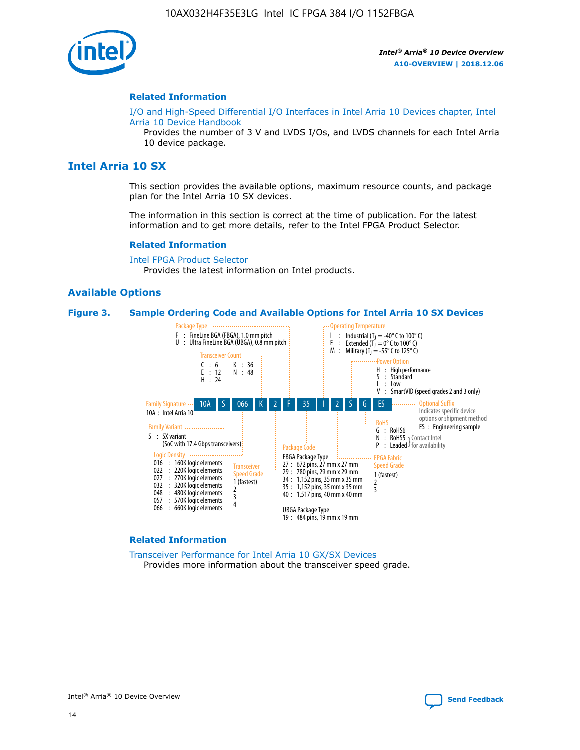## Related Information

I/O and High-Speed Differential I/O Interfaces in Intel Arria 10 Devices chapter, Intel Arria 10 Device Handbook

Provides the number of 3 V and LVDS I/Os, and LVDS channels for each Intel Arria 10 device package.

# Intel Arria 10 SX

This section provides the available options, maximum resource counts, and package plan for the Intel Arria 10 SX devices.

The information in this section is correct at the time of publication. For the latest information and to get more details, refer to the Intel FPGA Product Selector.

## Related Information

Intel FPGA Product Selector

Provides the latest information on Intel products.

## Available Options

**Figure 3. Sample Ordering Code and Available Options for Intel Arria 10 SX Devices**

Sample ordering code: 10A S 066 K 2 F 35 I 2 S G ES

- **Family Signature**
  - 10A : Intel Arria 10
- **Family Variant**
  - S : SX variant (SoC with 17.4 Gbps transceivers)
- **Logic Density**
  - 016 : 160K logic elements
  - 022 : 220K logic elements
  - 027 : 270K logic elements
  - 032 : 320K logic elements
  - 048 : 480K logic elements
  - 057 : 570K logic elements
  - 066 : 660K logic elements
- **Transceiver Count**
  - C : 6
  - E : 12
  - H : 24
  - K : 36
  - N : 48
- **Transceiver Speed Grade**
  - 1 (fastest)
  - 2
  - 3
  - 4
- **Package Type**
  - F : FineLine BGA (FBGA), 1.0 mm pitch
  - U : Ultra FineLine BGA (UBGA), 0.8 mm pitch
- **Package Code**
  - FBGA Package Type
    - 27 : 672 pins, 27 mm x 27 mm
    - 29 : 780 pins, 29 mm x 29 mm
    - 34 : 1,152 pins, 35 mm x 35 mm
    - 35 : 1,152 pins, 35 mm x 35 mm
    - 40 : 1,517 pins, 40 mm x 40 mm
  - UBGA Package Type
    - 19 : 484 pins, 19 mm x 19 mm
- **Operating Temperature**
  - I : Industrial ($T_J$ = -40° C to 100° C)
  - E : Extended ($T_J$ = 0° C to 100° C)
  - M : Military ($T_J$ = -55° C to 125° C)
- **FPGA Fabric Speed Grade**
  - 1 (fastest)
  - 2
  - 3
- **Power Option**
  - H : High performance
  - S : Standard
  - L : Low
  - V : SmartVID (speed grades 2 and 3 only)
- **RoHS**
  - G : RoHS6
  - N : RoHS5 (Contact Intel for availability)
  - P : Leaded (Contact Intel for availability)
- **Optional Suffix**
  - Indicates specific device options or shipment method
  - ES : Engineering sample

## Related Information

Transceiver Performance for Intel Arria 10 GX/SX Devices

Provides more information about the transceiver speed grade.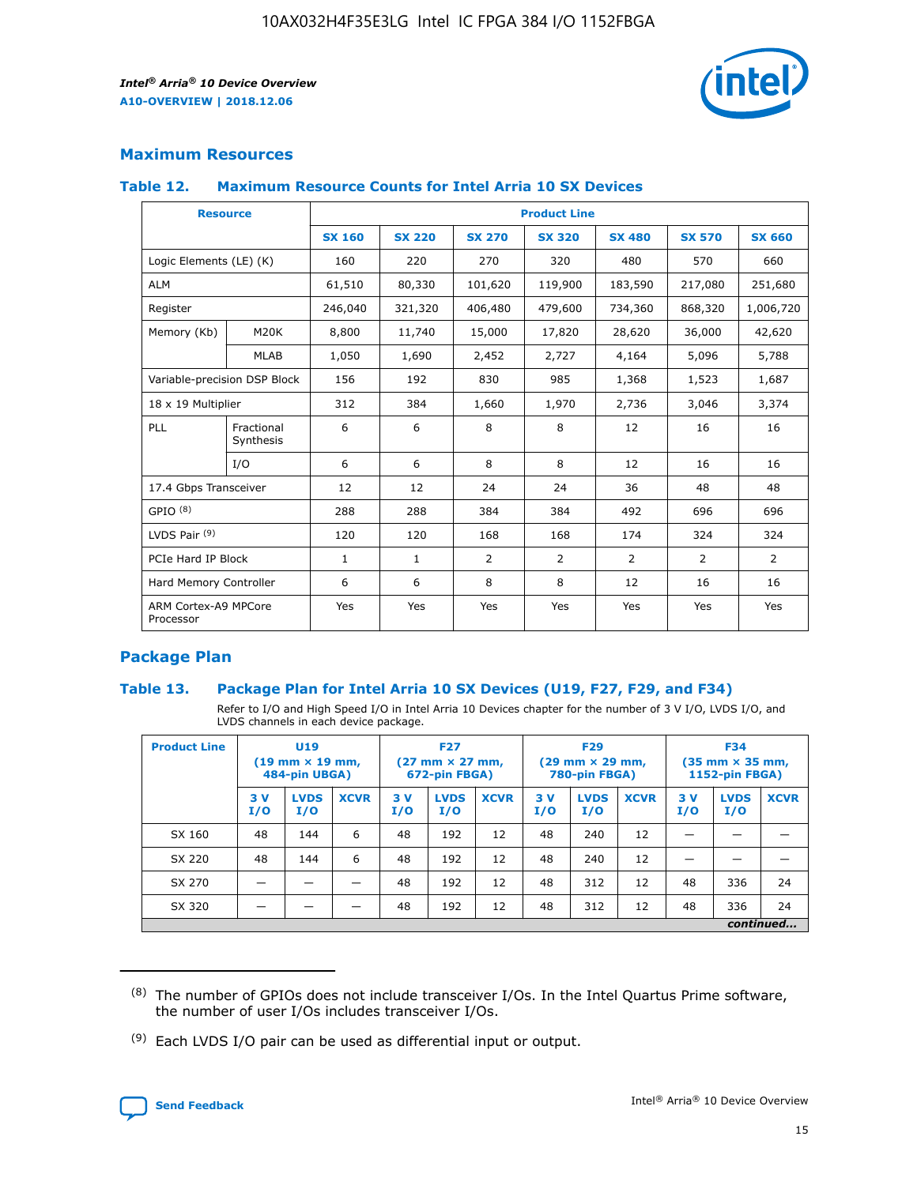## Maximum Resources

### Table 12. Maximum Resource Counts for Intel Arria 10 SX Devices

| Resource | | Product Line | | | | | | |
|---|---|---|---|---|---|---|---|---|
| | | SX 160 | SX 220 | SX 270 | SX 320 | SX 480 | SX 570 | SX 660 |
| Logic Elements (LE) (K) | | 160 | 220 | 270 | 320 | 480 | 570 | 660 |
| ALM | | 61,510 | 80,330 | 101,620 | 119,900 | 183,590 | 217,080 | 251,680 |
| Register | | 246,040 | 321,320 | 406,480 | 479,600 | 734,360 | 868,320 | 1,006,720 |
| Memory (Kb) | M20K | 8,800 | 11,740 | 15,000 | 17,820 | 28,620 | 36,000 | 42,620 |
| | MLAB | 1,050 | 1,690 | 2,452 | 2,727 | 4,164 | 5,096 | 5,788 |
| Variable-precision DSP Block | | 156 | 192 | 830 | 985 | 1,368 | 1,523 | 1,687 |
| 18 x 19 Multiplier | | 312 | 384 | 1,660 | 1,970 | 2,736 | 3,046 | 3,374 |
| PLL | Fractional Synthesis | 6 | 6 | 8 | 8 | 12 | 16 | 16 |
| | I/O | 6 | 6 | 8 | 8 | 12 | 16 | 16 |
| 17.4 Gbps Transceiver | | 12 | 12 | 24 | 24 | 36 | 48 | 48 |
| GPIO [8] | | 288 | 288 | 384 | 384 | 492 | 696 | 696 |
| LVDS Pair [9] | | 120 | 120 | 168 | 168 | 174 | 324 | 324 |
| PCIe Hard IP Block | | 1 | 1 | 2 | 2 | 2 | 2 | 2 |
| Hard Memory Controller | | 6 | 6 | 8 | 8 | 12 | 16 | 16 |
| ARM Cortex-A9 MPCore Processor | | Yes | Yes | Yes | Yes | Yes | Yes | Yes |

## Package Plan

### Table 13. Package Plan for Intel Arria 10 SX Devices (U19, F27, F29, and F34)

Refer to I/O and High Speed I/O in Intel Arria 10 Devices chapter for the number of 3 V I/O, LVDS I/O, and LVDS channels in each device package.

| Product Line | U19 (19 mm × 19 mm, 484-pin UBGA) | | | F27 (27 mm × 27 mm, 672-pin FBGA) | | | F29 (29 mm × 29 mm, 780-pin FBGA) | | | F34 (35 mm × 35 mm, 1152-pin FBGA) | | |
|---|---|---|---|---|---|---|---|---|---|---|---|---|
| | 3 V I/O | LVDS I/O | XCVR | 3 V I/O | LVDS I/O | XCVR | 3 V I/O | LVDS I/O | XCVR | 3 V I/O | LVDS I/O | XCVR |
| SX 160 | 48 | 144 | 6 | 48 | 192 | 12 | 48 | 240 | 12 | — | — | — |
| SX 220 | 48 | 144 | 6 | 48 | 192 | 12 | 48 | 240 | 12 | — | — | — |
| SX 270 | — | — | — | 48 | 192 | 12 | 48 | 312 | 12 | 48 | 336 | 24 |
| SX 320 | — | — | — | 48 | 192 | 12 | 48 | 312 | 12 | 48 | 336 | 24 |

*continued...*

(8) The number of GPIOs does not include transceiver I/Os. In the Intel Quartus Prime software, the number of user I/Os includes transceiver I/Os.

(9) Each LVDS I/O pair can be used as differential input or output.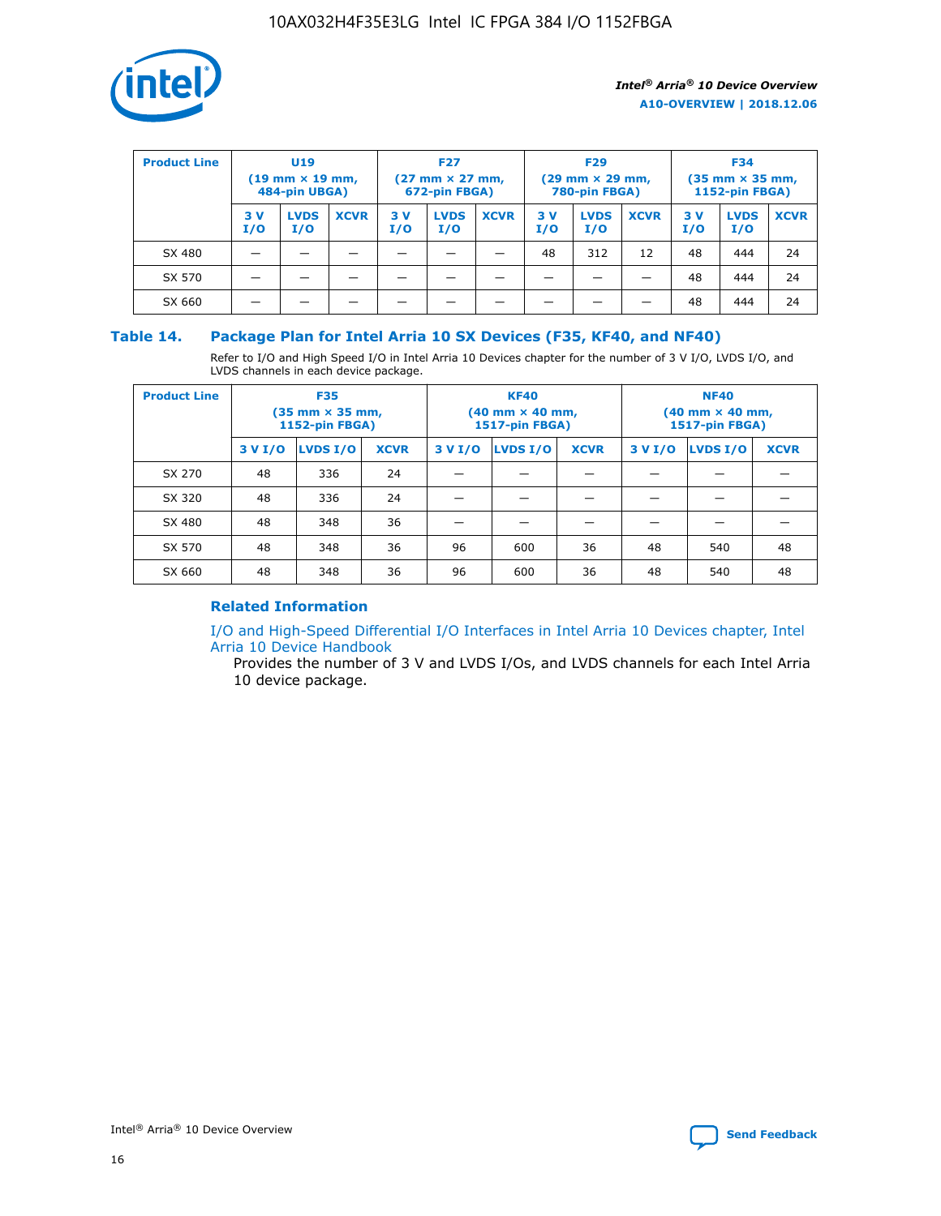| Product Line | U19 (19 mm × 19 mm, 484-pin UBGA) | | | F27 (27 mm × 27 mm, 672-pin FBGA) | | | F29 (29 mm × 29 mm, 780-pin FBGA) | | | F34 (35 mm × 35 mm, 1152-pin FBGA) | | |
|---|---|---|---|---|---|---|---|---|---|---|---|---|
| | 3 V I/O | LVDS I/O | XCVR | 3 V I/O | LVDS I/O | XCVR | 3 V I/O | LVDS I/O | XCVR | 3 V I/O | LVDS I/O | XCVR |
| SX 480 | — | — | — | — | — | — | 48 | 312 | 12 | 48 | 444 | 24 |
| SX 570 | — | — | — | — | — | — | — | — | — | 48 | 444 | 24 |
| SX 660 | — | — | — | — | — | — | — | — | — | 48 | 444 | 24 |

## Table 14. Package Plan for Intel Arria 10 SX Devices (F35, KF40, and NF40)

Refer to I/O and High Speed I/O in Intel Arria 10 Devices chapter for the number of 3 V I/O, LVDS I/O, and LVDS channels in each device package.

| Product Line | F35 (35 mm × 35 mm, 1152-pin FBGA) | | | KF40 (40 mm × 40 mm, 1517-pin FBGA) | | | NF40 (40 mm × 40 mm, 1517-pin FBGA) | | |
|---|---|---|---|---|---|---|---|---|---|
| | 3 V I/O | LVDS I/O | XCVR | 3 V I/O | LVDS I/O | XCVR | 3 V I/O | LVDS I/O | XCVR |
| SX 270 | 48 | 336 | 24 | — | — | — | — | — | — |
| SX 320 | 48 | 336 | 24 | — | — | — | — | — | — |
| SX 480 | 48 | 348 | 36 | — | — | — | — | — | — |
| SX 570 | 48 | 348 | 36 | 96 | 600 | 36 | 48 | 540 | 48 |
| SX 660 | 48 | 348 | 36 | 96 | 600 | 36 | 48 | 540 | 48 |

### Related Information

I/O and High-Speed Differential I/O Interfaces in Intel Arria 10 Devices chapter, Intel Arria 10 Device Handbook

Provides the number of 3 V and LVDS I/Os, and LVDS channels for each Intel Arria 10 device package.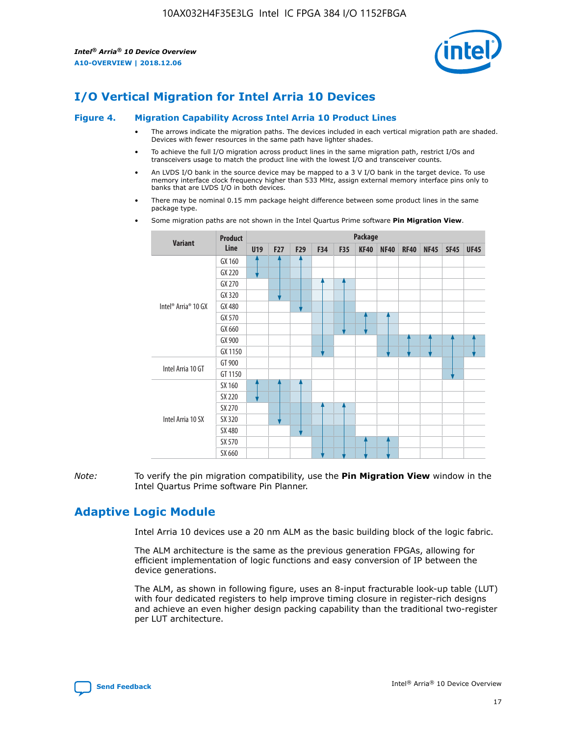## I/O Vertical Migration for Intel Arria 10 Devices

**Figure 4. Migration Capability Across Intel Arria 10 Product Lines**

- The arrows indicate the migration paths. The devices included in each vertical migration path are shaded. Devices with fewer resources in the same path have lighter shades.
- To achieve the full I/O migration across product lines in the same migration path, restrict I/Os and transceivers usage to match the product line with the lowest I/O and transceiver counts.
- An LVDS I/O bank in the source device may be mapped to a 3 V I/O bank in the target device. To use memory interface clock frequency higher than 533 MHz, assign external memory interface pins only to banks that are LVDS I/O in both devices.
- There may be nominal 0.15 mm package height difference between some product lines in the same package type.
- Some migration paths are not shown in the Intel Quartus Prime software **Pin Migration View**.

| Variant | Product Line | Package | | | | | | | | | | |
|---|---|---|---|---|---|---|---|---|---|---|---|---|
| | | U19 | F27 | F29 | F34 | F35 | KF40 | NF40 | RF40 | NF45 | SF45 | UF45 |
| Intel® Arria® 10 GX | GX 160 | | | | | | | | | | | |
| | GX 220 | | | | | | | | | | | |
| | GX 270 | | | | | | | | | | | |
| | GX 320 | | | | | | | | | | | |
| | GX 480 | | | | | | | | | | | |
| | GX 570 | | | | | | | | | | | |
| | GX 660 | | | | | | | | | | | |
| | GX 900 | | | | | | | | | | | |
| | GX 1150 | | | | | | | | | | | |
| Intel Arria 10 GT | GT 900 | | | | | | | | | | | |
| | GT 1150 | | | | | | | | | | | |
| Intel Arria 10 SX | SX 160 | | | | | | | | | | | |
| | SX 220 | | | | | | | | | | | |
| | SX 270 | | | | | | | | | | | |
| | SX 320 | | | | | | | | | | | |
| | SX 480 | | | | | | | | | | | |
| | SX 570 | | | | | | | | | | | |
| | SX 660 | | | | | | | | | | | |

*Note:* To verify the pin migration compatibility, use the **Pin Migration View** window in the Intel Quartus Prime software Pin Planner.

## Adaptive Logic Module

Intel Arria 10 devices use a 20 nm ALM as the basic building block of the logic fabric.

The ALM architecture is the same as the previous generation FPGAs, allowing for efficient implementation of logic functions and easy conversion of IP between the device generations.

The ALM, as shown in following figure, uses an 8-input fracturable look-up table (LUT) with four dedicated registers to help improve timing closure in register-rich designs and achieve an even higher design packing capability than the traditional two-register per LUT architecture.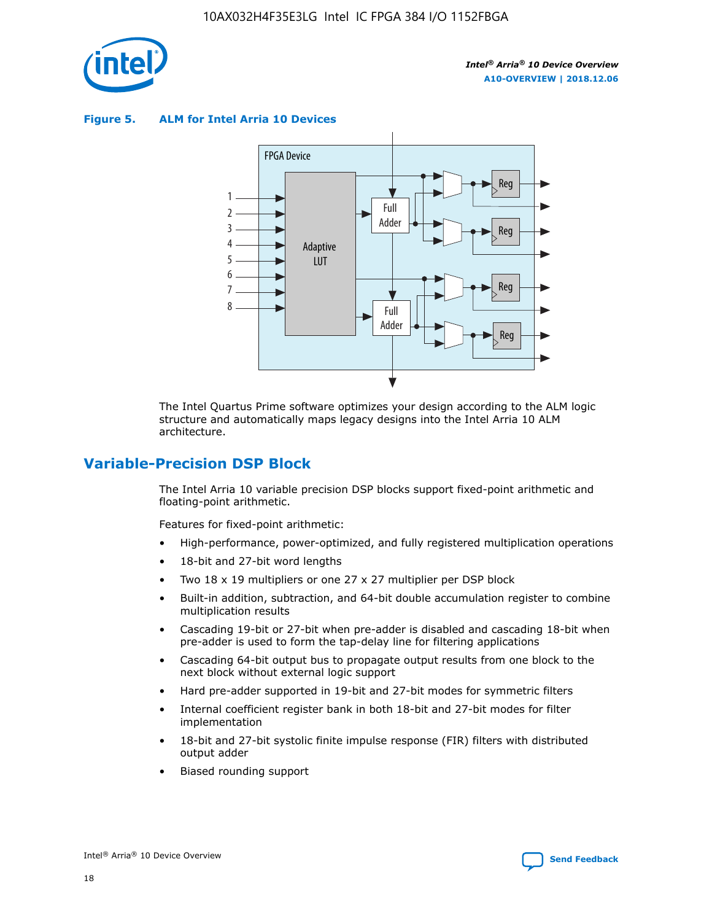**Figure 5. ALM for Intel Arria 10 Devices**

The Intel Quartus Prime software optimizes your design according to the ALM logic structure and automatically maps legacy designs into the Intel Arria 10 ALM architecture.

## Variable-Precision DSP Block

The Intel Arria 10 variable precision DSP blocks support fixed-point arithmetic and floating-point arithmetic.

Features for fixed-point arithmetic:

- High-performance, power-optimized, and fully registered multiplication operations
- 18-bit and 27-bit word lengths
- Two 18 x 19 multipliers or one 27 x 27 multiplier per DSP block
- Built-in addition, subtraction, and 64-bit double accumulation register to combine multiplication results
- Cascading 19-bit or 27-bit when pre-adder is disabled and cascading 18-bit when pre-adder is used to form the tap-delay line for filtering applications
- Cascading 64-bit output bus to propagate output results from one block to the next block without external logic support
- Hard pre-adder supported in 19-bit and 27-bit modes for symmetric filters
- Internal coefficient register bank in both 18-bit and 27-bit modes for filter implementation
- 18-bit and 27-bit systolic finite impulse response (FIR) filters with distributed output adder
- Biased rounding support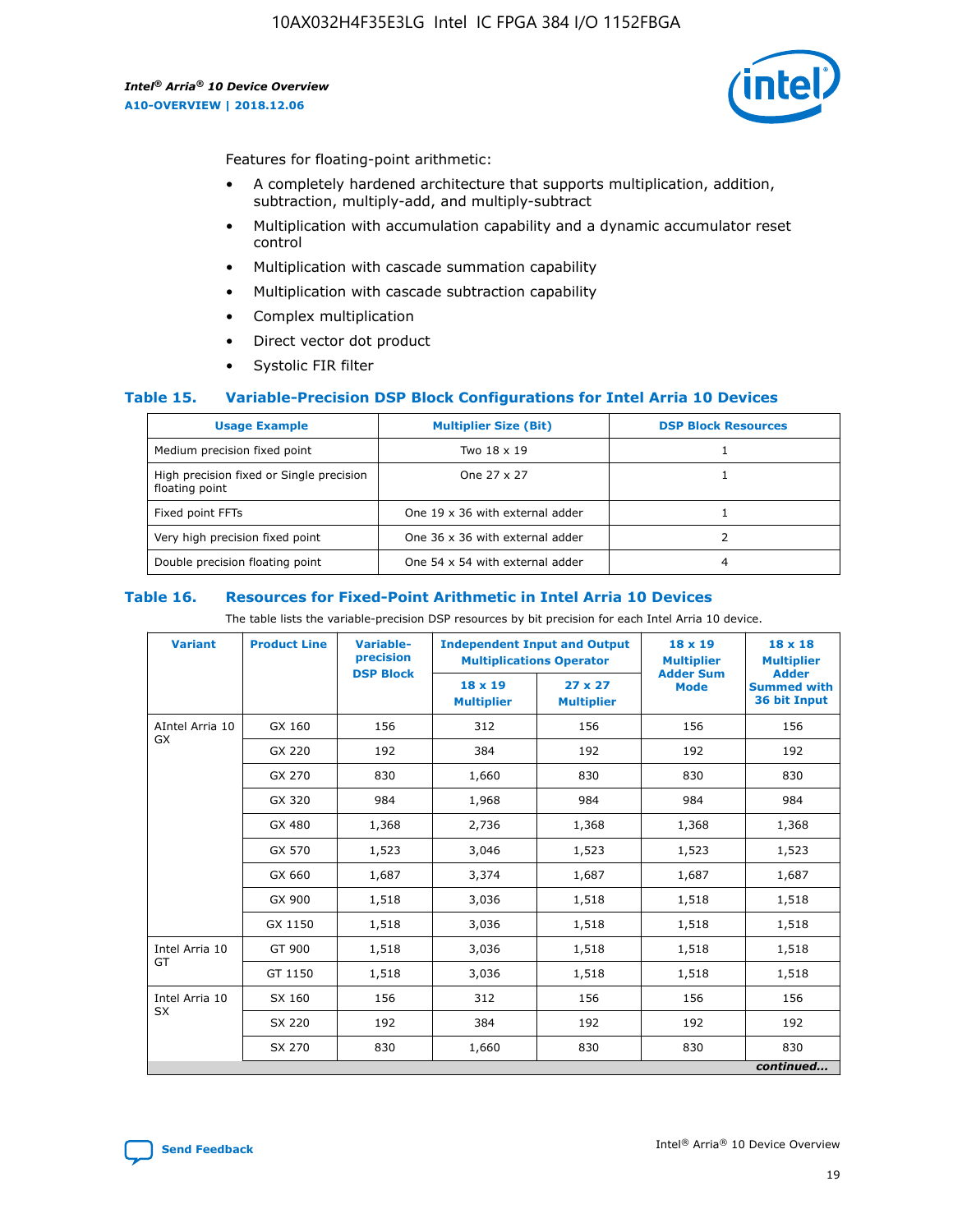Features for floating-point arithmetic:

- A completely hardened architecture that supports multiplication, addition, subtraction, multiply-add, and multiply-subtract
- Multiplication with accumulation capability and a dynamic accumulator reset control
- Multiplication with cascade summation capability
- Multiplication with cascade subtraction capability
- Complex multiplication
- Direct vector dot product
- Systolic FIR filter

### Table 15. Variable-Precision DSP Block Configurations for Intel Arria 10 Devices

| Usage Example | Multiplier Size (Bit) | DSP Block Resources |
|---|---|---|
| Medium precision fixed point | Two 18 x 19 | 1 |
| High precision fixed or Single precision floating point | One 27 x 27 | 1 |
| Fixed point FFTs | One 19 x 36 with external adder | 1 |
| Very high precision fixed point | One 36 x 36 with external adder | 2 |
| Double precision floating point | One 54 x 54 with external adder | 4 |

### Table 16. Resources for Fixed-Point Arithmetic in Intel Arria 10 Devices

The table lists the variable-precision DSP resources by bit precision for each Intel Arria 10 device.

| Variant | Product Line | Variable-precision DSP Block | Independent Input and Output Multiplications Operator | | 18 x 19 Multiplier Adder Sum Mode | 18 x 18 Multiplier Adder Summed with 36 bit Input |
|---|---|---|---|---|---|---|
| | | | 18 x 19 Multiplier | 27 x 27 Multiplier | | |
| AIntel Arria 10 GX | GX 160 | 156 | 312 | 156 | 156 | 156 |
| | GX 220 | 192 | 384 | 192 | 192 | 192 |
| | GX 270 | 830 | 1,660 | 830 | 830 | 830 |
| | GX 320 | 984 | 1,968 | 984 | 984 | 984 |
| | GX 480 | 1,368 | 2,736 | 1,368 | 1,368 | 1,368 |
| | GX 570 | 1,523 | 3,046 | 1,523 | 1,523 | 1,523 |
| | GX 660 | 1,687 | 3,374 | 1,687 | 1,687 | 1,687 |
| | GX 900 | 1,518 | 3,036 | 1,518 | 1,518 | 1,518 |
| | GX 1150 | 1,518 | 3,036 | 1,518 | 1,518 | 1,518 |
| Intel Arria 10 GT | GT 900 | 1,518 | 3,036 | 1,518 | 1,518 | 1,518 |
| | GT 1150 | 1,518 | 3,036 | 1,518 | 1,518 | 1,518 |
| Intel Arria 10 SX | SX 160 | 156 | 312 | 156 | 156 | 156 |
| | SX 220 | 192 | 384 | 192 | 192 | 192 |
| | SX 270 | 830 | 1,660 | 830 | 830 | 830 |

*continued...*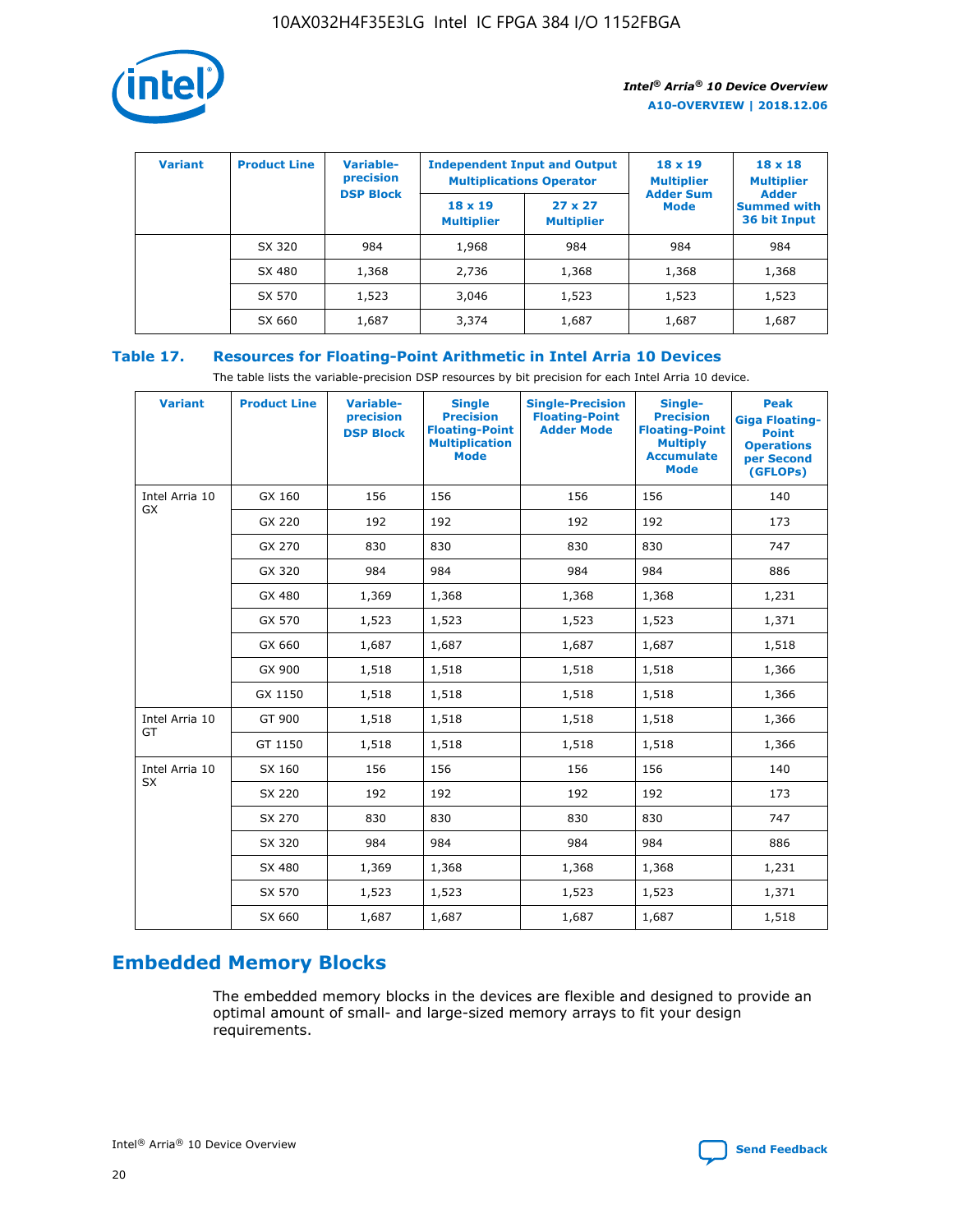| Variant | Product Line | Variable-precision DSP Block | Independent Input and Output Multiplications Operator | | 18 x 19 Multiplier Adder Sum Mode | 18 x 18 Multiplier Adder Summed with 36 bit Input |
|---|---|---|---|---|---|---|
| | | | 18 x 19 Multiplier | 27 x 27 Multiplier | | |
| | SX 320 | 984 | 1,968 | 984 | 984 | 984 |
| | SX 480 | 1,368 | 2,736 | 1,368 | 1,368 | 1,368 |
| | SX 570 | 1,523 | 3,046 | 1,523 | 1,523 | 1,523 |
| | SX 660 | 1,687 | 3,374 | 1,687 | 1,687 | 1,687 |

**Table 17. Resources for Floating-Point Arithmetic in Intel Arria 10 Devices**

The table lists the variable-precision DSP resources by bit precision for each Intel Arria 10 device.

| Variant | Product Line | Variable-precision DSP Block | Single Precision Floating-Point Multiplication Mode | Single-Precision Floating-Point Adder Mode | Single-Precision Floating-Point Multiply Accumulate Mode | Peak Giga Floating-Point Operations per Second (GFLOPs) |
|---|---|---|---|---|---|---|
| Intel Arria 10 GX | GX 160 | 156 | 156 | 156 | 156 | 140 |
| | GX 220 | 192 | 192 | 192 | 192 | 173 |
| | GX 270 | 830 | 830 | 830 | 830 | 747 |
| | GX 320 | 984 | 984 | 984 | 984 | 886 |
| | GX 480 | 1,369 | 1,368 | 1,368 | 1,368 | 1,231 |
| | GX 570 | 1,523 | 1,523 | 1,523 | 1,523 | 1,371 |
| | GX 660 | 1,687 | 1,687 | 1,687 | 1,687 | 1,518 |
| | GX 900 | 1,518 | 1,518 | 1,518 | 1,518 | 1,366 |
| | GX 1150 | 1,518 | 1,518 | 1,518 | 1,518 | 1,366 |
| Intel Arria 10 GT | GT 900 | 1,518 | 1,518 | 1,518 | 1,518 | 1,366 |
| | GT 1150 | 1,518 | 1,518 | 1,518 | 1,518 | 1,366 |
| Intel Arria 10 SX | SX 160 | 156 | 156 | 156 | 156 | 140 |
| | SX 220 | 192 | 192 | 192 | 192 | 173 |
| | SX 270 | 830 | 830 | 830 | 830 | 747 |
| | SX 320 | 984 | 984 | 984 | 984 | 886 |
| | SX 480 | 1,369 | 1,368 | 1,368 | 1,368 | 1,231 |
| | SX 570 | 1,523 | 1,523 | 1,523 | 1,523 | 1,371 |
| | SX 660 | 1,687 | 1,687 | 1,687 | 1,687 | 1,518 |

## Embedded Memory Blocks

The embedded memory blocks in the devices are flexible and designed to provide an optimal amount of small- and large-sized memory arrays to fit your design requirements.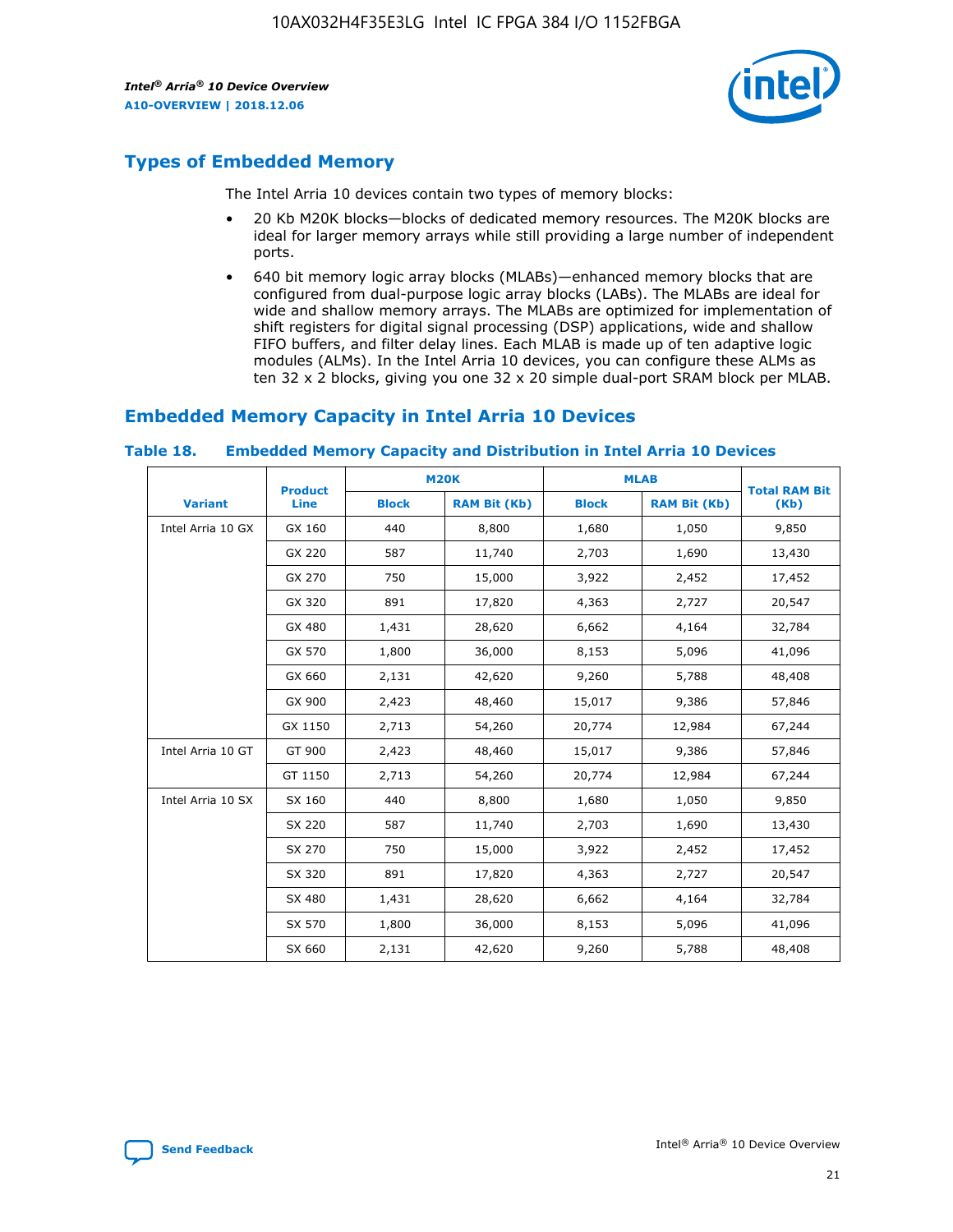## Types of Embedded Memory

The Intel Arria 10 devices contain two types of memory blocks:

- 20 Kb M20K blocks—blocks of dedicated memory resources. The M20K blocks are ideal for larger memory arrays while still providing a large number of independent ports.
- 640 bit memory logic array blocks (MLABs)—enhanced memory blocks that are configured from dual-purpose logic array blocks (LABs). The MLABs are ideal for wide and shallow memory arrays. The MLABs are optimized for implementation of shift registers for digital signal processing (DSP) applications, wide and shallow FIFO buffers, and filter delay lines. Each MLAB is made up of ten adaptive logic modules (ALMs). In the Intel Arria 10 devices, you can configure these ALMs as ten 32 x 2 blocks, giving you one 32 x 20 simple dual-port SRAM block per MLAB.

## Embedded Memory Capacity in Intel Arria 10 Devices

**Table 18. Embedded Memory Capacity and Distribution in Intel Arria 10 Devices**

| Variant | Product Line | M20K | | MLAB | | Total RAM Bit (Kb) |
|---|---|---|---|---|---|---|
| | | Block | RAM Bit (Kb) | Block | RAM Bit (Kb) | |
| Intel Arria 10 GX | GX 160 | 440 | 8,800 | 1,680 | 1,050 | 9,850 |
| | GX 220 | 587 | 11,740 | 2,703 | 1,690 | 13,430 |
| | GX 270 | 750 | 15,000 | 3,922 | 2,452 | 17,452 |
| | GX 320 | 891 | 17,820 | 4,363 | 2,727 | 20,547 |
| | GX 480 | 1,431 | 28,620 | 6,662 | 4,164 | 32,784 |
| | GX 570 | 1,800 | 36,000 | 8,153 | 5,096 | 41,096 |
| | GX 660 | 2,131 | 42,620 | 9,260 | 5,788 | 48,408 |
| | GX 900 | 2,423 | 48,460 | 15,017 | 9,386 | 57,846 |
| | GX 1150 | 2,713 | 54,260 | 20,774 | 12,984 | 67,244 |
| Intel Arria 10 GT | GT 900 | 2,423 | 48,460 | 15,017 | 9,386 | 57,846 |
| | GT 1150 | 2,713 | 54,260 | 20,774 | 12,984 | 67,244 |
| Intel Arria 10 SX | SX 160 | 440 | 8,800 | 1,680 | 1,050 | 9,850 |
| | SX 220 | 587 | 11,740 | 2,703 | 1,690 | 13,430 |
| | SX 270 | 750 | 15,000 | 3,922 | 2,452 | 17,452 |
| | SX 320 | 891 | 17,820 | 4,363 | 2,727 | 20,547 |
| | SX 480 | 1,431 | 28,620 | 6,662 | 4,164 | 32,784 |
| | SX 570 | 1,800 | 36,000 | 8,153 | 5,096 | 41,096 |
| | SX 660 | 2,131 | 42,620 | 9,260 | 5,788 | 48,408 |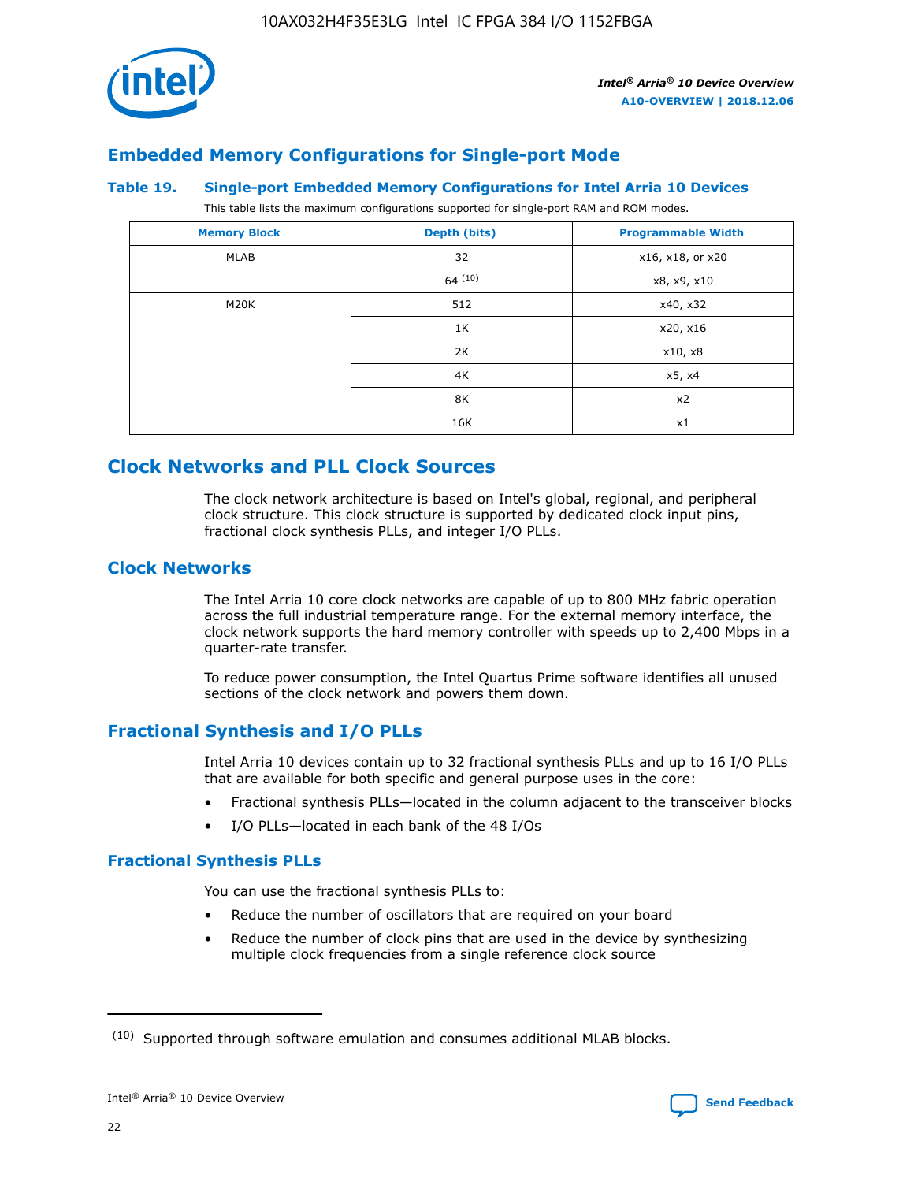## Embedded Memory Configurations for Single-port Mode

**Table 19. Single-port Embedded Memory Configurations for Intel Arria 10 Devices**

This table lists the maximum configurations supported for single-port RAM and ROM modes.

| Memory Block | Depth (bits) | Programmable Width |
|---|---|---|
| MLAB | 32 | x16, x18, or x20 |
| | 64 (10) | x8, x9, x10 |
| M20K | 512 | x40, x32 |
| | 1K | x20, x16 |
| | 2K | x10, x8 |
| | 4K | x5, x4 |
| | 8K | x2 |
| | 16K | x1 |

## Clock Networks and PLL Clock Sources

The clock network architecture is based on Intel's global, regional, and peripheral clock structure. This clock structure is supported by dedicated clock input pins, fractional clock synthesis PLLs, and integer I/O PLLs.

### Clock Networks

The Intel Arria 10 core clock networks are capable of up to 800 MHz fabric operation across the full industrial temperature range. For the external memory interface, the clock network supports the hard memory controller with speeds up to 2,400 Mbps in a quarter-rate transfer.

To reduce power consumption, the Intel Quartus Prime software identifies all unused sections of the clock network and powers them down.

### Fractional Synthesis and I/O PLLs

Intel Arria 10 devices contain up to 32 fractional synthesis PLLs and up to 16 I/O PLLs that are available for both specific and general purpose uses in the core:

- Fractional synthesis PLLs—located in the column adjacent to the transceiver blocks
- I/O PLLs—located in each bank of the 48 I/Os

#### Fractional Synthesis PLLs

You can use the fractional synthesis PLLs to:

- Reduce the number of oscillators that are required on your board
- Reduce the number of clock pins that are used in the device by synthesizing multiple clock frequencies from a single reference clock source

(10) Supported through software emulation and consumes additional MLAB blocks.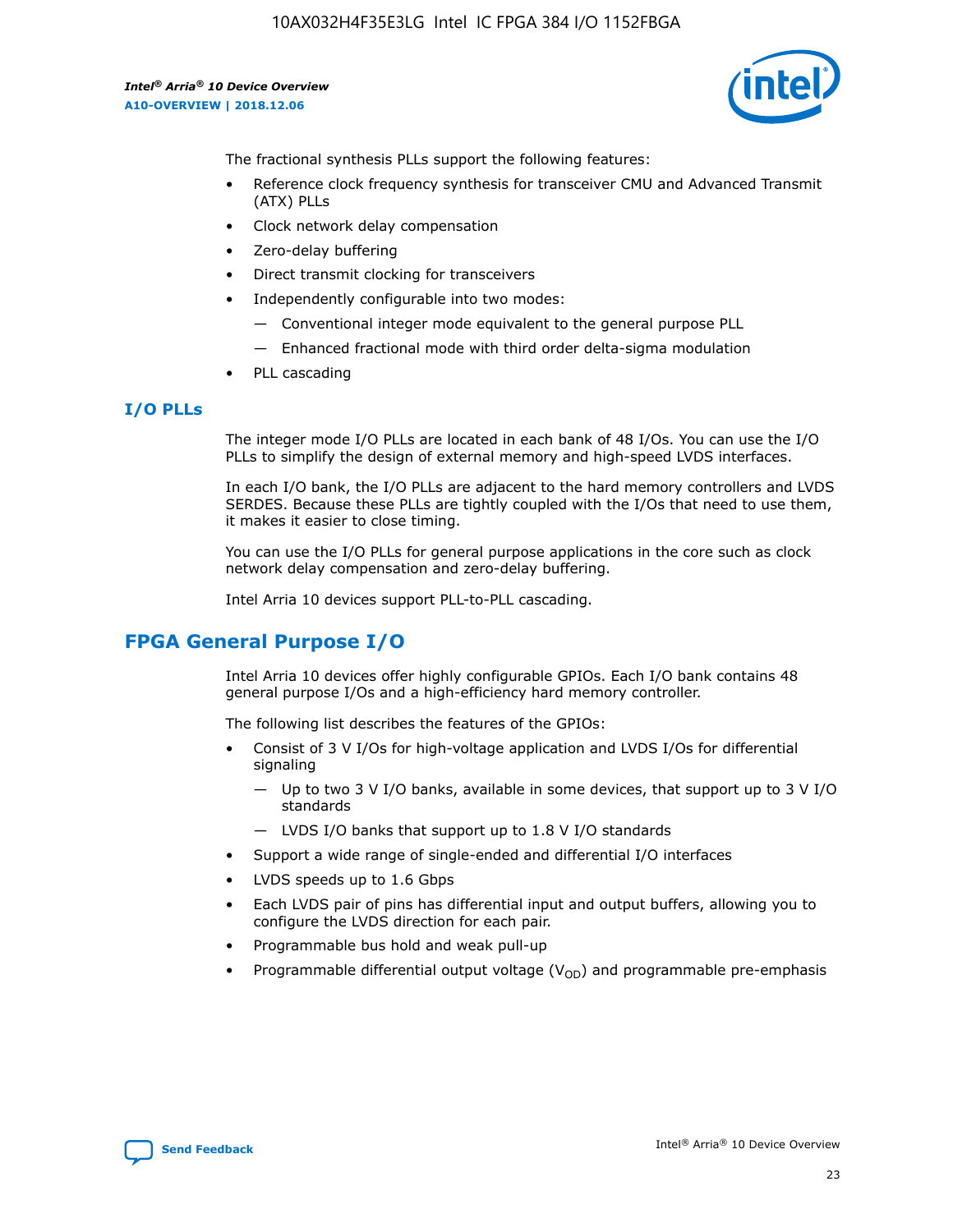The fractional synthesis PLLs support the following features:

- Reference clock frequency synthesis for transceiver CMU and Advanced Transmit (ATX) PLLs
- Clock network delay compensation
- Zero-delay buffering
- Direct transmit clocking for transceivers
- Independently configurable into two modes:
  - Conventional integer mode equivalent to the general purpose PLL
  - Enhanced fractional mode with third order delta-sigma modulation
- PLL cascading

### I/O PLLs

The integer mode I/O PLLs are located in each bank of 48 I/Os. You can use the I/O PLLs to simplify the design of external memory and high-speed LVDS interfaces.

In each I/O bank, the I/O PLLs are adjacent to the hard memory controllers and LVDS SERDES. Because these PLLs are tightly coupled with the I/Os that need to use them, it makes it easier to close timing.

You can use the I/O PLLs for general purpose applications in the core such as clock network delay compensation and zero-delay buffering.

Intel Arria 10 devices support PLL-to-PLL cascading.

## FPGA General Purpose I/O

Intel Arria 10 devices offer highly configurable GPIOs. Each I/O bank contains 48 general purpose I/Os and a high-efficiency hard memory controller.

The following list describes the features of the GPIOs:

- Consist of 3 V I/Os for high-voltage application and LVDS I/Os for differential signaling
  - Up to two 3 V I/O banks, available in some devices, that support up to 3 V I/O standards
  - LVDS I/O banks that support up to 1.8 V I/O standards
- Support a wide range of single-ended and differential I/O interfaces
- LVDS speeds up to 1.6 Gbps
- Each LVDS pair of pins has differential input and output buffers, allowing you to configure the LVDS direction for each pair.
- Programmable bus hold and weak pull-up
- Programmable differential output voltage ($V_{OD}$) and programmable pre-emphasis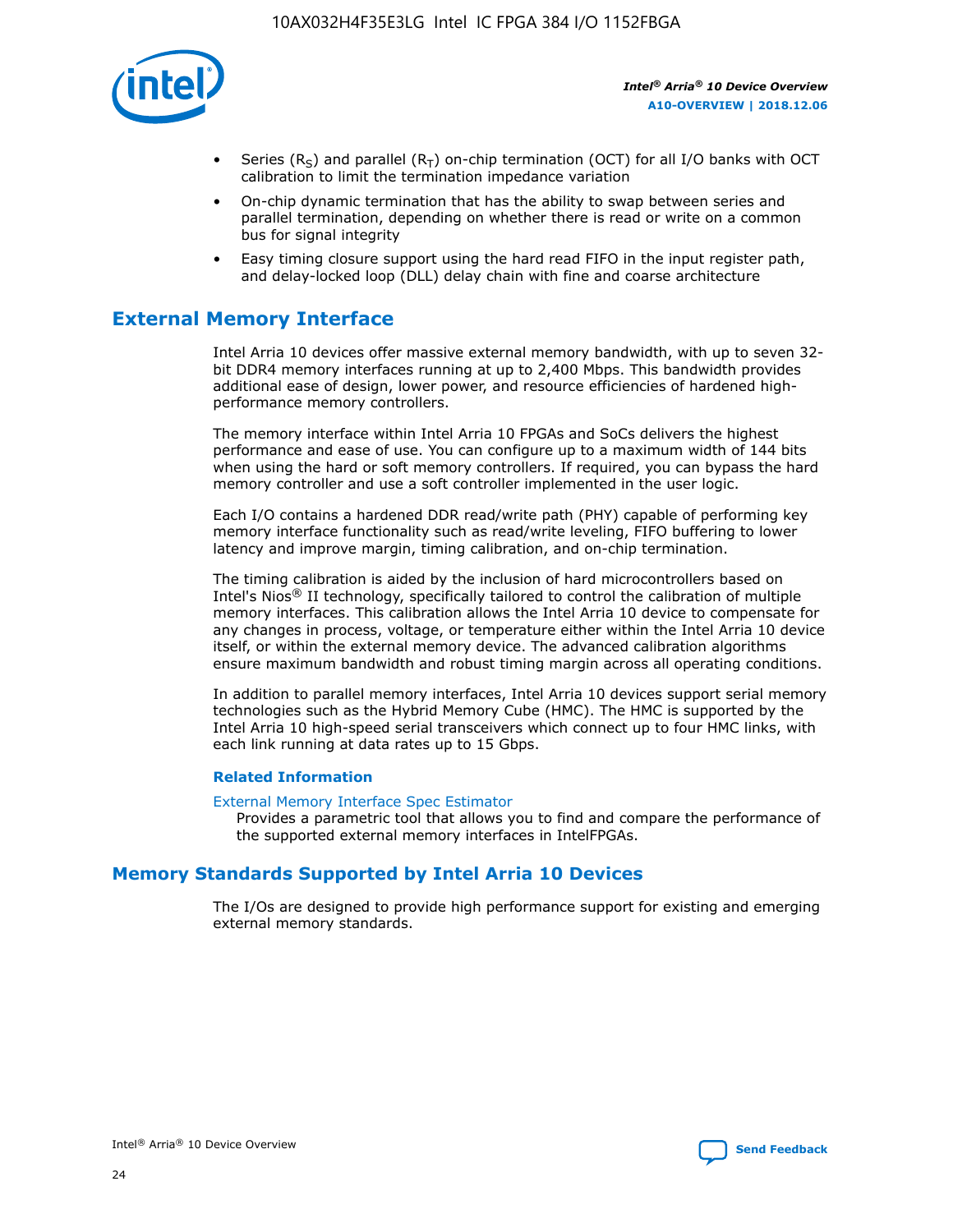- Series ($R_S$) and parallel ($R_T$) on-chip termination (OCT) for all I/O banks with OCT calibration to limit the termination impedance variation
- On-chip dynamic termination that has the ability to swap between series and parallel termination, depending on whether there is read or write on a common bus for signal integrity
- Easy timing closure support using the hard read FIFO in the input register path, and delay-locked loop (DLL) delay chain with fine and coarse architecture

## External Memory Interface

Intel Arria 10 devices offer massive external memory bandwidth, with up to seven 32-bit DDR4 memory interfaces running at up to 2,400 Mbps. This bandwidth provides additional ease of design, lower power, and resource efficiencies of hardened high-performance memory controllers.

The memory interface within Intel Arria 10 FPGAs and SoCs delivers the highest performance and ease of use. You can configure up to a maximum width of 144 bits when using the hard or soft memory controllers. If required, you can bypass the hard memory controller and use a soft controller implemented in the user logic.

Each I/O contains a hardened DDR read/write path (PHY) capable of performing key memory interface functionality such as read/write leveling, FIFO buffering to lower latency and improve margin, timing calibration, and on-chip termination.

The timing calibration is aided by the inclusion of hard microcontrollers based on Intel's Nios® II technology, specifically tailored to control the calibration of multiple memory interfaces. This calibration allows the Intel Arria 10 device to compensate for any changes in process, voltage, or temperature either within the Intel Arria 10 device itself, or within the external memory device. The advanced calibration algorithms ensure maximum bandwidth and robust timing margin across all operating conditions.

In addition to parallel memory interfaces, Intel Arria 10 devices support serial memory technologies such as the Hybrid Memory Cube (HMC). The HMC is supported by the Intel Arria 10 high-speed serial transceivers which connect up to four HMC links, with each link running at data rates up to 15 Gbps.

### Related Information

External Memory Interface Spec Estimator
Provides a parametric tool that allows you to find and compare the performance of the supported external memory interfaces in IntelFPGAs.

## Memory Standards Supported by Intel Arria 10 Devices

The I/Os are designed to provide high performance support for existing and emerging external memory standards.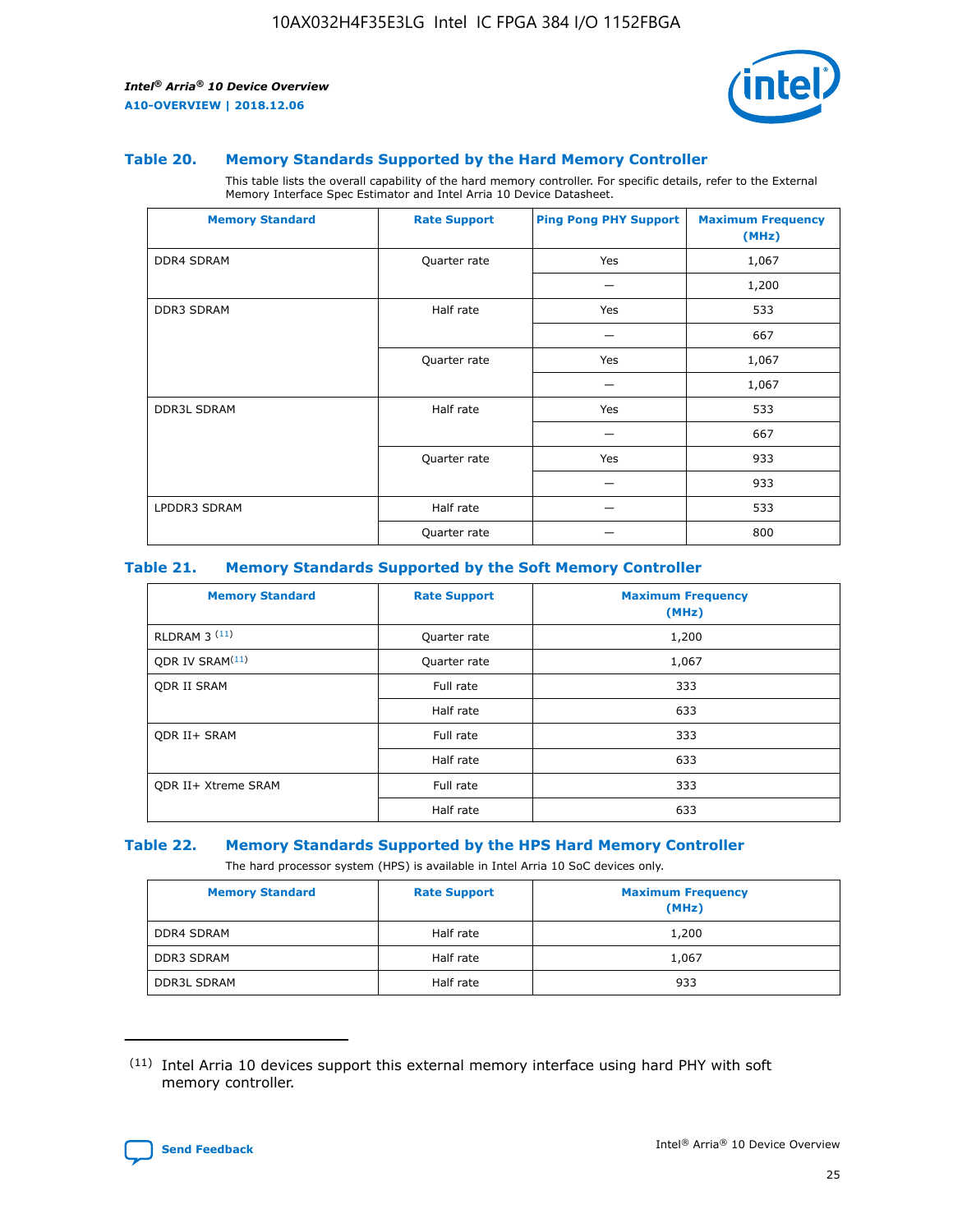## Table 20. Memory Standards Supported by the Hard Memory Controller

This table lists the overall capability of the hard memory controller. For specific details, refer to the External Memory Interface Spec Estimator and Intel Arria 10 Device Datasheet.

| Memory Standard | Rate Support | Ping Pong PHY Support | Maximum Frequency (MHz) |
|---|---|---|---|
| DDR4 SDRAM | Quarter rate | Yes | 1,067 |
| | | — | 1,200 |
| DDR3 SDRAM | Half rate | Yes | 533 |
| | | — | 667 |
| | Quarter rate | Yes | 1,067 |
| | | — | 1,067 |
| DDR3L SDRAM | Half rate | Yes | 533 |
| | | — | 667 |
| | Quarter rate | Yes | 933 |
| | | — | 933 |
| LPDDR3 SDRAM | Half rate | — | 533 |
| | Quarter rate | — | 800 |

## Table 21. Memory Standards Supported by the Soft Memory Controller

| Memory Standard | Rate Support | Maximum Frequency (MHz) |
|---|---|---|
| RLDRAM 3 [(11)] | Quarter rate | 1,200 |
| QDR IV SRAM[(11)] | Quarter rate | 1,067 |
| QDR II SRAM | Full rate | 333 |
| | Half rate | 633 |
| QDR II+ SRAM | Full rate | 333 |
| | Half rate | 633 |
| QDR II+ Xtreme SRAM | Full rate | 333 |
| | Half rate | 633 |

## Table 22. Memory Standards Supported by the HPS Hard Memory Controller

The hard processor system (HPS) is available in Intel Arria 10 SoC devices only.

| Memory Standard | Rate Support | Maximum Frequency (MHz) |
|---|---|---|
| DDR4 SDRAM | Half rate | 1,200 |
| DDR3 SDRAM | Half rate | 1,067 |
| DDR3L SDRAM | Half rate | 933 |

(11) Intel Arria 10 devices support this external memory interface using hard PHY with soft memory controller.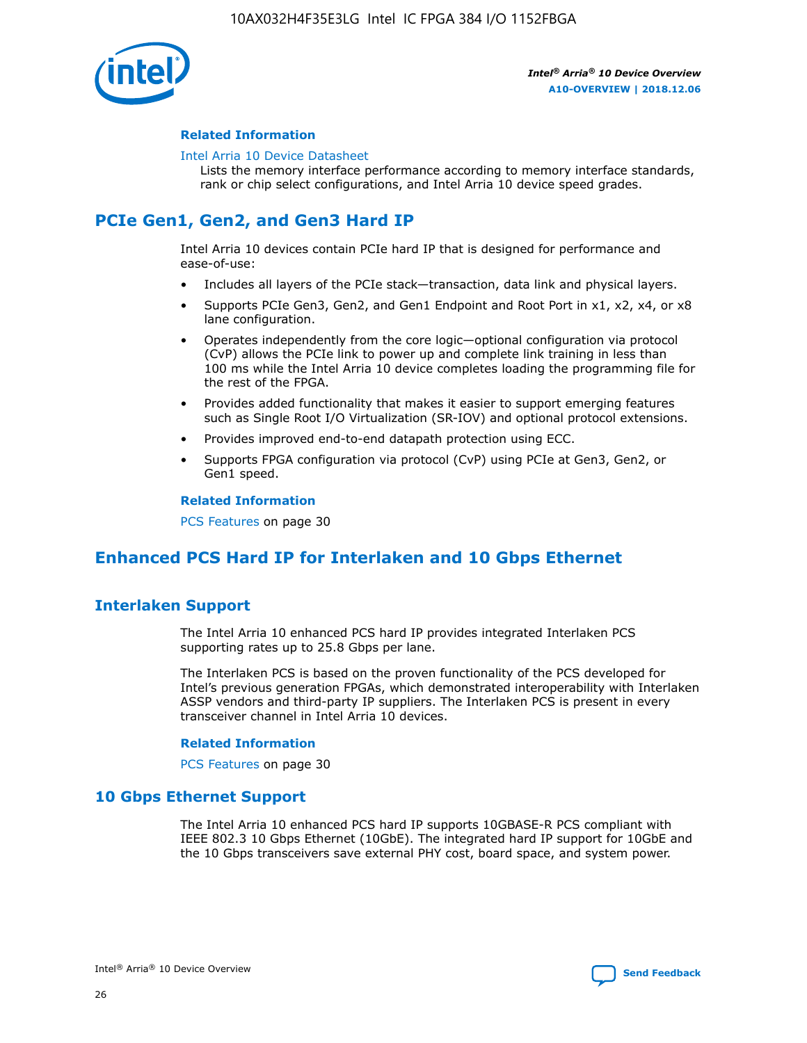### Related Information

Intel Arria 10 Device Datasheet
Lists the memory interface performance according to memory interface standards, rank or chip select configurations, and Intel Arria 10 device speed grades.

## PCIe Gen1, Gen2, and Gen3 Hard IP

Intel Arria 10 devices contain PCIe hard IP that is designed for performance and ease-of-use:

- Includes all layers of the PCIe stack—transaction, data link and physical layers.
- Supports PCIe Gen3, Gen2, and Gen1 Endpoint and Root Port in x1, x2, x4, or x8 lane configuration.
- Operates independently from the core logic—optional configuration via protocol (CvP) allows the PCIe link to power up and complete link training in less than 100 ms while the Intel Arria 10 device completes loading the programming file for the rest of the FPGA.
- Provides added functionality that makes it easier to support emerging features such as Single Root I/O Virtualization (SR-IOV) and optional protocol extensions.
- Provides improved end-to-end datapath protection using ECC.
- Supports FPGA configuration via protocol (CvP) using PCIe at Gen3, Gen2, or Gen1 speed.

### Related Information

PCS Features on page 30

## Enhanced PCS Hard IP for Interlaken and 10 Gbps Ethernet

## Interlaken Support

The Intel Arria 10 enhanced PCS hard IP provides integrated Interlaken PCS supporting rates up to 25.8 Gbps per lane.

The Interlaken PCS is based on the proven functionality of the PCS developed for Intel's previous generation FPGAs, which demonstrated interoperability with Interlaken ASSP vendors and third-party IP suppliers. The Interlaken PCS is present in every transceiver channel in Intel Arria 10 devices.

### Related Information

PCS Features on page 30

## 10 Gbps Ethernet Support

The Intel Arria 10 enhanced PCS hard IP supports 10GBASE-R PCS compliant with IEEE 802.3 10 Gbps Ethernet (10GbE). The integrated hard IP support for 10GbE and the 10 Gbps transceivers save external PHY cost, board space, and system power.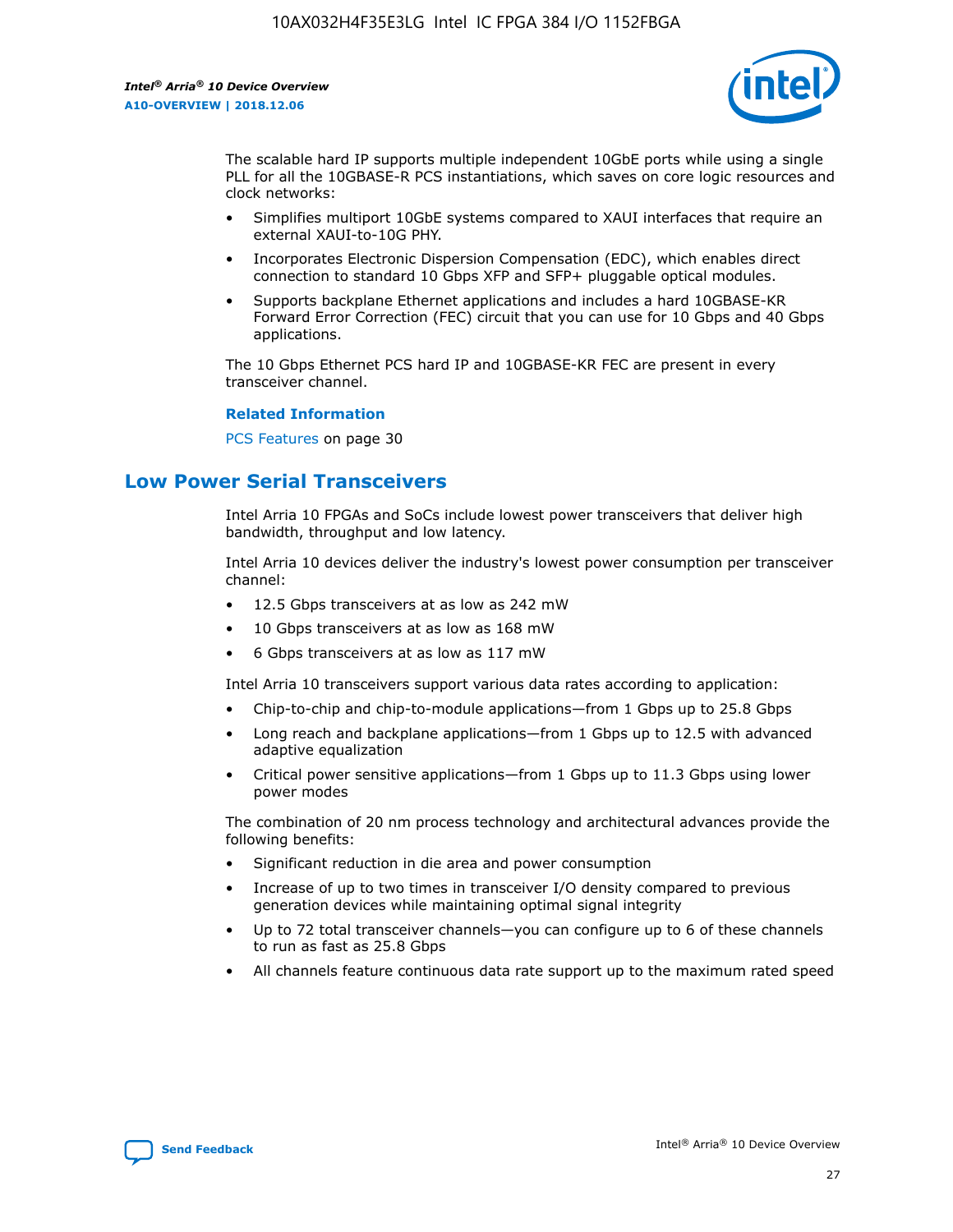The scalable hard IP supports multiple independent 10GbE ports while using a single PLL for all the 10GBASE-R PCS instantiations, which saves on core logic resources and clock networks:

- Simplifies multiport 10GbE systems compared to XAUI interfaces that require an external XAUI-to-10G PHY.
- Incorporates Electronic Dispersion Compensation (EDC), which enables direct connection to standard 10 Gbps XFP and SFP+ pluggable optical modules.
- Supports backplane Ethernet applications and includes a hard 10GBASE-KR Forward Error Correction (FEC) circuit that you can use for 10 Gbps and 40 Gbps applications.

The 10 Gbps Ethernet PCS hard IP and 10GBASE-KR FEC are present in every transceiver channel.

**Related Information**

PCS Features on page 30

## Low Power Serial Transceivers

Intel Arria 10 FPGAs and SoCs include lowest power transceivers that deliver high bandwidth, throughput and low latency.

Intel Arria 10 devices deliver the industry's lowest power consumption per transceiver channel:

- 12.5 Gbps transceivers at as low as 242 mW
- 10 Gbps transceivers at as low as 168 mW
- 6 Gbps transceivers at as low as 117 mW

Intel Arria 10 transceivers support various data rates according to application:

- Chip-to-chip and chip-to-module applications—from 1 Gbps up to 25.8 Gbps
- Long reach and backplane applications—from 1 Gbps up to 12.5 with advanced adaptive equalization
- Critical power sensitive applications—from 1 Gbps up to 11.3 Gbps using lower power modes

The combination of 20 nm process technology and architectural advances provide the following benefits:

- Significant reduction in die area and power consumption
- Increase of up to two times in transceiver I/O density compared to previous generation devices while maintaining optimal signal integrity
- Up to 72 total transceiver channels—you can configure up to 6 of these channels to run as fast as 25.8 Gbps
- All channels feature continuous data rate support up to the maximum rated speed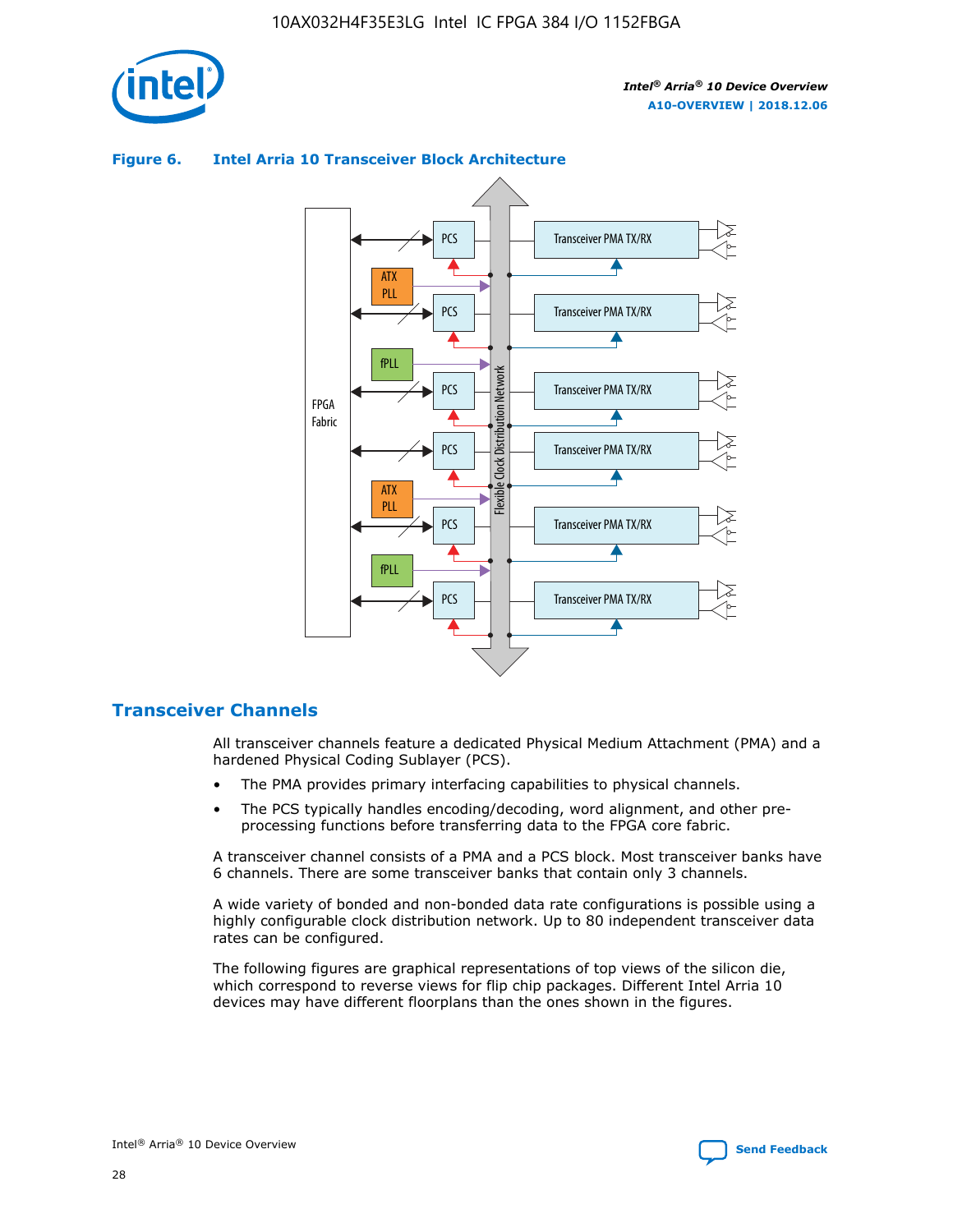**Figure 6. Intel Arria 10 Transceiver Block Architecture**

## Transceiver Channels

All transceiver channels feature a dedicated Physical Medium Attachment (PMA) and a hardened Physical Coding Sublayer (PCS).

- The PMA provides primary interfacing capabilities to physical channels.
- The PCS typically handles encoding/decoding, word alignment, and other pre-processing functions before transferring data to the FPGA core fabric.

A transceiver channel consists of a PMA and a PCS block. Most transceiver banks have 6 channels. There are some transceiver banks that contain only 3 channels.

A wide variety of bonded and non-bonded data rate configurations is possible using a highly configurable clock distribution network. Up to 80 independent transceiver data rates can be configured.

The following figures are graphical representations of top views of the silicon die, which correspond to reverse views for flip chip packages. Different Intel Arria 10 devices may have different floorplans than the ones shown in the figures.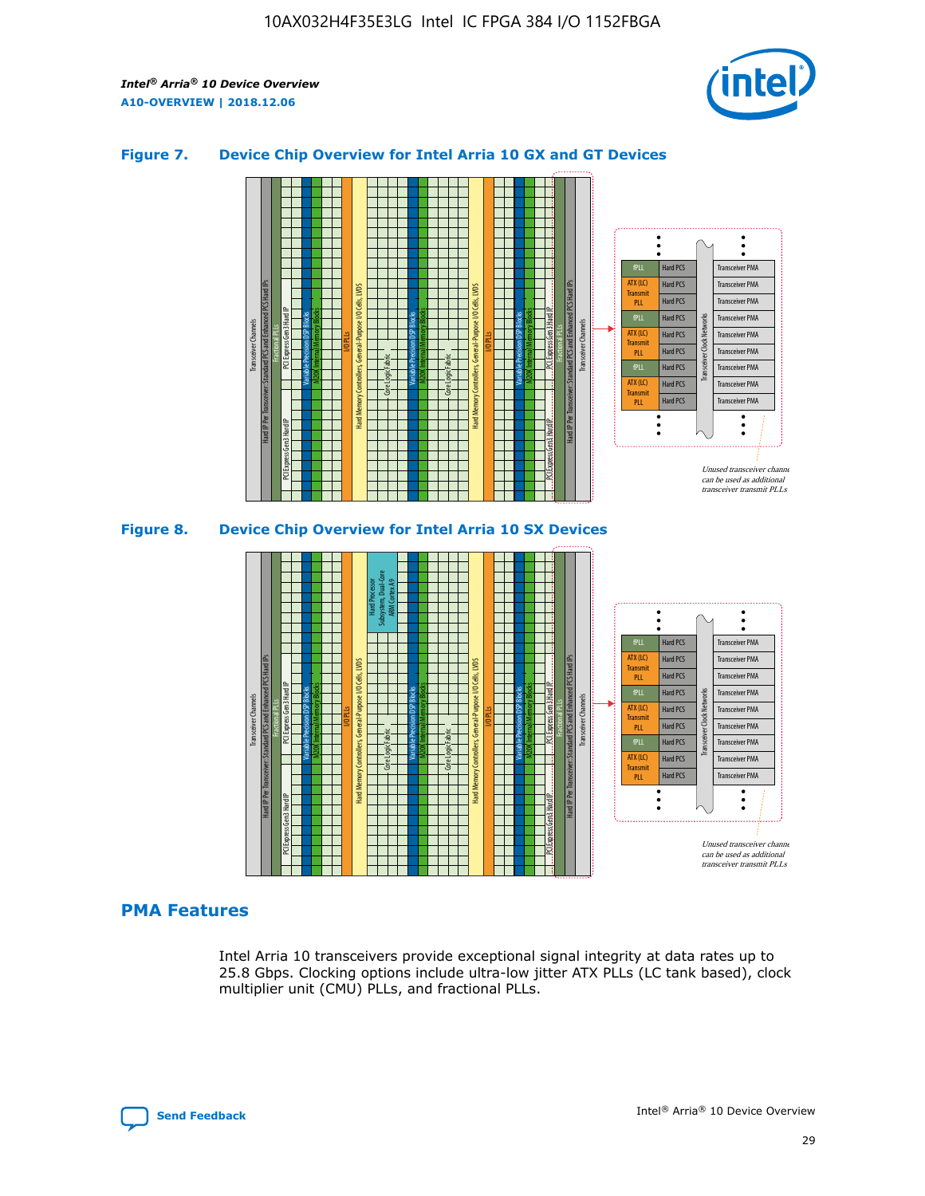**Figure 7. Device Chip Overview for Intel Arria 10 GX and GT Devices**

**Figure 8. Device Chip Overview for Intel Arria 10 SX Devices**

## PMA Features

Intel Arria 10 transceivers provide exceptional signal integrity at data rates up to 25.8 Gbps. Clocking options include ultra-low jitter ATX PLLs (LC tank based), clock multiplier unit (CMU) PLLs, and fractional PLLs.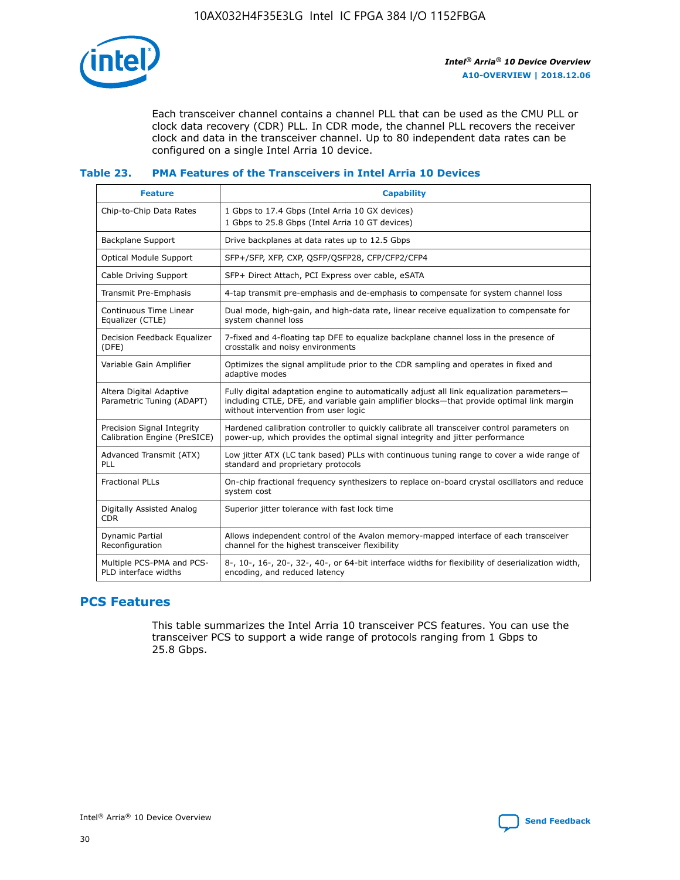Each transceiver channel contains a channel PLL that can be used as the CMU PLL or clock data recovery (CDR) PLL. In CDR mode, the channel PLL recovers the receiver clock and data in the transceiver channel. Up to 80 independent data rates can be configured on a single Intel Arria 10 device.

### Table 23. PMA Features of the Transceivers in Intel Arria 10 Devices

| Feature | Capability |
| --- | --- |
| Chip-to-Chip Data Rates | 1 Gbps to 17.4 Gbps (Intel Arria 10 GX devices)<br>1 Gbps to 25.8 Gbps (Intel Arria 10 GT devices) |
| Backplane Support | Drive backplanes at data rates up to 12.5 Gbps |
| Optical Module Support | SFP+/SFP, XFP, CXP, QSFP/QSFP28, CFP/CFP2/CFP4 |
| Cable Driving Support | SFP+ Direct Attach, PCI Express over cable, eSATA |
| Transmit Pre-Emphasis | 4-tap transmit pre-emphasis and de-emphasis to compensate for system channel loss |
| Continuous Time Linear Equalizer (CTLE) | Dual mode, high-gain, and high-data rate, linear receive equalization to compensate for system channel loss |
| Decision Feedback Equalizer (DFE) | 7-fixed and 4-floating tap DFE to equalize backplane channel loss in the presence of crosstalk and noisy environments |
| Variable Gain Amplifier | Optimizes the signal amplitude prior to the CDR sampling and operates in fixed and adaptive modes |
| Altera Digital Adaptive Parametric Tuning (ADAPT) | Fully digital adaptation engine to automatically adjust all link equalization parameters—including CTLE, DFE, and variable gain amplifier blocks—that provide optimal link margin without intervention from user logic |
| Precision Signal Integrity Calibration Engine (PreSICE) | Hardened calibration controller to quickly calibrate all transceiver control parameters on power-up, which provides the optimal signal integrity and jitter performance |
| Advanced Transmit (ATX) PLL | Low jitter ATX (LC tank based) PLLs with continuous tuning range to cover a wide range of standard and proprietary protocols |
| Fractional PLLs | On-chip fractional frequency synthesizers to replace on-board crystal oscillators and reduce system cost |
| Digitally Assisted Analog CDR | Superior jitter tolerance with fast lock time |
| Dynamic Partial Reconfiguration | Allows independent control of the Avalon memory-mapped interface of each transceiver channel for the highest transceiver flexibility |
| Multiple PCS-PMA and PCS-PLD interface widths | 8-, 10-, 16-, 20-, 32-, 40-, or 64-bit interface widths for flexibility of deserialization width, encoding, and reduced latency |

## PCS Features

This table summarizes the Intel Arria 10 transceiver PCS features. You can use the transceiver PCS to support a wide range of protocols ranging from 1 Gbps to 25.8 Gbps.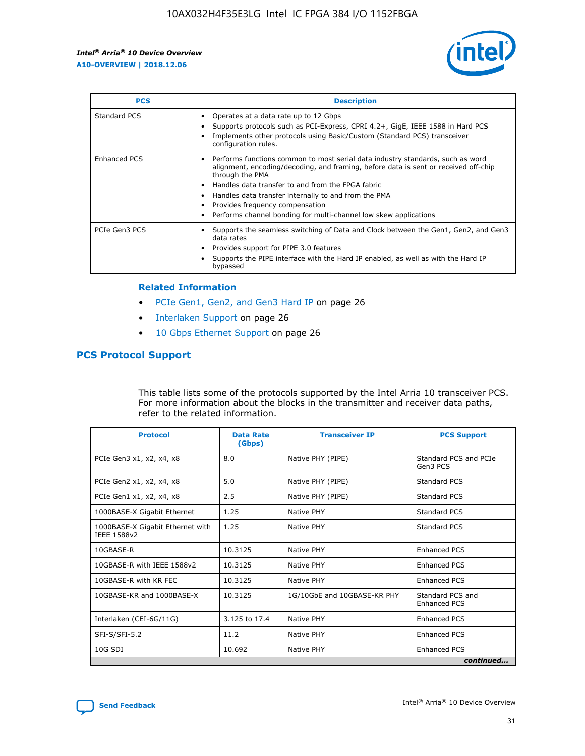| PCS | Description |
| --- | --- |
| Standard PCS | • Operates at a data rate up to 12 Gbps<br>• Supports protocols such as PCI-Express, CPRI 4.2+, GigE, IEEE 1588 in Hard PCS<br>• Implements other protocols using Basic/Custom (Standard PCS) transceiver configuration rules. |
| Enhanced PCS | • Performs functions common to most serial data industry standards, such as word alignment, encoding/decoding, and framing, before data is sent or received off-chip through the PMA<br>• Handles data transfer to and from the FPGA fabric<br>• Handles data transfer internally to and from the PMA<br>• Provides frequency compensation<br>• Performs channel bonding for multi-channel low skew applications |
| PCIe Gen3 PCS | • Supports the seamless switching of Data and Clock between the Gen1, Gen2, and Gen3 data rates<br>• Provides support for PIPE 3.0 features<br>• Supports the PIPE interface with the Hard IP enabled, as well as with the Hard IP bypassed |

### Related Information

- PCIe Gen1, Gen2, and Gen3 Hard IP on page 26
- Interlaken Support on page 26
- 10 Gbps Ethernet Support on page 26

## PCS Protocol Support

This table lists some of the protocols supported by the Intel Arria 10 transceiver PCS. For more information about the blocks in the transmitter and receiver data paths, refer to the related information.

| Protocol | Data Rate (Gbps) | Transceiver IP | PCS Support |
| --- | --- | --- | --- |
| PCIe Gen3 x1, x2, x4, x8 | 8.0 | Native PHY (PIPE) | Standard PCS and PCIe Gen3 PCS |
| PCIe Gen2 x1, x2, x4, x8 | 5.0 | Native PHY (PIPE) | Standard PCS |
| PCIe Gen1 x1, x2, x4, x8 | 2.5 | Native PHY (PIPE) | Standard PCS |
| 1000BASE-X Gigabit Ethernet | 1.25 | Native PHY | Standard PCS |
| 1000BASE-X Gigabit Ethernet with IEEE 1588v2 | 1.25 | Native PHY | Standard PCS |
| 10GBASE-R | 10.3125 | Native PHY | Enhanced PCS |
| 10GBASE-R with IEEE 1588v2 | 10.3125 | Native PHY | Enhanced PCS |
| 10GBASE-R with KR FEC | 10.3125 | Native PHY | Enhanced PCS |
| 10GBASE-KR and 1000BASE-X | 10.3125 | 1G/10GbE and 10GBASE-KR PHY | Standard PCS and Enhanced PCS |
| Interlaken (CEI-6G/11G) | 3.125 to 17.4 | Native PHY | Enhanced PCS |
| SFI-S/SFI-5.2 | 11.2 | Native PHY | Enhanced PCS |
| 10G SDI | 10.692 | Native PHY | Enhanced PCS |

*continued...*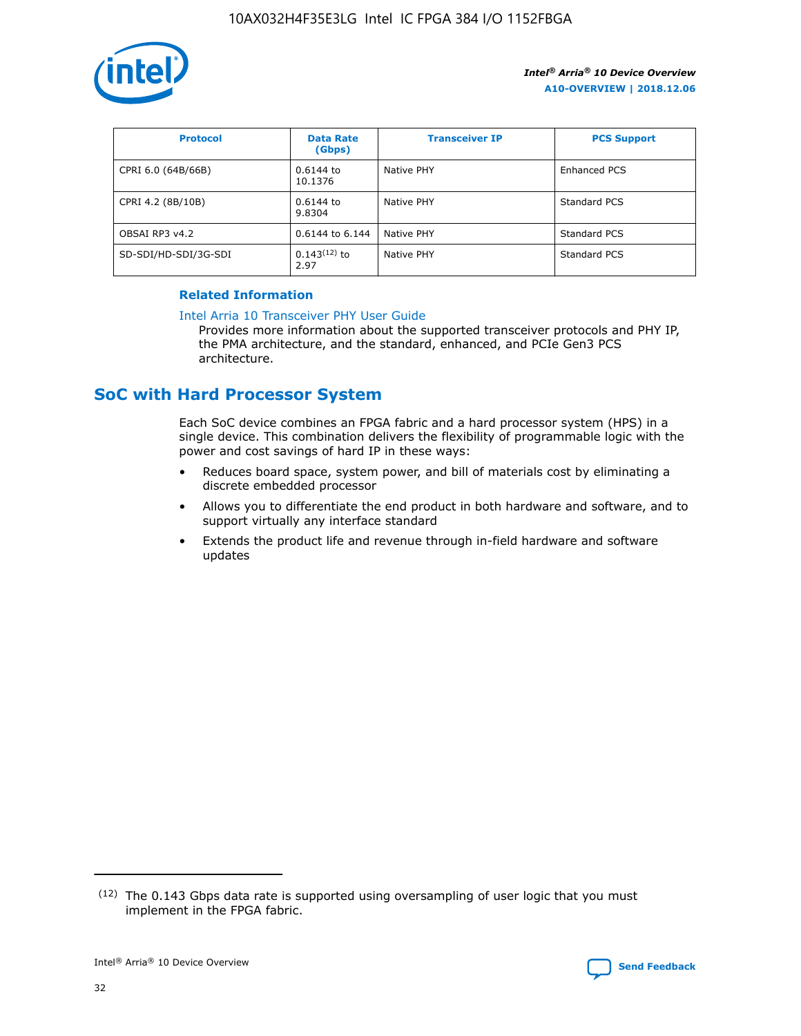| Protocol | Data Rate (Gbps) | Transceiver IP | PCS Support |
| --- | --- | --- | --- |
| CPRI 6.0 (64B/66B) | 0.6144 to 10.1376 | Native PHY | Enhanced PCS |
| CPRI 4.2 (8B/10B) | 0.6144 to 9.8304 | Native PHY | Standard PCS |
| OBSAI RP3 v4.2 | 0.6144 to 6.144 | Native PHY | Standard PCS |
| SD-SDI/HD-SDI/3G-SDI | 0.143[12] to 2.97 | Native PHY | Standard PCS |

**Related Information**

Intel Arria 10 Transceiver PHY User Guide

Provides more information about the supported transceiver protocols and PHY IP, the PMA architecture, and the standard, enhanced, and PCIe Gen3 PCS architecture.

## SoC with Hard Processor System

Each SoC device combines an FPGA fabric and a hard processor system (HPS) in a single device. This combination delivers the flexibility of programmable logic with the power and cost savings of hard IP in these ways:

- Reduces board space, system power, and bill of materials cost by eliminating a discrete embedded processor
- Allows you to differentiate the end product in both hardware and software, and to support virtually any interface standard
- Extends the product life and revenue through in-field hardware and software updates

(12) The 0.143 Gbps data rate is supported using oversampling of user logic that you must implement in the FPGA fabric.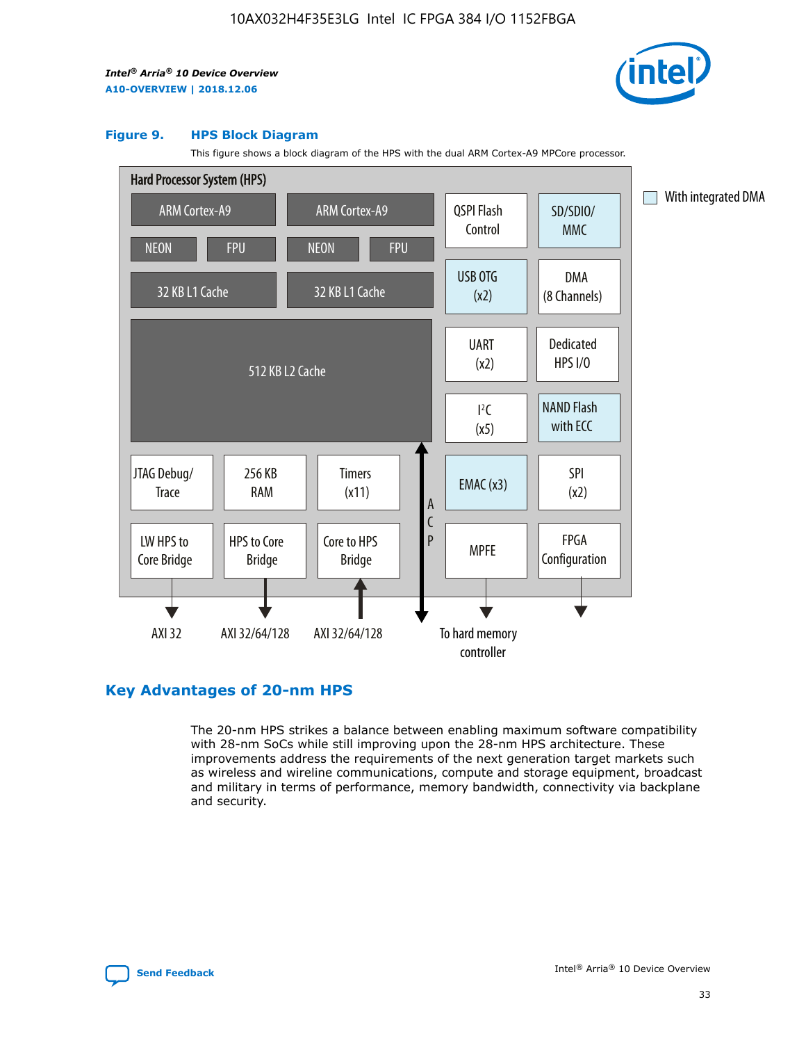Figure 9. HPS Block Diagram

This figure shows a block diagram of the HPS with the dual ARM Cortex-A9 MPCore processor.

Hard Processor System (HPS)

ARM Cortex-A9 | ARM Cortex-A9 | QSPI Flash Control | SD/SDIO/MMC

NEON | FPU | NEON | FPU

32 KB L1 Cache | 32 KB L1 Cache | USB OTG (x2) | DMA (8 Channels)

512 KB L2 Cache | UART (x2) | Dedicated HPS I/O | I²C (x5) | NAND Flash with ECC

JTAG Debug/Trace | 256 KB RAM | Timers (x11) | ACP | EMAC (x3) | SPI (x2)

LW HPS to Core Bridge | HPS to Core Bridge | Core to HPS Bridge | MPFE | FPGA Configuration

AXI 32 | AXI 32/64/128 | AXI 32/64/128 | To hard memory controller

With integrated DMA

## Key Advantages of 20-nm HPS

The 20-nm HPS strikes a balance between enabling maximum software compatibility with 28-nm SoCs while still improving upon the 28-nm HPS architecture. These improvements address the requirements of the next generation target markets such as wireless and wireline communications, compute and storage equipment, broadcast and military in terms of performance, memory bandwidth, connectivity via backplane and security.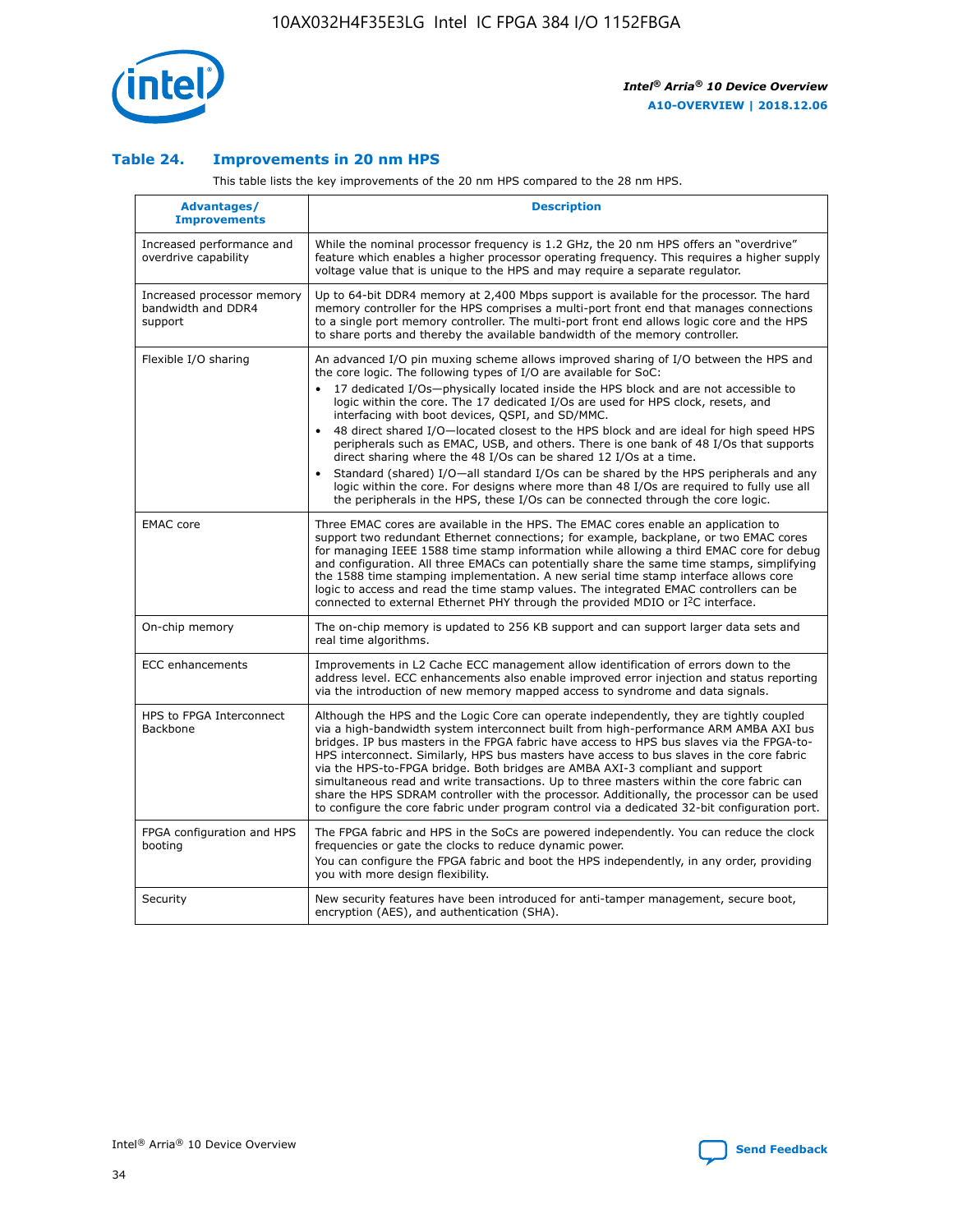### Table 24. Improvements in 20 nm HPS

This table lists the key improvements of the 20 nm HPS compared to the 28 nm HPS.

| Advantages/ Improvements | Description |
|---|---|
| Increased performance and overdrive capability | While the nominal processor frequency is 1.2 GHz, the 20 nm HPS offers an "overdrive" feature which enables a higher processor operating frequency. This requires a higher supply voltage value that is unique to the HPS and may require a separate regulator. |
| Increased processor memory bandwidth and DDR4 support | Up to 64-bit DDR4 memory at 2,400 Mbps support is available for the processor. The hard memory controller for the HPS comprises a multi-port front end that manages connections to a single port memory controller. The multi-port front end allows logic core and the HPS to share ports and thereby the available bandwidth of the memory controller. |
| Flexible I/O sharing | An advanced I/O pin muxing scheme allows improved sharing of I/O between the HPS and the core logic. The following types of I/O are available for SoC:<br>• 17 dedicated I/Os—physically located inside the HPS block and are not accessible to logic within the core. The 17 dedicated I/Os are used for HPS clock, resets, and interfacing with boot devices, QSPI, and SD/MMC.<br>• 48 direct shared I/O—located closest to the HPS block and are ideal for high speed HPS peripherals such as EMAC, USB, and others. There is one bank of 48 I/Os that supports direct sharing where the 48 I/Os can be shared 12 I/Os at a time.<br>• Standard (shared) I/O—all standard I/Os can be shared by the HPS peripherals and any logic within the core. For designs where more than 48 I/Os are required to fully use all the peripherals in the HPS, these I/Os can be connected through the core logic. |
| EMAC core | Three EMAC cores are available in the HPS. The EMAC cores enable an application to support two redundant Ethernet connections; for example, backplane, or two EMAC cores for managing IEEE 1588 time stamp information while allowing a third EMAC core for debug and configuration. All three EMACs can potentially share the same time stamps, simplifying the 1588 time stamping implementation. A new serial time stamp interface allows core logic to access and read the time stamp values. The integrated EMAC controllers can be connected to external Ethernet PHY through the provided MDIO or I²C interface. |
| On-chip memory | The on-chip memory is updated to 256 KB support and can support larger data sets and real time algorithms. |
| ECC enhancements | Improvements in L2 Cache ECC management allow identification of errors down to the address level. ECC enhancements also enable improved error injection and status reporting via the introduction of new memory mapped access to syndrome and data signals. |
| HPS to FPGA Interconnect Backbone | Although the HPS and the Logic Core can operate independently, they are tightly coupled via a high-bandwidth system interconnect built from high-performance ARM AMBA AXI bus bridges. IP bus masters in the FPGA fabric have access to HPS bus slaves via the FPGA-to-HPS interconnect. Similarly, HPS bus masters have access to bus slaves in the core fabric via the HPS-to-FPGA bridge. Both bridges are AMBA AXI-3 compliant and support simultaneous read and write transactions. Up to three masters within the core fabric can share the HPS SDRAM controller with the processor. Additionally, the processor can be used to configure the core fabric under program control via a dedicated 32-bit configuration port. |
| FPGA configuration and HPS booting | The FPGA fabric and HPS in the SoCs are powered independently. You can reduce the clock frequencies or gate the clocks to reduce dynamic power.<br>You can configure the FPGA fabric and boot the HPS independently, in any order, providing you with more design flexibility. |
| Security | New security features have been introduced for anti-tamper management, secure boot, encryption (AES), and authentication (SHA). |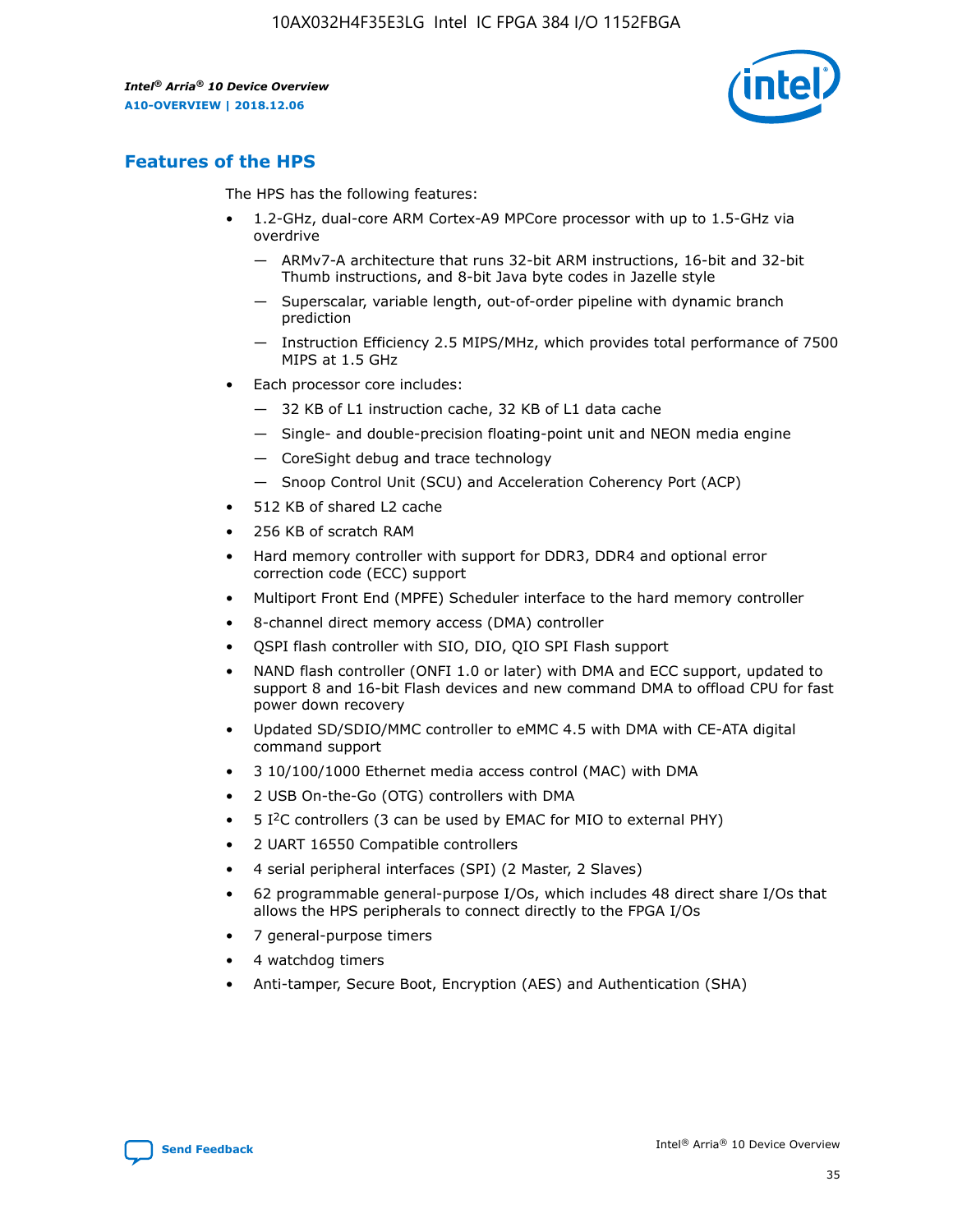## Features of the HPS

The HPS has the following features:

- 1.2-GHz, dual-core ARM Cortex-A9 MPCore processor with up to 1.5-GHz via overdrive
  - — ARMv7-A architecture that runs 32-bit ARM instructions, 16-bit and 32-bit Thumb instructions, and 8-bit Java byte codes in Jazelle style
  - — Superscalar, variable length, out-of-order pipeline with dynamic branch prediction
  - — Instruction Efficiency 2.5 MIPS/MHz, which provides total performance of 7500 MIPS at 1.5 GHz
- Each processor core includes:
  - — 32 KB of L1 instruction cache, 32 KB of L1 data cache
  - — Single- and double-precision floating-point unit and NEON media engine
  - — CoreSight debug and trace technology
  - — Snoop Control Unit (SCU) and Acceleration Coherency Port (ACP)
- 512 KB of shared L2 cache
- 256 KB of scratch RAM
- Hard memory controller with support for DDR3, DDR4 and optional error correction code (ECC) support
- Multiport Front End (MPFE) Scheduler interface to the hard memory controller
- 8-channel direct memory access (DMA) controller
- QSPI flash controller with SIO, DIO, QIO SPI Flash support
- NAND flash controller (ONFI 1.0 or later) with DMA and ECC support, updated to support 8 and 16-bit Flash devices and new command DMA to offload CPU for fast power down recovery
- Updated SD/SDIO/MMC controller to eMMC 4.5 with DMA with CE-ATA digital command support
- 3 10/100/1000 Ethernet media access control (MAC) with DMA
- 2 USB On-the-Go (OTG) controllers with DMA
- 5 I²C controllers (3 can be used by EMAC for MIO to external PHY)
- 2 UART 16550 Compatible controllers
- 4 serial peripheral interfaces (SPI) (2 Master, 2 Slaves)
- 62 programmable general-purpose I/Os, which includes 48 direct share I/Os that allows the HPS peripherals to connect directly to the FPGA I/Os
- 7 general-purpose timers
- 4 watchdog timers
- Anti-tamper, Secure Boot, Encryption (AES) and Authentication (SHA)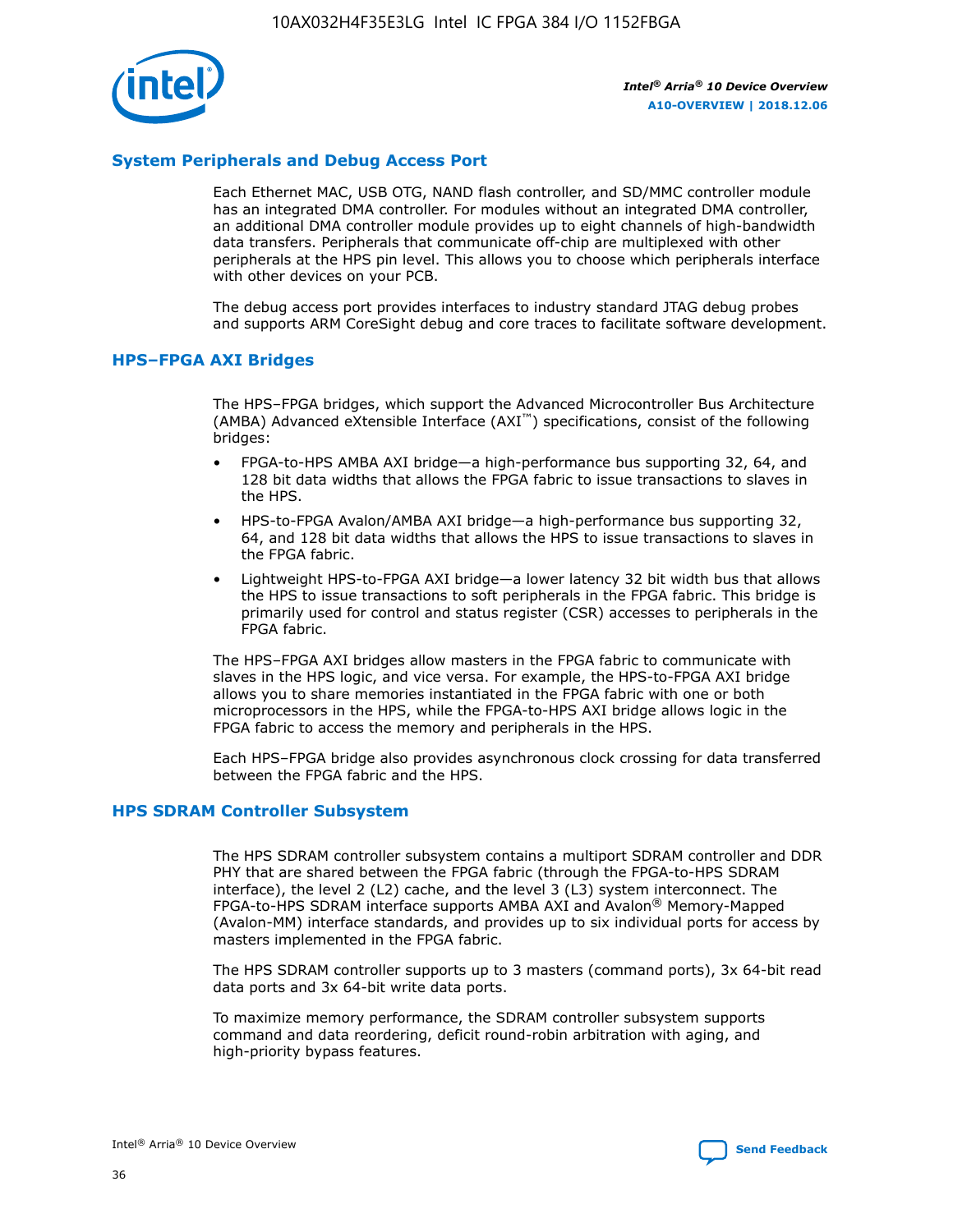## System Peripherals and Debug Access Port

Each Ethernet MAC, USB OTG, NAND flash controller, and SD/MMC controller module has an integrated DMA controller. For modules without an integrated DMA controller, an additional DMA controller module provides up to eight channels of high-bandwidth data transfers. Peripherals that communicate off-chip are multiplexed with other peripherals at the HPS pin level. This allows you to choose which peripherals interface with other devices on your PCB.

The debug access port provides interfaces to industry standard JTAG debug probes and supports ARM CoreSight debug and core traces to facilitate software development.

## HPS–FPGA AXI Bridges

The HPS–FPGA bridges, which support the Advanced Microcontroller Bus Architecture (AMBA) Advanced eXtensible Interface (AXI™) specifications, consist of the following bridges:

- FPGA-to-HPS AMBA AXI bridge—a high-performance bus supporting 32, 64, and 128 bit data widths that allows the FPGA fabric to issue transactions to slaves in the HPS.
- HPS-to-FPGA Avalon/AMBA AXI bridge—a high-performance bus supporting 32, 64, and 128 bit data widths that allows the HPS to issue transactions to slaves in the FPGA fabric.
- Lightweight HPS-to-FPGA AXI bridge—a lower latency 32 bit width bus that allows the HPS to issue transactions to soft peripherals in the FPGA fabric. This bridge is primarily used for control and status register (CSR) accesses to peripherals in the FPGA fabric.

The HPS–FPGA AXI bridges allow masters in the FPGA fabric to communicate with slaves in the HPS logic, and vice versa. For example, the HPS-to-FPGA AXI bridge allows you to share memories instantiated in the FPGA fabric with one or both microprocessors in the HPS, while the FPGA-to-HPS AXI bridge allows logic in the FPGA fabric to access the memory and peripherals in the HPS.

Each HPS–FPGA bridge also provides asynchronous clock crossing for data transferred between the FPGA fabric and the HPS.

## HPS SDRAM Controller Subsystem

The HPS SDRAM controller subsystem contains a multiport SDRAM controller and DDR PHY that are shared between the FPGA fabric (through the FPGA-to-HPS SDRAM interface), the level 2 (L2) cache, and the level 3 (L3) system interconnect. The FPGA-to-HPS SDRAM interface supports AMBA AXI and Avalon® Memory-Mapped (Avalon-MM) interface standards, and provides up to six individual ports for access by masters implemented in the FPGA fabric.

The HPS SDRAM controller supports up to 3 masters (command ports), 3x 64-bit read data ports and 3x 64-bit write data ports.

To maximize memory performance, the SDRAM controller subsystem supports command and data reordering, deficit round-robin arbitration with aging, and high-priority bypass features.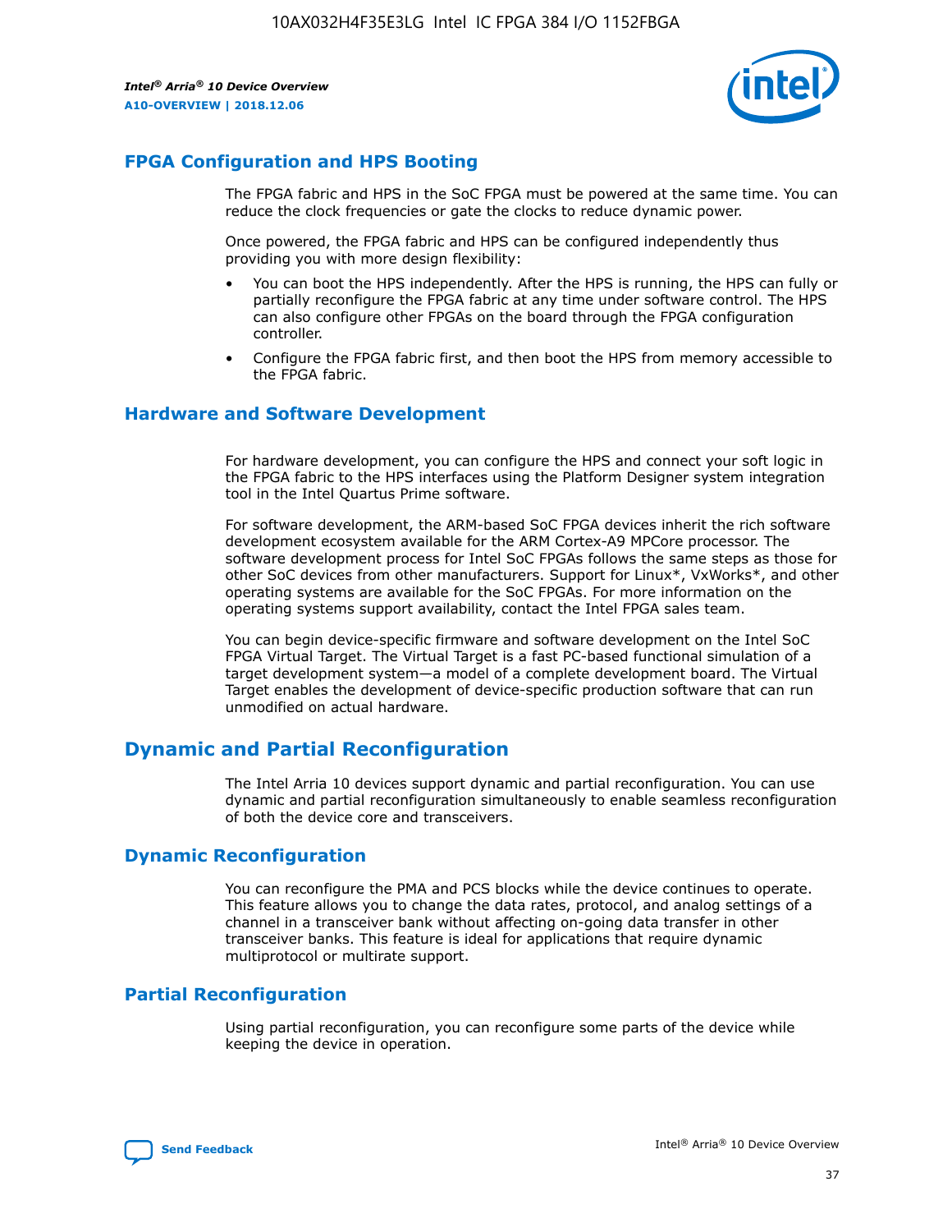## FPGA Configuration and HPS Booting

The FPGA fabric and HPS in the SoC FPGA must be powered at the same time. You can reduce the clock frequencies or gate the clocks to reduce dynamic power.

Once powered, the FPGA fabric and HPS can be configured independently thus providing you with more design flexibility:

- You can boot the HPS independently. After the HPS is running, the HPS can fully or partially reconfigure the FPGA fabric at any time under software control. The HPS can also configure other FPGAs on the board through the FPGA configuration controller.
- Configure the FPGA fabric first, and then boot the HPS from memory accessible to the FPGA fabric.

## Hardware and Software Development

For hardware development, you can configure the HPS and connect your soft logic in the FPGA fabric to the HPS interfaces using the Platform Designer system integration tool in the Intel Quartus Prime software.

For software development, the ARM-based SoC FPGA devices inherit the rich software development ecosystem available for the ARM Cortex-A9 MPCore processor. The software development process for Intel SoC FPGAs follows the same steps as those for other SoC devices from other manufacturers. Support for Linux*, VxWorks*, and other operating systems are available for the SoC FPGAs. For more information on the operating systems support availability, contact the Intel FPGA sales team.

You can begin device-specific firmware and software development on the Intel SoC FPGA Virtual Target. The Virtual Target is a fast PC-based functional simulation of a target development system—a model of a complete development board. The Virtual Target enables the development of device-specific production software that can run unmodified on actual hardware.

# Dynamic and Partial Reconfiguration

The Intel Arria 10 devices support dynamic and partial reconfiguration. You can use dynamic and partial reconfiguration simultaneously to enable seamless reconfiguration of both the device core and transceivers.

## Dynamic Reconfiguration

You can reconfigure the PMA and PCS blocks while the device continues to operate. This feature allows you to change the data rates, protocol, and analog settings of a channel in a transceiver bank without affecting on-going data transfer in other transceiver banks. This feature is ideal for applications that require dynamic multiprotocol or multirate support.

## Partial Reconfiguration

Using partial reconfiguration, you can reconfigure some parts of the device while keeping the device in operation.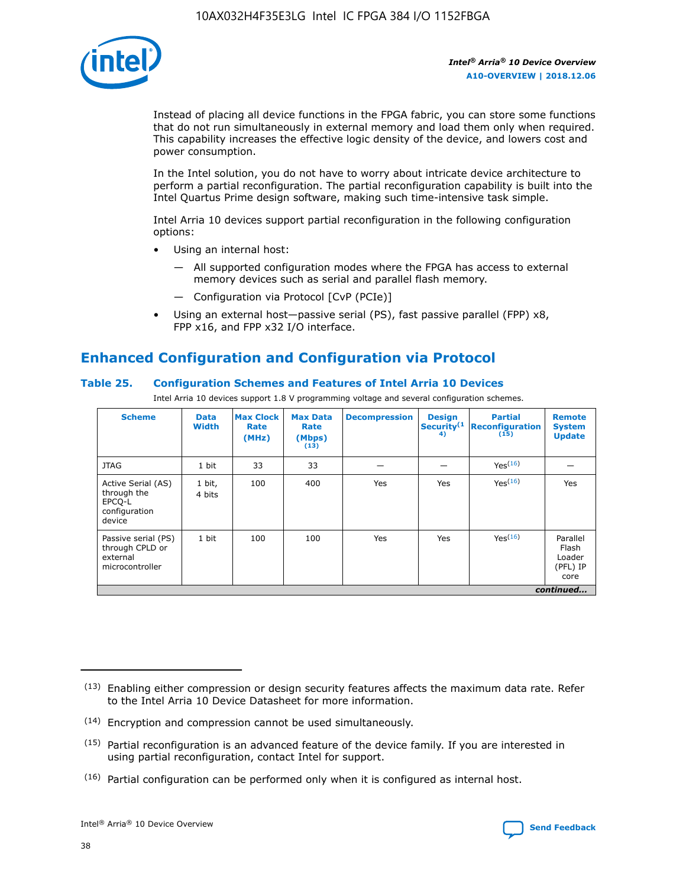Instead of placing all device functions in the FPGA fabric, you can store some functions that do not run simultaneously in external memory and load them only when required. This capability increases the effective logic density of the device, and lowers cost and power consumption.

In the Intel solution, you do not have to worry about intricate device architecture to perform a partial reconfiguration. The partial reconfiguration capability is built into the Intel Quartus Prime design software, making such time-intensive task simple.

Intel Arria 10 devices support partial reconfiguration in the following configuration options:

- Using an internal host:
  - — All supported configuration modes where the FPGA has access to external memory devices such as serial and parallel flash memory.
  - — Configuration via Protocol [CvP (PCIe)]
- Using an external host—passive serial (PS), fast passive parallel (FPP) x8, FPP x16, and FPP x32 I/O interface.

## Enhanced Configuration and Configuration via Protocol

### Table 25. Configuration Schemes and Features of Intel Arria 10 Devices

Intel Arria 10 devices support 1.8 V programming voltage and several configuration schemes.

| Scheme | Data Width | Max Clock Rate (MHz) | Max Data Rate (Mbps) (13) | Decompression | Design Security (14) | Partial Reconfiguration (15) | Remote System Update |
|---|---|---|---|---|---|---|---|
| JTAG | 1 bit | 33 | 33 | — | — | Yes(16) | — |
| Active Serial (AS) through the EPCQ-L configuration device | 1 bit, 4 bits | 100 | 400 | Yes | Yes | Yes(16) | Yes |
| Passive serial (PS) through CPLD or external microcontroller | 1 bit | 100 | 100 | Yes | Yes | Yes(16) | Parallel Flash Loader (PFL) IP core |

*continued...*

(13) Enabling either compression or design security features affects the maximum data rate. Refer to the Intel Arria 10 Device Datasheet for more information.

(14) Encryption and compression cannot be used simultaneously.

(15) Partial reconfiguration is an advanced feature of the device family. If you are interested in using partial reconfiguration, contact Intel for support.

(16) Partial configuration can be performed only when it is configured as internal host.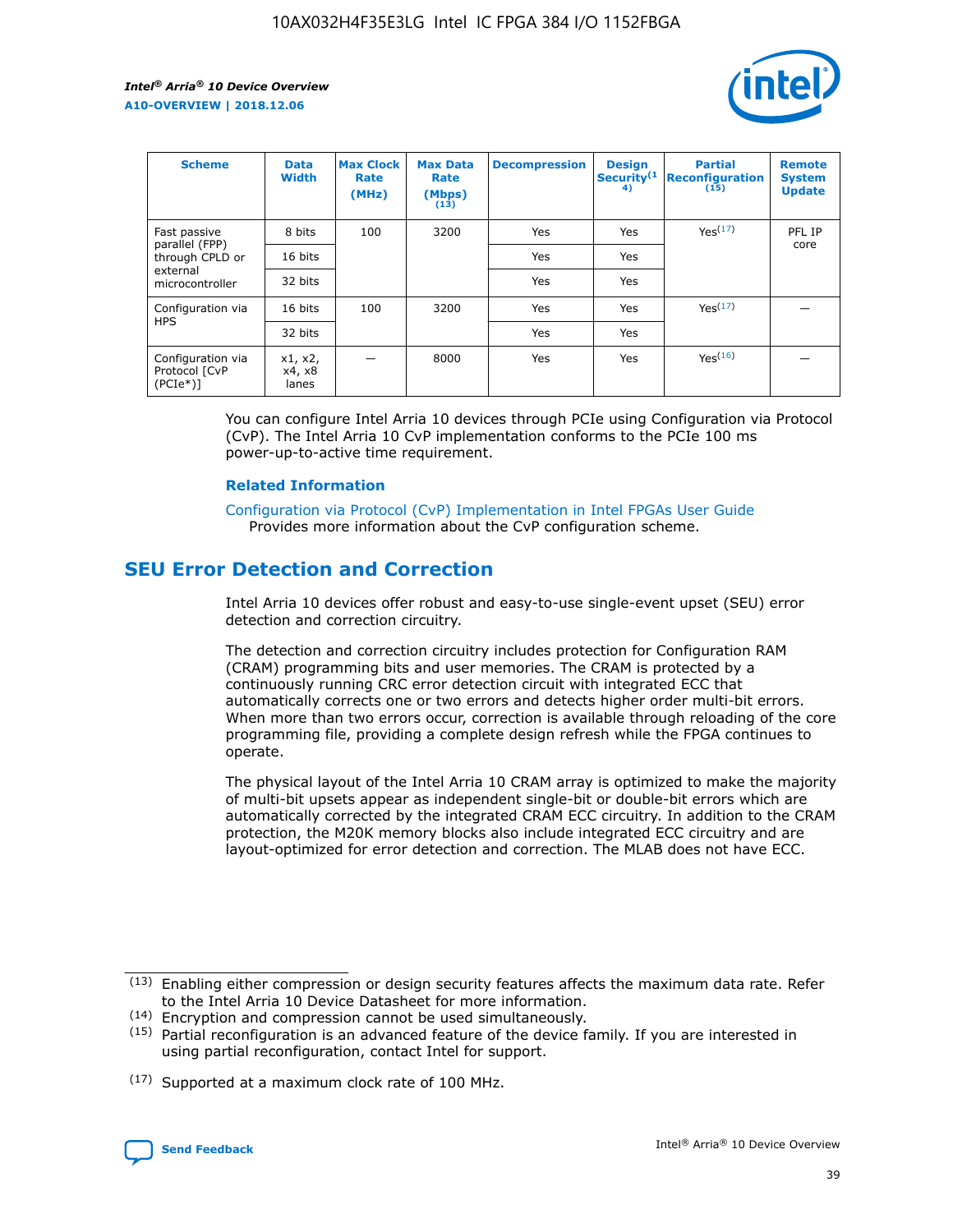| Scheme | Data Width | Max Clock Rate (MHz) | Max Data Rate (Mbps) (13) | Decompression | Design Security(14) | Partial Reconfiguration (15) | Remote System Update |
|---|---|---|---|---|---|---|---|
| Fast passive parallel (FPP) through CPLD or external microcontroller | 8 bits | 100 | 3200 | Yes | Yes | Yes(17) | PFL IP core |
| | 16 bits | | | Yes | Yes | | |
| | 32 bits | | | Yes | Yes | | |
| Configuration via HPS | 16 bits | 100 | 3200 | Yes | Yes | Yes(17) | — |
| | 32 bits | | | Yes | Yes | | |
| Configuration via Protocol [CvP (PCIe*)] | x1, x2, x4, x8 lanes | — | 8000 | Yes | Yes | Yes(16) | — |

You can configure Intel Arria 10 devices through PCIe using Configuration via Protocol (CvP). The Intel Arria 10 CvP implementation conforms to the PCIe 100 ms power-up-to-active time requirement.

### Related Information

Configuration via Protocol (CvP) Implementation in Intel FPGAs User Guide
Provides more information about the CvP configuration scheme.

## SEU Error Detection and Correction

Intel Arria 10 devices offer robust and easy-to-use single-event upset (SEU) error detection and correction circuitry.

The detection and correction circuitry includes protection for Configuration RAM (CRAM) programming bits and user memories. The CRAM is protected by a continuously running CRC error detection circuit with integrated ECC that automatically corrects one or two errors and detects higher order multi-bit errors. When more than two errors occur, correction is available through reloading of the core programming file, providing a complete design refresh while the FPGA continues to operate.

The physical layout of the Intel Arria 10 CRAM array is optimized to make the majority of multi-bit upsets appear as independent single-bit or double-bit errors which are automatically corrected by the integrated CRAM ECC circuitry. In addition to the CRAM protection, the M20K memory blocks also include integrated ECC circuitry and are layout-optimized for error detection and correction. The MLAB does not have ECC.

(13) Enabling either compression or design security features affects the maximum data rate. Refer to the Intel Arria 10 Device Datasheet for more information.

(14) Encryption and compression cannot be used simultaneously.

(15) Partial reconfiguration is an advanced feature of the device family. If you are interested in using partial reconfiguration, contact Intel for support.

(17) Supported at a maximum clock rate of 100 MHz.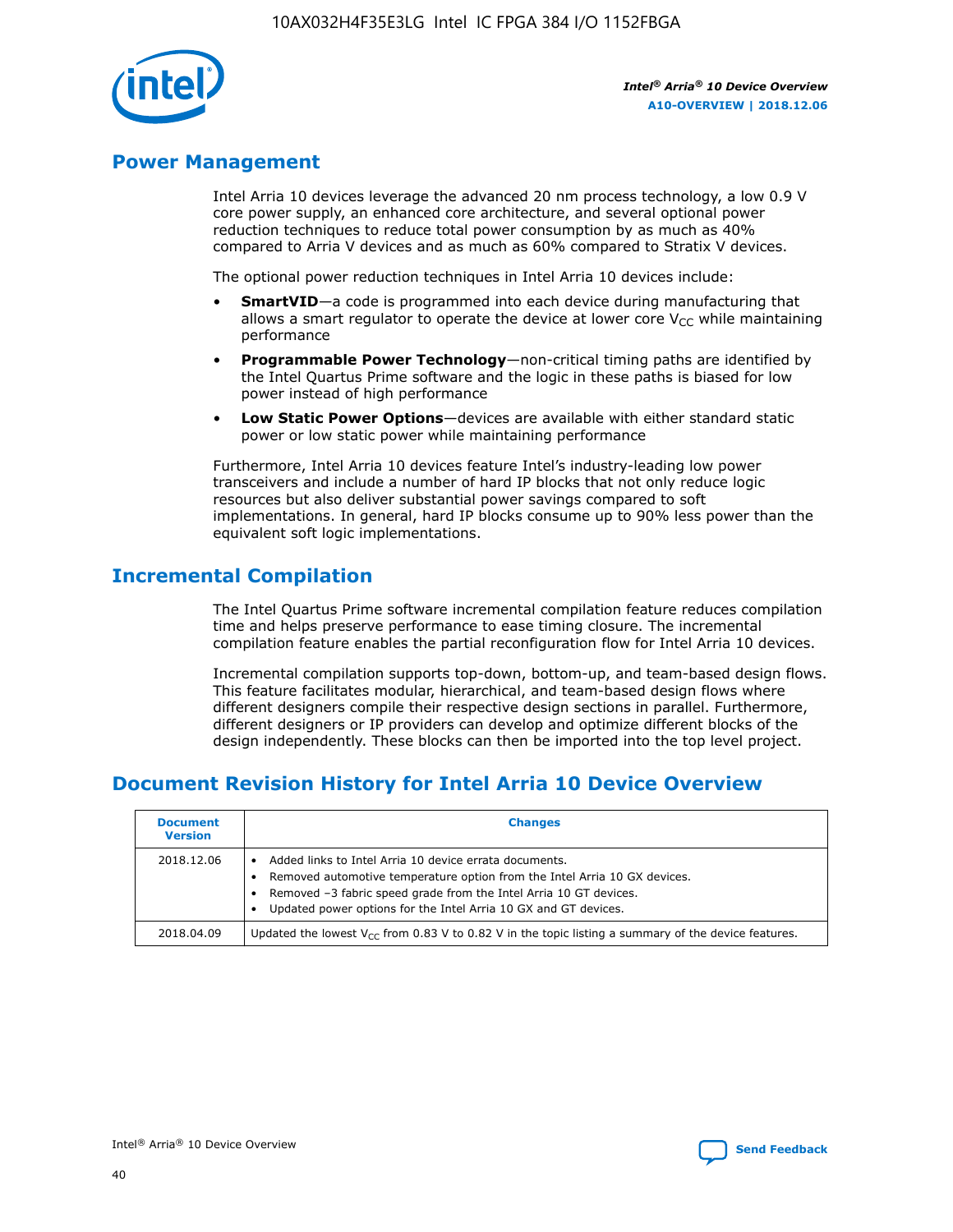## Power Management

Intel Arria 10 devices leverage the advanced 20 nm process technology, a low 0.9 V core power supply, an enhanced core architecture, and several optional power reduction techniques to reduce total power consumption by as much as 40% compared to Arria V devices and as much as 60% compared to Stratix V devices.

The optional power reduction techniques in Intel Arria 10 devices include:

- **SmartVID**—a code is programmed into each device during manufacturing that allows a smart regulator to operate the device at lower core $V_{CC}$ while maintaining performance
- **Programmable Power Technology**—non-critical timing paths are identified by the Intel Quartus Prime software and the logic in these paths is biased for low power instead of high performance
- **Low Static Power Options**—devices are available with either standard static power or low static power while maintaining performance

Furthermore, Intel Arria 10 devices feature Intel's industry-leading low power transceivers and include a number of hard IP blocks that not only reduce logic resources but also deliver substantial power savings compared to soft implementations. In general, hard IP blocks consume up to 90% less power than the equivalent soft logic implementations.

## Incremental Compilation

The Intel Quartus Prime software incremental compilation feature reduces compilation time and helps preserve performance to ease timing closure. The incremental compilation feature enables the partial reconfiguration flow for Intel Arria 10 devices.

Incremental compilation supports top-down, bottom-up, and team-based design flows. This feature facilitates modular, hierarchical, and team-based design flows where different designers compile their respective design sections in parallel. Furthermore, different designers or IP providers can develop and optimize different blocks of the design independently. These blocks can then be imported into the top level project.

## Document Revision History for Intel Arria 10 Device Overview

| Document Version | Changes |
|---|---|
| 2018.12.06 | • Added links to Intel Arria 10 device errata documents.<br>• Removed automotive temperature option from the Intel Arria 10 GX devices.<br>• Removed –3 fabric speed grade from the Intel Arria 10 GT devices.<br>• Updated power options for the Intel Arria 10 GX and GT devices. |
| 2018.04.09 | Updated the lowest $V_{CC}$ from 0.83 V to 0.82 V in the topic listing a summary of the device features. |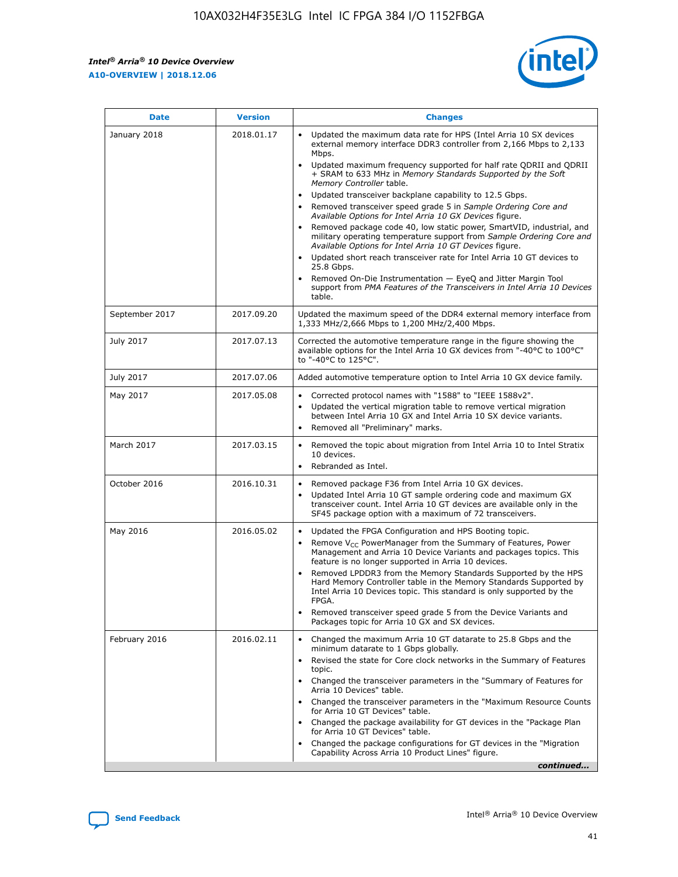| Date | Version | Changes |
| --- | --- | --- |
| January 2018 | 2018.01.17 | • Updated the maximum data rate for HPS (Intel Arria 10 SX devices external memory interface DDR3 controller from 2,166 Mbps to 2,133 Mbps.<br>• Updated maximum frequency supported for half rate QDRII and QDRII + SRAM to 633 MHz in *Memory Standards Supported by the Soft Memory Controller* table.<br>• Updated transceiver backplane capability to 12.5 Gbps.<br>• Removed transceiver speed grade 5 in *Sample Ordering Core and Available Options for Intel Arria 10 GX Devices* figure.<br>• Removed package code 40, low static power, SmartVID, industrial, and military operating temperature support from *Sample Ordering Core and Available Options for Intel Arria 10 GT Devices* figure.<br>• Updated short reach transceiver rate for Intel Arria 10 GT devices to 25.8 Gbps.<br>• Removed On-Die Instrumentation — EyeQ and Jitter Margin Tool support from *PMA Features of the Transceivers in Intel Arria 10 Devices* table. |
| September 2017 | 2017.09.20 | Updated the maximum speed of the DDR4 external memory interface from 1,333 MHz/2,666 Mbps to 1,200 MHz/2,400 Mbps. |
| July 2017 | 2017.07.13 | Corrected the automotive temperature range in the figure showing the available options for the Intel Arria 10 GX devices from "-40°C to 100°C" to "-40°C to 125°C". |
| July 2017 | 2017.07.06 | Added automotive temperature option to Intel Arria 10 GX device family. |
| May 2017 | 2017.05.08 | • Corrected protocol names with "1588" to "IEEE 1588v2".<br>• Updated the vertical migration table to remove vertical migration between Intel Arria 10 GX and Intel Arria 10 SX device variants.<br>• Removed all "Preliminary" marks. |
| March 2017 | 2017.03.15 | • Removed the topic about migration from Intel Arria 10 to Intel Stratix 10 devices.<br>• Rebranded as Intel. |
| October 2016 | 2016.10.31 | • Removed package F36 from Intel Arria 10 GX devices.<br>• Updated Intel Arria 10 GT sample ordering code and maximum GX transceiver count. Intel Arria 10 GT devices are available only in the SF45 package option with a maximum of 72 transceivers. |
| May 2016 | 2016.05.02 | • Updated the FPGA Configuration and HPS Booting topic.<br>• Remove $V_{CC}$ PowerManager from the Summary of Features, Power Management and Arria 10 Device Variants and packages topics. This feature is no longer supported in Arria 10 devices.<br>• Removed LPDDR3 from the Memory Standards Supported by the HPS Hard Memory Controller table in the Memory Standards Supported by Intel Arria 10 Devices topic. This standard is only supported by the FPGA.<br>• Removed transceiver speed grade 5 from the Device Variants and Packages topic for Arria 10 GX and SX devices. |
| February 2016 | 2016.02.11 | • Changed the maximum Arria 10 GT datarate to 25.8 Gbps and the minimum datarate to 1 Gbps globally.<br>• Revised the state for Core clock networks in the Summary of Features topic.<br>• Changed the transceiver parameters in the "Summary of Features for Arria 10 Devices" table.<br>• Changed the transceiver parameters in the "Maximum Resource Counts for Arria 10 GT Devices" table.<br>• Changed the package availability for GT devices in the "Package Plan for Arria 10 GT Devices" table.<br>• Changed the package configurations for GT devices in the "Migration Capability Across Arria 10 Product Lines" figure. |

*continued...*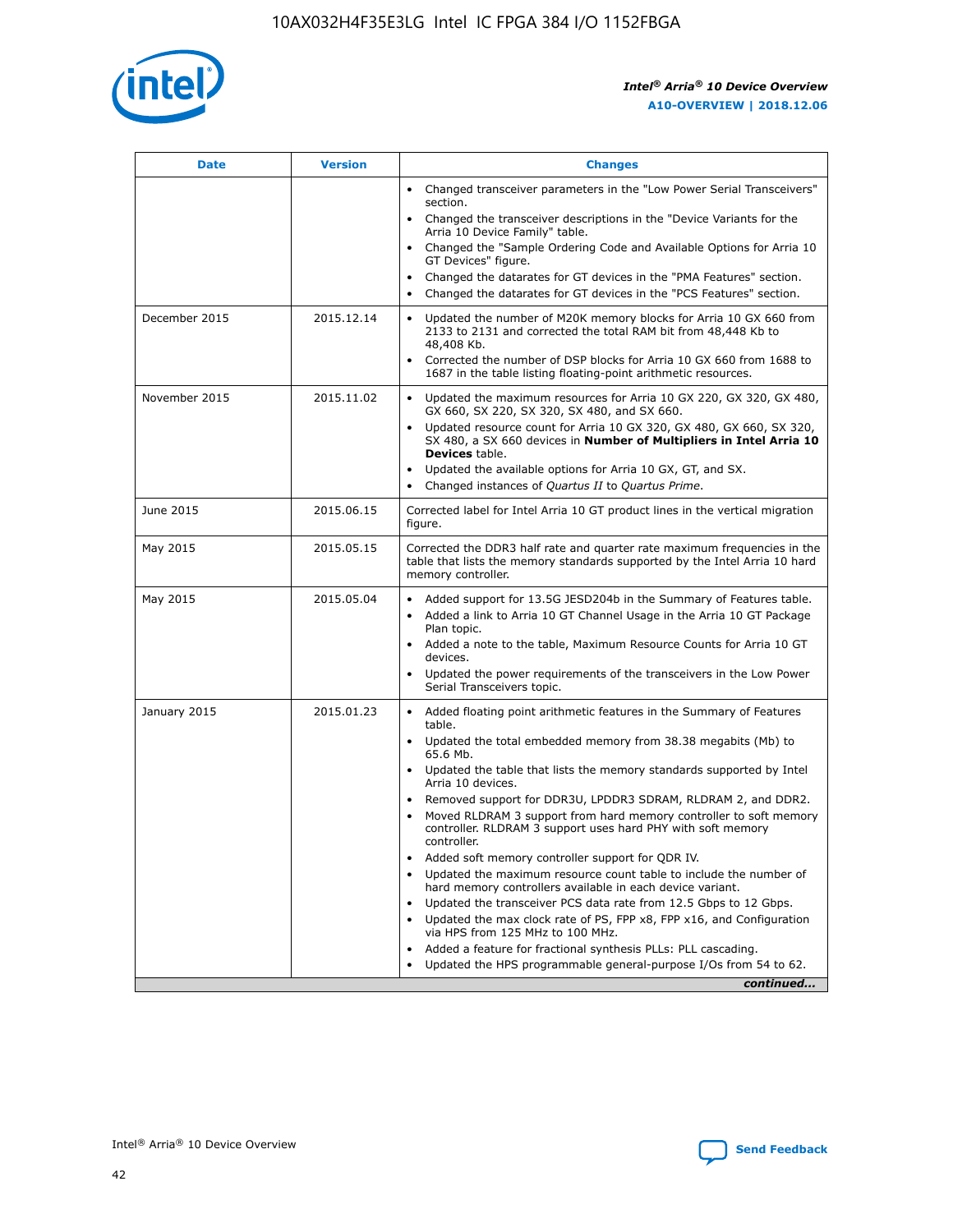| Date | Version | Changes |
| --- | --- | --- |
| | | • Changed transceiver parameters in the "Low Power Serial Transceivers" section.<br>• Changed the transceiver descriptions in the "Device Variants for the Arria 10 Device Family" table.<br>• Changed the "Sample Ordering Code and Available Options for Arria 10 GT Devices" figure.<br>• Changed the datarates for GT devices in the "PMA Features" section.<br>• Changed the datarates for GT devices in the "PCS Features" section. |
| December 2015 | 2015.12.14 | • Updated the number of M20K memory blocks for Arria 10 GX 660 from 2133 to 2131 and corrected the total RAM bit from 48,448 Kb to 48,408 Kb.<br>• Corrected the number of DSP blocks for Arria 10 GX 660 from 1688 to 1687 in the table listing floating-point arithmetic resources. |
| November 2015 | 2015.11.02 | • Updated the maximum resources for Arria 10 GX 220, GX 320, GX 480, GX 660, SX 220, SX 320, SX 480, and SX 660.<br>• Updated resource count for Arria 10 GX 320, GX 480, GX 660, SX 320, SX 480, a SX 660 devices in **Number of Multipliers in Intel Arria 10 Devices** table.<br>• Updated the available options for Arria 10 GX, GT, and SX.<br>• Changed instances of *Quartus II* to *Quartus Prime*. |
| June 2015 | 2015.06.15 | Corrected label for Intel Arria 10 GT product lines in the vertical migration figure. |
| May 2015 | 2015.05.15 | Corrected the DDR3 half rate and quarter rate maximum frequencies in the table that lists the memory standards supported by the Intel Arria 10 hard memory controller. |
| May 2015 | 2015.05.04 | • Added support for 13.5G JESD204b in the Summary of Features table.<br>• Added a link to Arria 10 GT Channel Usage in the Arria 10 GT Package Plan topic.<br>• Added a note to the table, Maximum Resource Counts for Arria 10 GT devices.<br>• Updated the power requirements of the transceivers in the Low Power Serial Transceivers topic. |
| January 2015 | 2015.01.23 | • Added floating point arithmetic features in the Summary of Features table.<br>• Updated the total embedded memory from 38.38 megabits (Mb) to 65.6 Mb.<br>• Updated the table that lists the memory standards supported by Intel Arria 10 devices.<br>• Removed support for DDR3U, LPDDR3 SDRAM, RLDRAM 2, and DDR2.<br>• Moved RLDRAM 3 support from hard memory controller to soft memory controller. RLDRAM 3 support uses hard PHY with soft memory controller.<br>• Added soft memory controller support for QDR IV.<br>• Updated the maximum resource count table to include the number of hard memory controllers available in each device variant.<br>• Updated the transceiver PCS data rate from 12.5 Gbps to 12 Gbps.<br>• Updated the max clock rate of PS, FPP x8, FPP x16, and Configuration via HPS from 125 MHz to 100 MHz.<br>• Added a feature for fractional synthesis PLLs: PLL cascading.<br>• Updated the HPS programmable general-purpose I/Os from 54 to 62. |

*continued...*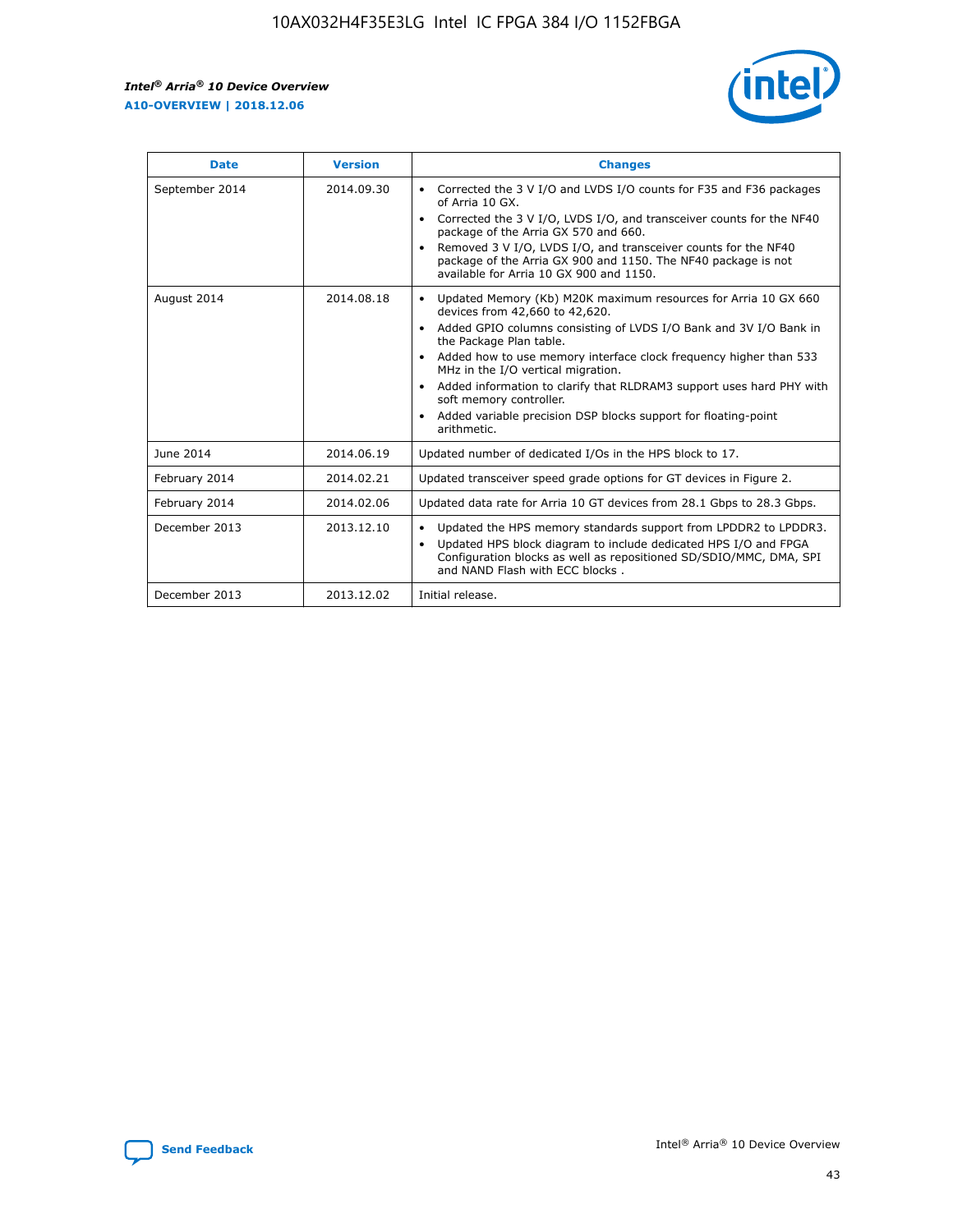| Date | Version | Changes |
| --- | --- | --- |
| September 2014 | 2014.09.30 | • Corrected the 3 V I/O and LVDS I/O counts for F35 and F36 packages of Arria 10 GX.<br>• Corrected the 3 V I/O, LVDS I/O, and transceiver counts for the NF40 package of the Arria GX 570 and 660.<br>• Removed 3 V I/O, LVDS I/O, and transceiver counts for the NF40 package of the Arria GX 900 and 1150. The NF40 package is not available for Arria 10 GX 900 and 1150. |
| August 2014 | 2014.08.18 | • Updated Memory (Kb) M20K maximum resources for Arria 10 GX 660 devices from 42,660 to 42,620.<br>• Added GPIO columns consisting of LVDS I/O Bank and 3V I/O Bank in the Package Plan table.<br>• Added how to use memory interface clock frequency higher than 533 MHz in the I/O vertical migration.<br>• Added information to clarify that RLDRAM3 support uses hard PHY with soft memory controller.<br>• Added variable precision DSP blocks support for floating-point arithmetic. |
| June 2014 | 2014.06.19 | Updated number of dedicated I/Os in the HPS block to 17. |
| February 2014 | 2014.02.21 | Updated transceiver speed grade options for GT devices in Figure 2. |
| February 2014 | 2014.02.06 | Updated data rate for Arria 10 GT devices from 28.1 Gbps to 28.3 Gbps. |
| December 2013 | 2013.12.10 | • Updated the HPS memory standards support from LPDDR2 to LPDDR3.<br>• Updated HPS block diagram to include dedicated HPS I/O and FPGA Configuration blocks as well as repositioned SD/SDIO/MMC, DMA, SPI and NAND Flash with ECC blocks . |
| December 2013 | 2013.12.02 | Initial release. |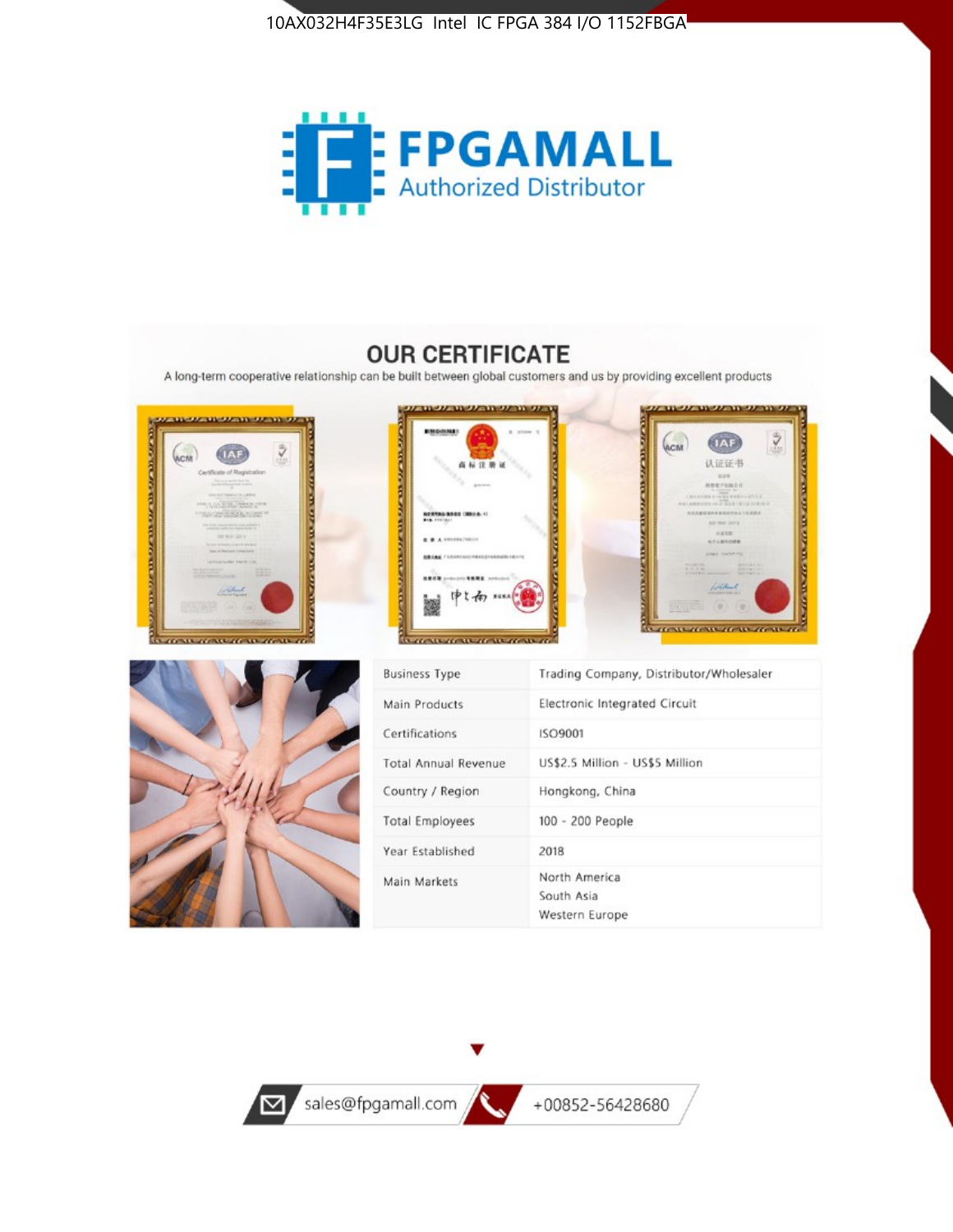FPGAMALL
Authorized Distributor

## OUR CERTIFICATE

A long-term cooperative relationship can be built between global customers and us by providing excellent products

| | |
|---|---|
| Business Type | Trading Company, Distributor/Wholesaler |
| Main Products | Electronic Integrated Circuit |
| Certifications | ISO9001 |
| Total Annual Revenue | US$2.5 Million - US$5 Million |
| Country / Region | Hongkong, China |
| Total Employees | 100 - 200 People |
| Year Established | 2018 |
| Main Markets | North America<br>South Asia<br>Western Europe |

sales@fpgamall.com

+00852-56428680